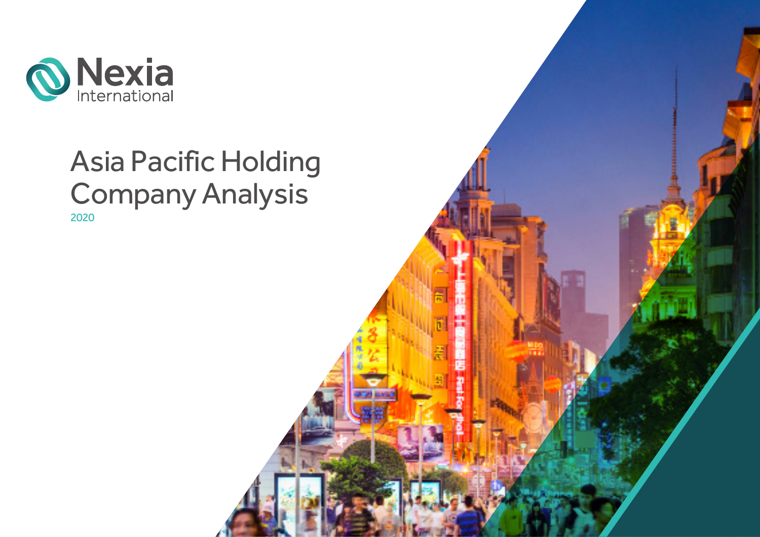Nexia International

# Asia Pacific Holding Company Analysis

2020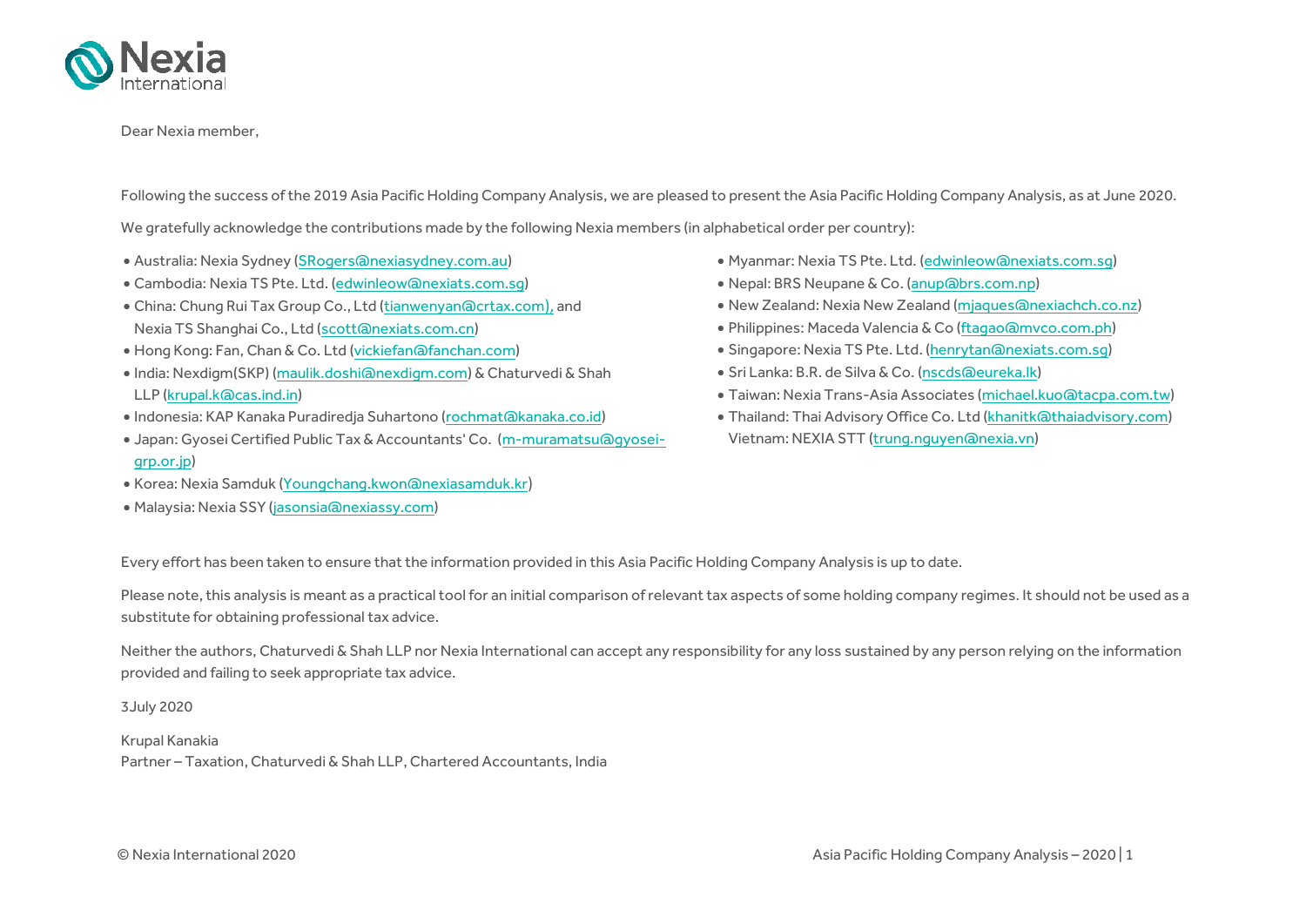Dear Nexia member,

Following the success of the 2019 Asia Pacific Holding Company Analysis, we are pleased to present the Asia Pacific Holding Company Analysis, as at June 2020.

We gratefully acknowledge the contributions made by the following Nexia members (in alphabetical order per country):

- Australia: Nexia Sydney (SRogers@nexiasydney.com.au)
- Cambodia: Nexia TS Pte. Ltd. (edwinleow@nexiats.com.sg)
- China: Chung Rui Tax Group Co., Ltd (tianwenyan@crtax.com), and Nexia TS Shanghai Co., Ltd (scott@nexiats.com.cn)
- Hong Kong: Fan, Chan & Co. Ltd (vickiefan@fanchan.com)
- India: Nexdigm(SKP) (maulik.doshi@nexdigm.com) & Chaturvedi & Shah LLP (krupal.k@cas.ind.in)
- Indonesia: KAP Kanaka Puradiredja Suhartono (rochmat@kanaka.co.id)
- Japan: Gyosei Certified Public Tax & Accountants' Co. (m-muramatsu@gyosei-grp.or.jp)
- Korea: Nexia Samduk (Youngchang.kwon@nexiasamduk.kr)
- Malaysia: Nexia SSY (jasonsia@nexiassy.com)
- Myanmar: Nexia TS Pte. Ltd. (edwinleow@nexiats.com.sg)
- Nepal: BRS Neupane & Co. (anup@brs.com.np)
- New Zealand: Nexia New Zealand (mjaques@nexiachch.co.nz)
- Philippines: Maceda Valencia & Co (ftagao@mvco.com.ph)
- Singapore: Nexia TS Pte. Ltd. (henrytan@nexiats.com.sg)
- Sri Lanka: B.R. de Silva & Co. (nscds@eureka.lk)
- Taiwan: Nexia Trans-Asia Associates (michael.kuo@tacpa.com.tw)
- Thailand: Thai Advisory Office Co. Ltd (khanitk@thaiadvisory.com)
  Vietnam: NEXIA STT (trung.nguyen@nexia.vn)

Every effort has been taken to ensure that the information provided in this Asia Pacific Holding Company Analysis is up to date.

Please note, this analysis is meant as a practical tool for an initial comparison of relevant tax aspects of some holding company regimes. It should not be used as a substitute for obtaining professional tax advice.

Neither the authors, Chaturvedi & Shah LLP nor Nexia International can accept any responsibility for any loss sustained by any person relying on the information provided and failing to seek appropriate tax advice.

3July 2020

Krupal Kanakia
Partner – Taxation, Chaturvedi & Shah LLP, Chartered Accountants, India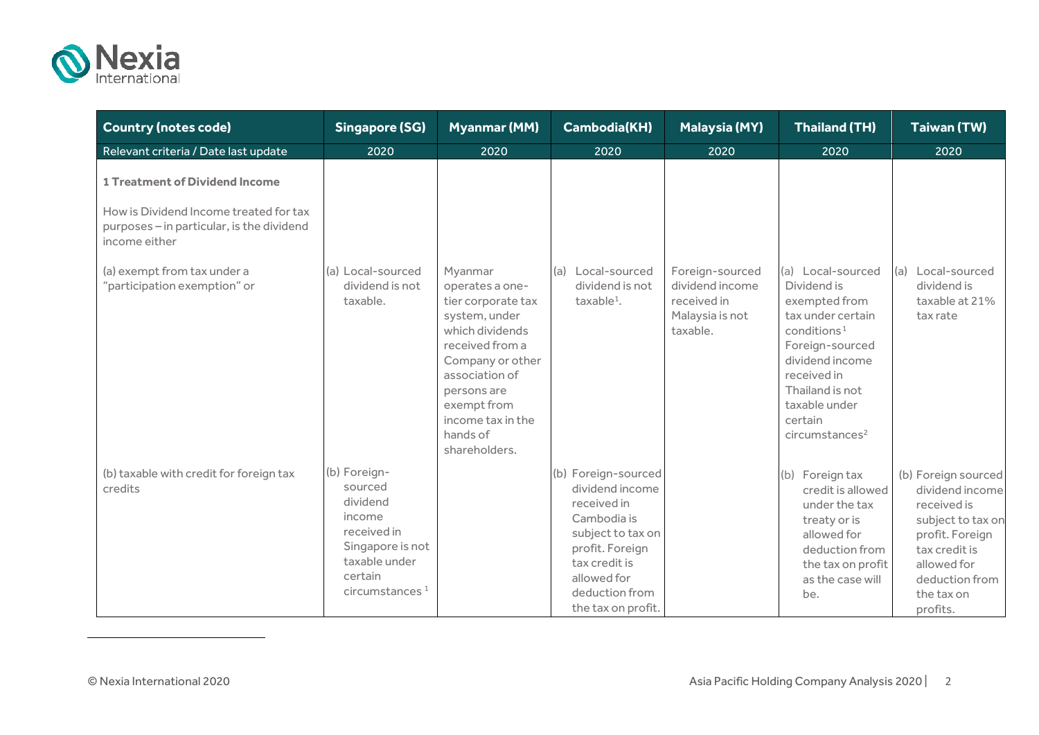| Country (notes code) | Singapore (SG) | Myanmar (MM) | Cambodia(KH) | Malaysia (MY) | Thailand (TH) | Taiwan (TW) |
|---|---|---|---|---|---|---|
| Relevant criteria / Date last update | 2020 | 2020 | 2020 | 2020 | 2020 | 2020 |
| **1 Treatment of Dividend Income**<br><br>How is Dividend Income treated for tax purposes – in particular, is the dividend income either | | | | | | |
| (a) exempt from tax under a "participation exemption" or | (a) Local-sourced dividend is not taxable. | Myanmar operates a one-tier corporate tax system, under which dividends received from a Company or other association of persons are exempt from income tax in the hands of shareholders. | (a) Local-sourced dividend is not taxable[1]. | Foreign-sourced dividend income received in Malaysia is not taxable. | (a) Local-sourced Dividend is exempted from tax under certain conditions[1] Foreign-sourced dividend income received in Thailand is not taxable under certain circumstances[2] | (a) Local-sourced dividend is taxable at 21% tax rate |
| (b) taxable with credit for foreign tax credits | (b) Foreign-sourced dividend income received in Singapore is not taxable under certain circumstances [1] | | (b) Foreign-sourced dividend income received in Cambodia is subject to tax on profit. Foreign tax credit is allowed for deduction from the tax on profit. | | (b) Foreign tax credit is allowed under the tax treaty or is allowed for deduction from the tax on profit as the case will be. | (b) Foreign sourced dividend income received is subject to tax on profit. Foreign tax credit is allowed for deduction from the tax on profits. |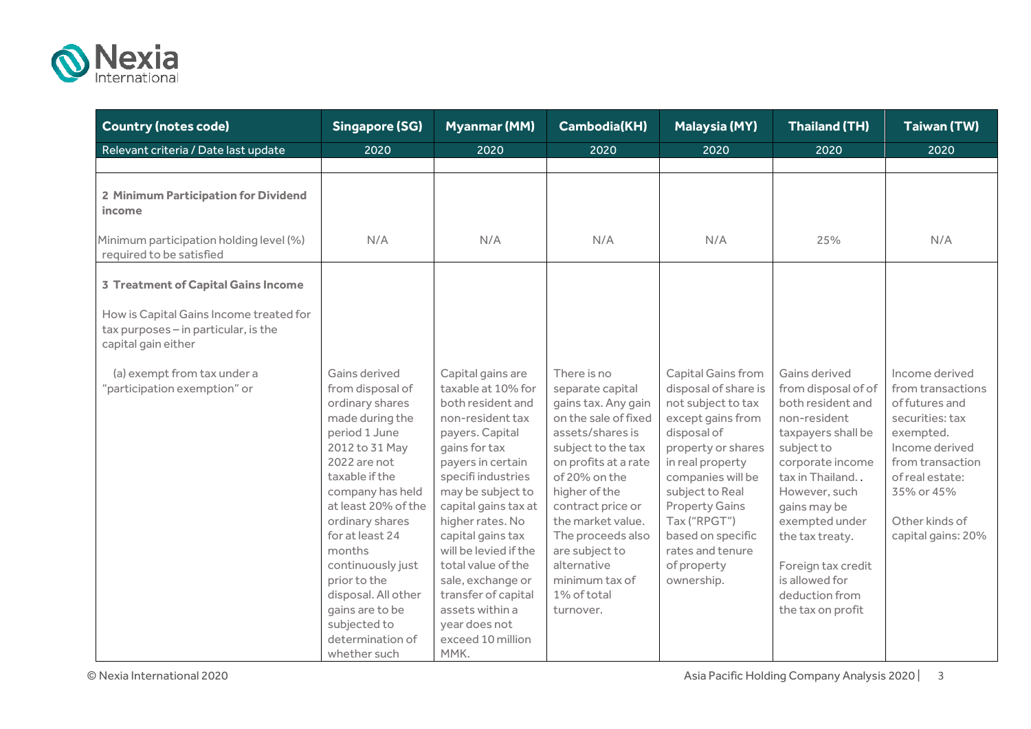| Country (notes code) | Singapore (SG) | Myanmar (MM) | Cambodia(KH) | Malaysia (MY) | Thailand (TH) | Taiwan (TW) |
|---|---|---|---|---|---|---|
| Relevant criteria / Date last update | 2020 | 2020 | 2020 | 2020 | 2020 | 2020 |
| | | | | | | |
| **2 Minimum Participation for Dividend income** | | | | | | |
| Minimum participation holding level (%) required to be satisfied | N/A | N/A | N/A | N/A | 25% | N/A |
| **3 Treatment of Capital Gains Income** | | | | | | |
| How is Capital Gains Income treated for tax purposes – in particular, is the capital gain either | | | | | | |
| (a) exempt from tax under a "participation exemption" or | Gains derived from disposal of ordinary shares made during the period 1 June 2012 to 31 May 2022 are not taxable if the company has held at least 20% of the ordinary shares for at least 24 months continuously just prior to the disposal. All other gains are to be subjected to determination of whether such | Capital gains are taxable at 10% for both resident and non-resident tax payers. Capital gains for tax payers in certain specifi industries may be subject to capital gains tax at higher rates. No capital gains tax will be levied if the total value of the sale, exchange or transfer of capital assets within a year does not exceed 10 million MMK. | There is no separate capital gains tax. Any gain on the sale of fixed assets/shares is subject to the tax on profits at a rate of 20% on the higher of the contract price or the market value. The proceeds also are subject to alternative minimum tax of 1% of total turnover. | Capital Gains from disposal of share is not subject to tax except gains from disposal of property or shares in real property companies will be subject to Real Property Gains Tax ("RPGT") based on specific rates and tenure of property ownership. | Gains derived from disposal of of both resident and non-resident taxpayers shall be subject to corporate income tax in Thailand. . However, such gains may be exempted under the tax treaty.<br><br>Foreign tax credit is allowed for deduction from the tax on profit | Income derived from transactions of futures and securities: tax exempted. Income derived from transaction of real estate: 35% or 45%<br><br>Other kinds of capital gains: 20% |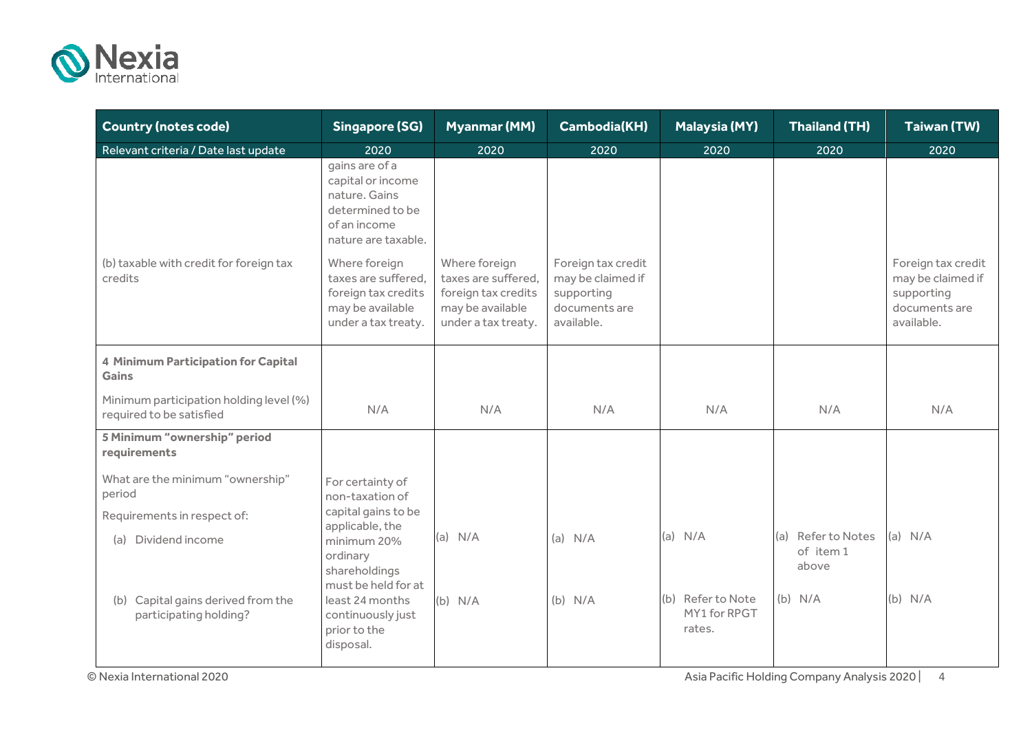| Country (notes code) | Singapore (SG) | Myanmar (MM) | Cambodia(KH) | Malaysia (MY) | Thailand (TH) | Taiwan (TW) |
|---|---|---|---|---|---|---|
| Relevant criteria / Date last update | 2020 | 2020 | 2020 | 2020 | 2020 | 2020 |
| | gains are of a capital or income nature. Gains determined to be of an income nature are taxable. | | | | | |
| (b) taxable with credit for foreign tax credits | Where foreign taxes are suffered, foreign tax credits may be available under a tax treaty. | Where foreign taxes are suffered, foreign tax credits may be available under a tax treaty. | Foreign tax credit may be claimed if supporting documents are available. | | | Foreign tax credit may be claimed if supporting documents are available. |
| **4 Minimum Participation for Capital Gains**<br>Minimum participation holding level (%) required to be satisfied | N/A | N/A | N/A | N/A | N/A | N/A |
| **5 Minimum "ownership" period requirements**<br>What are the minimum "ownership" period<br>Requirements in respect of:<br>(a) Dividend income<br>(b) Capital gains derived from the participating holding? | For certainty of non-taxation of capital gains to be applicable, the minimum 20% ordinary shareholdings must be held for at least 24 months continuously just prior to the disposal. | (a) N/A<br>(b) N/A | (a) N/A<br>(b) N/A | (a) N/A<br>(b) Refer to Note MY1 for RPGT rates. | (a) Refer to Notes of item 1 above<br>(b) N/A | (a) N/A<br>(b) N/A |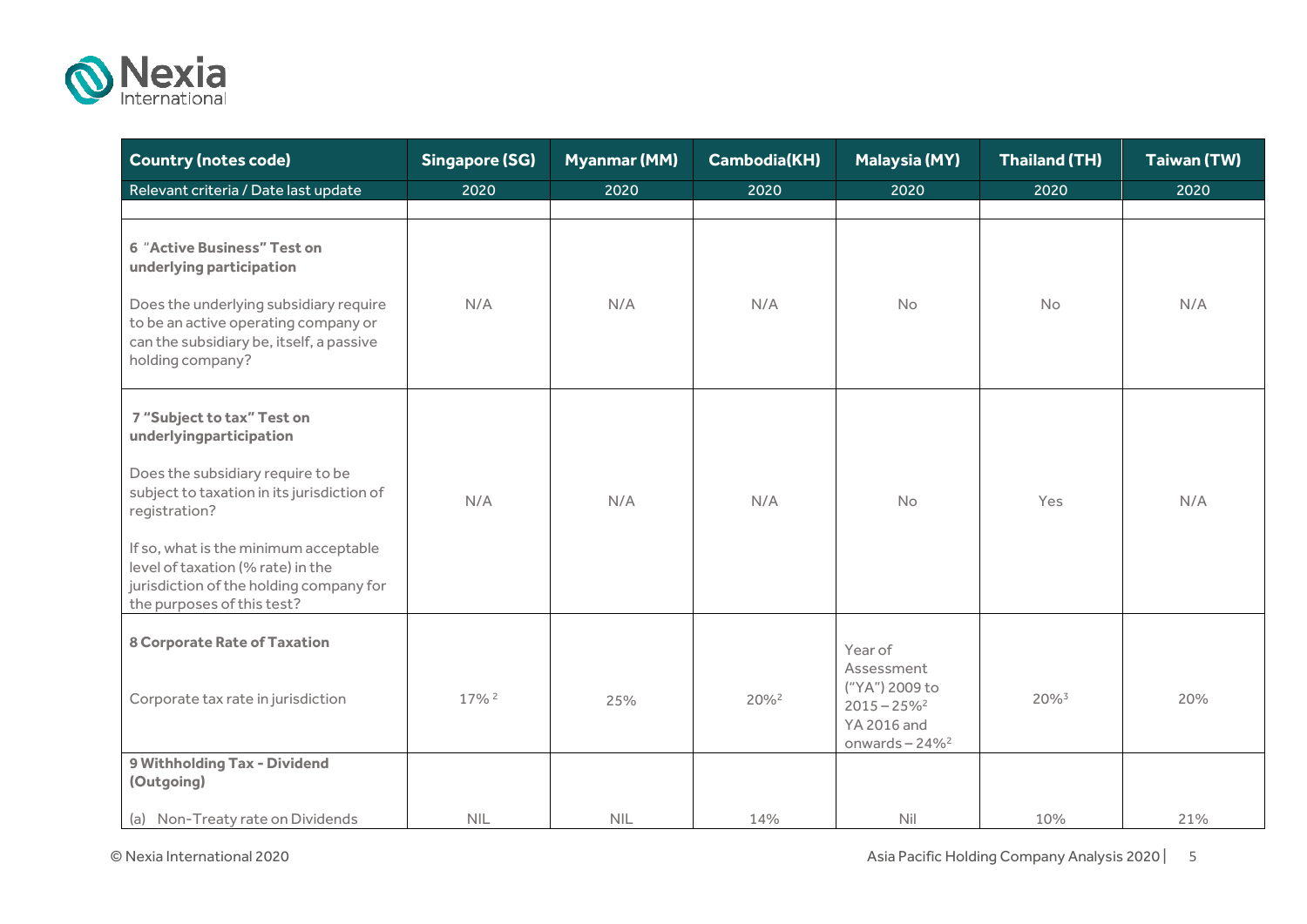| Country (notes code) | Singapore (SG) | Myanmar (MM) | Cambodia(KH) | Malaysia (MY) | Thailand (TH) | Taiwan (TW) |
|---|---|---|---|---|---|---|
| Relevant criteria / Date last update | 2020 | 2020 | 2020 | 2020 | 2020 | 2020 |
| | | | | | | |
| **6 "Active Business" Test on underlying participation**<br><br>Does the underlying subsidiary require to be an active operating company or can the subsidiary be, itself, a passive holding company? | N/A | N/A | N/A | No | No | N/A |
| **7 "Subject to tax" Test on underlyingparticipation**<br><br>Does the subsidiary require to be subject to taxation in its jurisdiction of registration?<br><br>If so, what is the minimum acceptable level of taxation (% rate) in the jurisdiction of the holding company for the purposes of this test? | N/A | N/A | N/A | No | Yes | N/A |
| **8 Corporate Rate of Taxation**<br><br>Corporate tax rate in jurisdiction | 17% [2] | 25% | 20%[2] | Year of Assessment ("YA") 2009 to 2015 – 25%[2]<br>YA 2016 and onwards – 24%[2] | 20%[3] | 20% |
| **9 Withholding Tax - Dividend (Outgoing)**<br><br>(a) Non-Treaty rate on Dividends | NIL | NIL | 14% | Nil | 10% | 21% |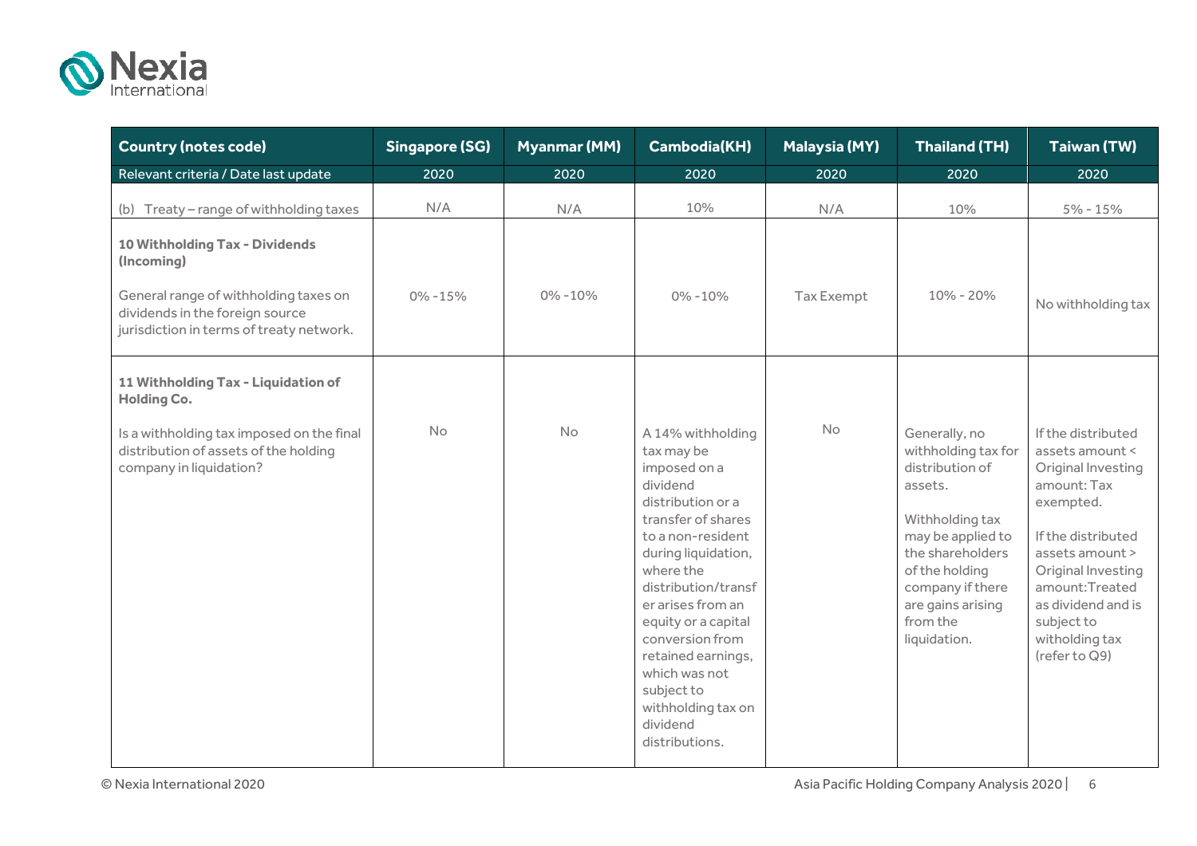| Country (notes code) | Singapore (SG) | Myanmar (MM) | Cambodia(KH) | Malaysia (MY) | Thailand (TH) | Taiwan (TW) |
|---|---|---|---|---|---|---|
| Relevant criteria / Date last update | 2020 | 2020 | 2020 | 2020 | 2020 | 2020 |
| (b) Treaty – range of withholding taxes | N/A | N/A | 10% | N/A | 10% | 5% - 15% |
| **10 Withholding Tax - Dividends (Incoming)**<br><br>General range of withholding taxes on dividends in the foreign source jurisdiction in terms of treaty network. | 0% -15% | 0% -10% | 0% -10% | Tax Exempt | 10% - 20% | No withholding tax |
| **11 Withholding Tax - Liquidation of Holding Co.**<br><br>Is a withholding tax imposed on the final distribution of assets of the holding company in liquidation? | No | No | A 14% withholding tax may be imposed on a dividend distribution or a transfer of shares to a non-resident during liquidation, where the distribution/transfer arises from an equity or a capital conversion from retained earnings, which was not subject to withholding tax on dividend distributions. | No | Generally, no withholding tax for distribution of assets.<br><br>Withholding tax may be applied to the shareholders of the holding company if there are gains arising from the liquidation. | If the distributed assets amount < Original Investing amount: Tax exempted.<br><br>If the distributed assets amount > Original Investing amount:Treated as dividend and is subject to witholding tax (refer to Q9) |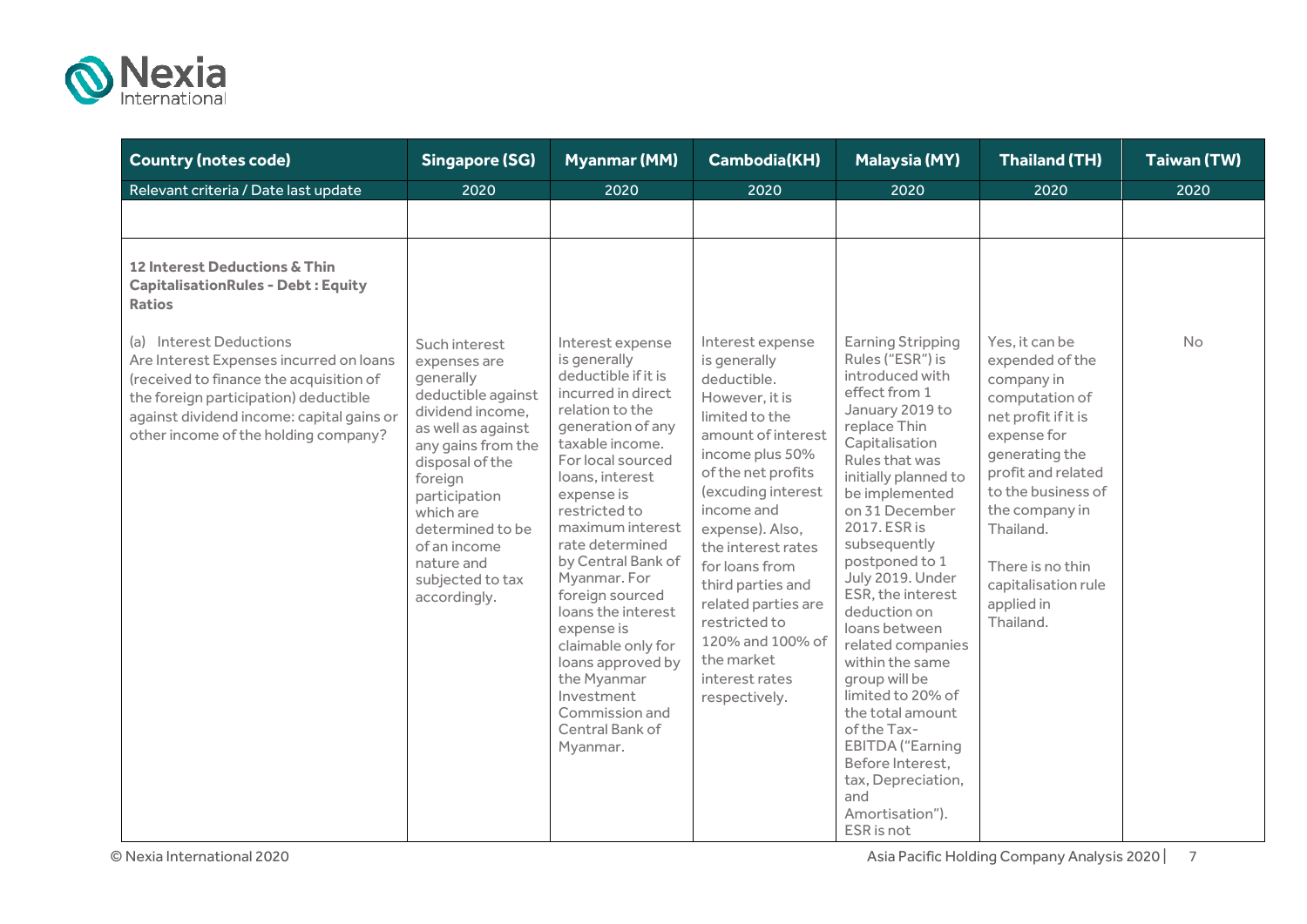| Country (notes code) | Singapore (SG) | Myanmar (MM) | Cambodia(KH) | Malaysia (MY) | Thailand (TH) | Taiwan (TW) |
|---|---|---|---|---|---|---|
| Relevant criteria / Date last update | 2020 | 2020 | 2020 | 2020 | 2020 | 2020 |
| | | | | | | |
| **12 Interest Deductions & Thin CapitalisationRules - Debt : Equity Ratios**<br><br>(a) Interest Deductions<br>Are Interest Expenses incurred on loans (received to finance the acquisition of the foreign participation) deductible against dividend income: capital gains or other income of the holding company? | Such interest expenses are generally deductible against dividend income, as well as against any gains from the disposal of the foreign participation which are determined to be of an income nature and subjected to tax accordingly. | Interest expense is generally deductible if it is incurred in direct relation to the generation of any taxable income. For local sourced loans, interest expense is restricted to maximum interest rate determined by Central Bank of Myanmar. For foreign sourced loans the interest expense is claimable only for loans approved by the Myanmar Investment Commission and Central Bank of Myanmar. | Interest expense is generally deductible. However, it is limited to the amount of interest income plus 50% of the net profits (excuding interest income and expense). Also, the interest rates for loans from third parties and related parties are restricted to 120% and 100% of the market interest rates respectively. | Earning Stripping Rules ("ESR") is introduced with effect from 1 January 2019 to replace Thin Capitalisation Rules that was initially planned to be implemented on 31 December 2017. ESR is subsequently postponed to 1 July 2019. Under ESR, the interest deduction on loans between related companies within the same group will be limited to 20% of the total amount of the Tax-EBITDA ("Earning Before Interest, tax, Depreciation, and Amortisation"). ESR is not | Yes, it can be expended of the company in computation of net profit if it is expense for generating the profit and related to the business of the company in Thailand.<br><br>There is no thin capitalisation rule applied in Thailand. | No |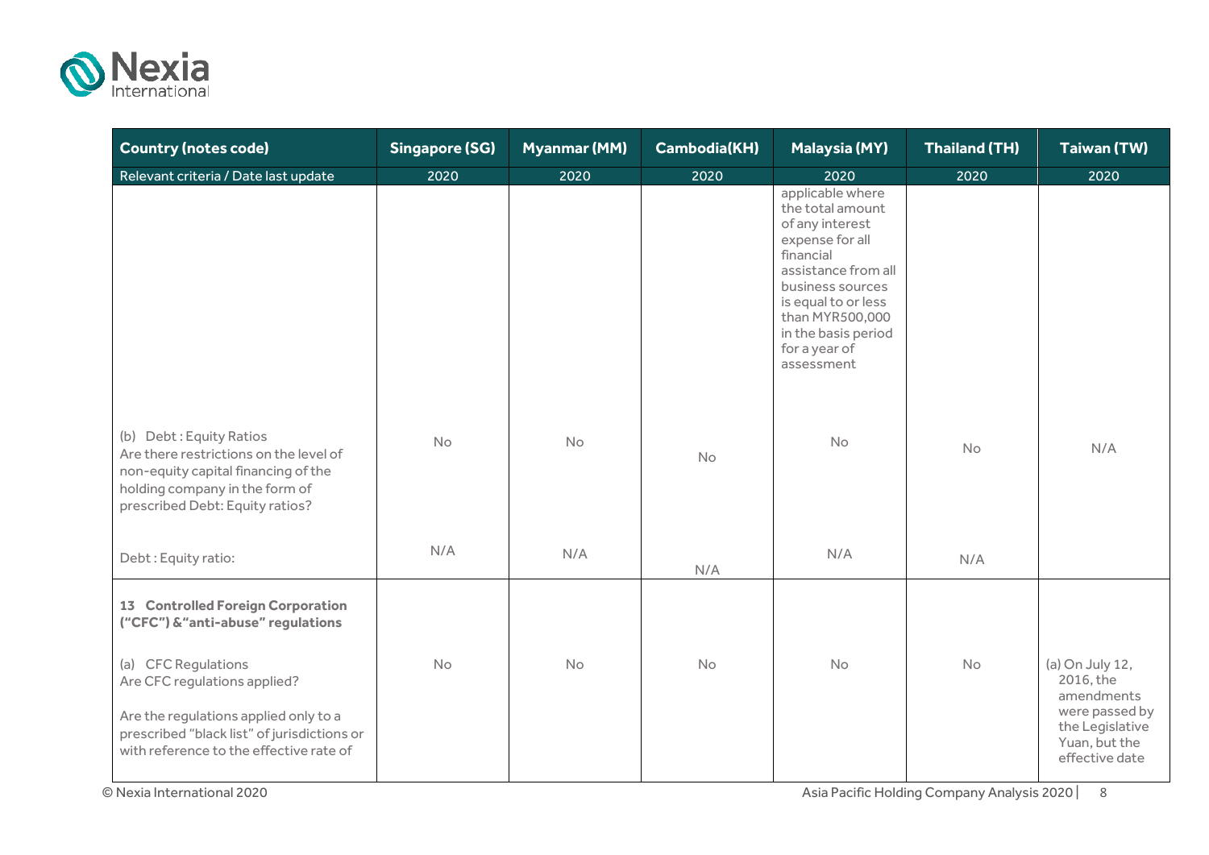| Country (notes code) | Singapore (SG) | Myanmar (MM) | Cambodia(KH) | Malaysia (MY) | Thailand (TH) | Taiwan (TW) |
|---|---|---|---|---|---|---|
| Relevant criteria / Date last update | 2020 | 2020 | 2020 | 2020 | 2020 | 2020 |
| | | | | applicable where the total amount of any interest expense for all financial assistance from all business sources is equal to or less than MYR500,000 in the basis period for a year of assessment | | |
| (b) Debt : Equity Ratios<br>Are there restrictions on the level of non-equity capital financing of the holding company in the form of prescribed Debt: Equity ratios? | No | No | No | No | No | N/A |
| Debt : Equity ratio: | N/A | N/A | N/A | N/A | N/A | |
| **13 Controlled Foreign Corporation ("CFC") &"anti-abuse" regulations** | | | | | | |
| (a) CFC Regulations<br>Are CFC regulations applied?<br><br>Are the regulations applied only to a prescribed "black list" of jurisdictions or with reference to the effective rate of | No | No | No | No | No | (a) On July 12, 2016, the amendments were passed by the Legislative Yuan, but the effective date |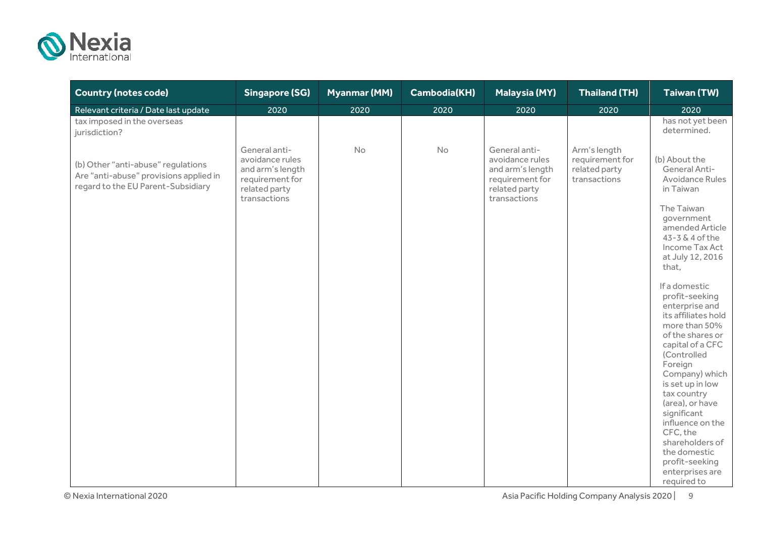| Country (notes code) | Singapore (SG) | Myanmar (MM) | Cambodia(KH) | Malaysia (MY) | Thailand (TH) | Taiwan (TW) |
|---|---|---|---|---|---|---|
| Relevant criteria / Date last update | 2020 | 2020 | 2020 | 2020 | 2020 | 2020 |
| tax imposed in the overseas jurisdiction? | | | | | | has not yet been determined. |
| (b) Other "anti-abuse" regulations Are "anti-abuse" provisions applied in regard to the EU Parent-Subsidiary | General anti-avoidance rules and arm's length requirement for related party transactions | No | No | General anti-avoidance rules and arm's length requirement for related party transactions | Arm's length requirement for related party transactions | (b) About the General Anti-Avoidance Rules in Taiwan<br><br>The Taiwan government amended Article 43-3 & 4 of the Income Tax Act at July 12, 2016 that,<br><br>If a domestic profit-seeking enterprise and its affiliates hold more than 50% of the shares or capital of a CFC (Controlled Foreign Company) which is set up in low tax country (area), or have significant influence on the CFC, the shareholders of the domestic profit-seeking enterprises are required to |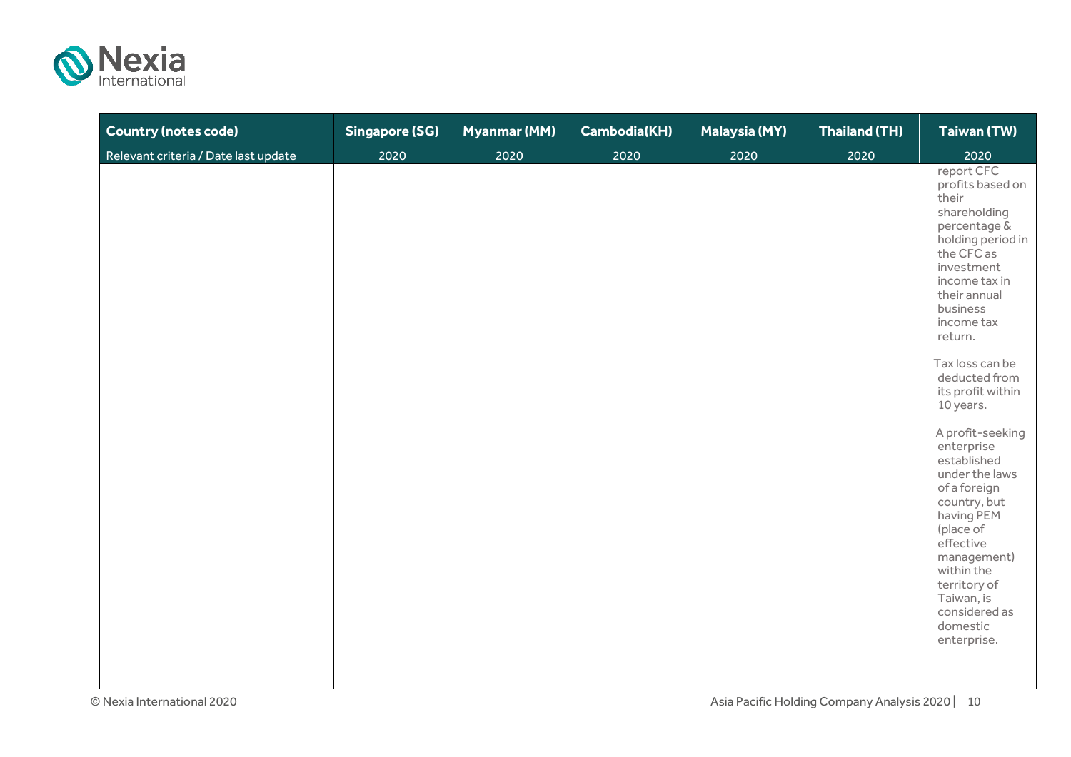| Country (notes code) | Singapore (SG) | Myanmar (MM) | Cambodia(KH) | Malaysia (MY) | Thailand (TH) | Taiwan (TW) |
|---|---|---|---|---|---|---|
| Relevant criteria / Date last update | 2020 | 2020 | 2020 | 2020 | 2020 | 2020 |
| | | | | | | report CFC profits based on their shareholding percentage & holding period in the CFC as investment income tax in their annual business income tax return.<br><br>Tax loss can be deducted from its profit within 10 years.<br><br>A profit-seeking enterprise established under the laws of a foreign country, but having PEM (place of effective management) within the territory of Taiwan, is considered as domestic enterprise. |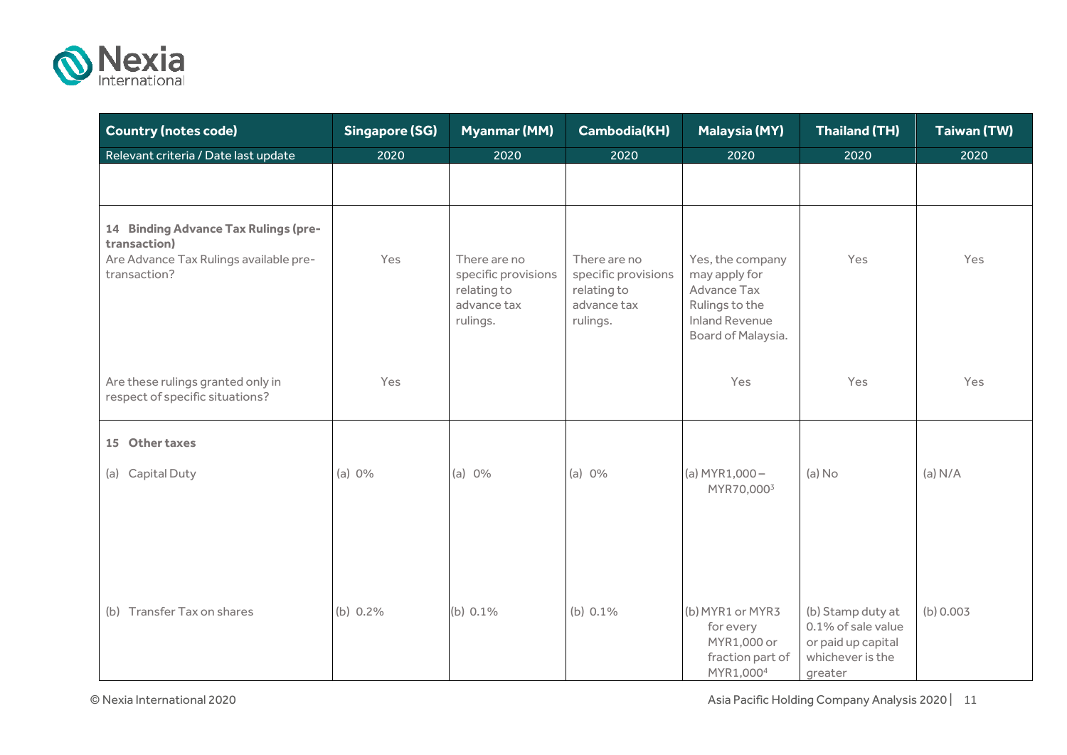| Country (notes code) | Singapore (SG) | Myanmar (MM) | Cambodia(KH) | Malaysia (MY) | Thailand (TH) | Taiwan (TW) |
|---|---|---|---|---|---|---|
| Relevant criteria / Date last update | 2020 | 2020 | 2020 | 2020 | 2020 | 2020 |
| | | | | | | |
| **14 Binding Advance Tax Rulings (pre-transaction)**<br>Are Advance Tax Rulings available pre-transaction? | Yes | There are no specific provisions relating to advance tax rulings. | There are no specific provisions relating to advance tax rulings. | Yes, the company may apply for Advance Tax Rulings to the Inland Revenue Board of Malaysia. | Yes | Yes |
| Are these rulings granted only in respect of specific situations? | Yes | | | Yes | Yes | Yes |
| **15 Other taxes** | | | | | | |
| (a) Capital Duty | (a) 0% | (a) 0% | (a) 0% | (a) MYR1,000 – MYR70,000[3] | (a) No | (a) N/A |
| (b) Transfer Tax on shares | (b) 0.2% | (b) 0.1% | (b) 0.1% | (b) MYR1 or MYR3 for every MYR1,000 or fraction part of MYR1,000[4] | (b) Stamp duty at 0.1% of sale value or paid up capital whichever is the greater | (b) 0.003 |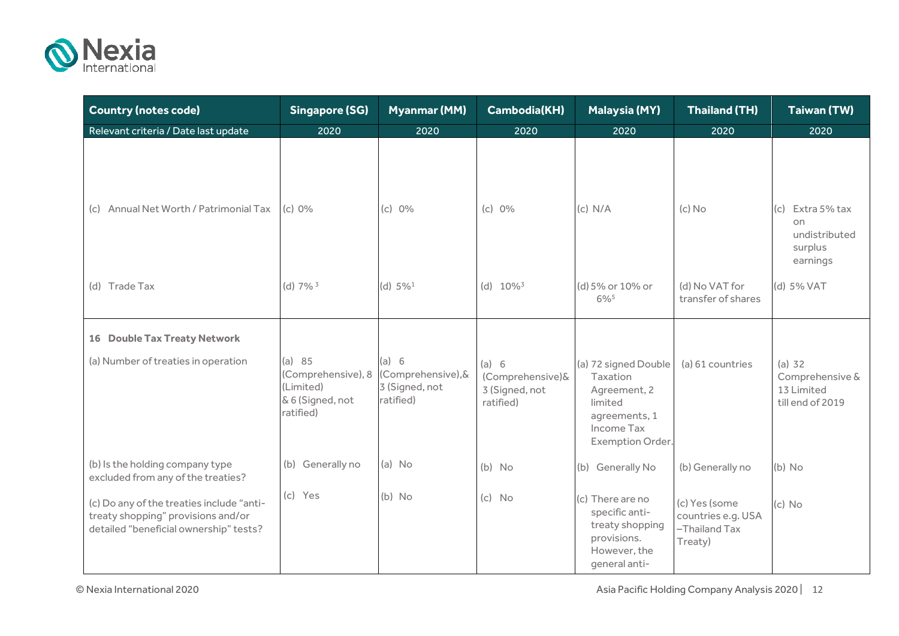| Country (notes code) | Singapore (SG) | Myanmar (MM) | Cambodia(KH) | Malaysia (MY) | Thailand (TH) | Taiwan (TW) |
|---|---|---|---|---|---|---|
| Relevant criteria / Date last update | 2020 | 2020 | 2020 | 2020 | 2020 | 2020 |
| (c) Annual Net Worth / Patrimonial Tax | (c) 0% | (c) 0% | (c) 0% | (c) N/A | (c) No | (c) Extra 5% tax on undistributed surplus earnings |
| (d) Trade Tax | (d) 7% [3] | (d) 5%[1] | (d) 10%[3] | (d) 5% or 10% or 6%[5] | (d) No VAT for transfer of shares | (d) 5% VAT |
| **16 Double Tax Treaty Network** | | | | | | |
| (a) Number of treaties in operation | (a) 85 (Comprehensive), 8 (Limited) & 6 (Signed, not ratified) | (a) 6 (Comprehensive),& 3 (Signed, not ratified) | (a) 6 (Comprehensive)& 3 (Signed, not ratified) | (a) 72 signed Double Taxation Agreement, 2 limited agreements, 1 Income Tax Exemption Order. | (a) 61 countries | (a) 32 Comprehensive & 13 Limited till end of 2019 |
| (b) Is the holding company type excluded from any of the treaties? | (b) Generally no | (a) No | (b) No | (b) Generally No | (b) Generally no | (b) No |
| (c) Do any of the treaties include "anti-treaty shopping" provisions and/or detailed "beneficial ownership" tests? | (c) Yes | (b) No | (c) No | (c) There are no specific anti-treaty shopping provisions. However, the general anti- | (c) Yes (some countries e.g. USA –Thailand Tax Treaty) | (c) No |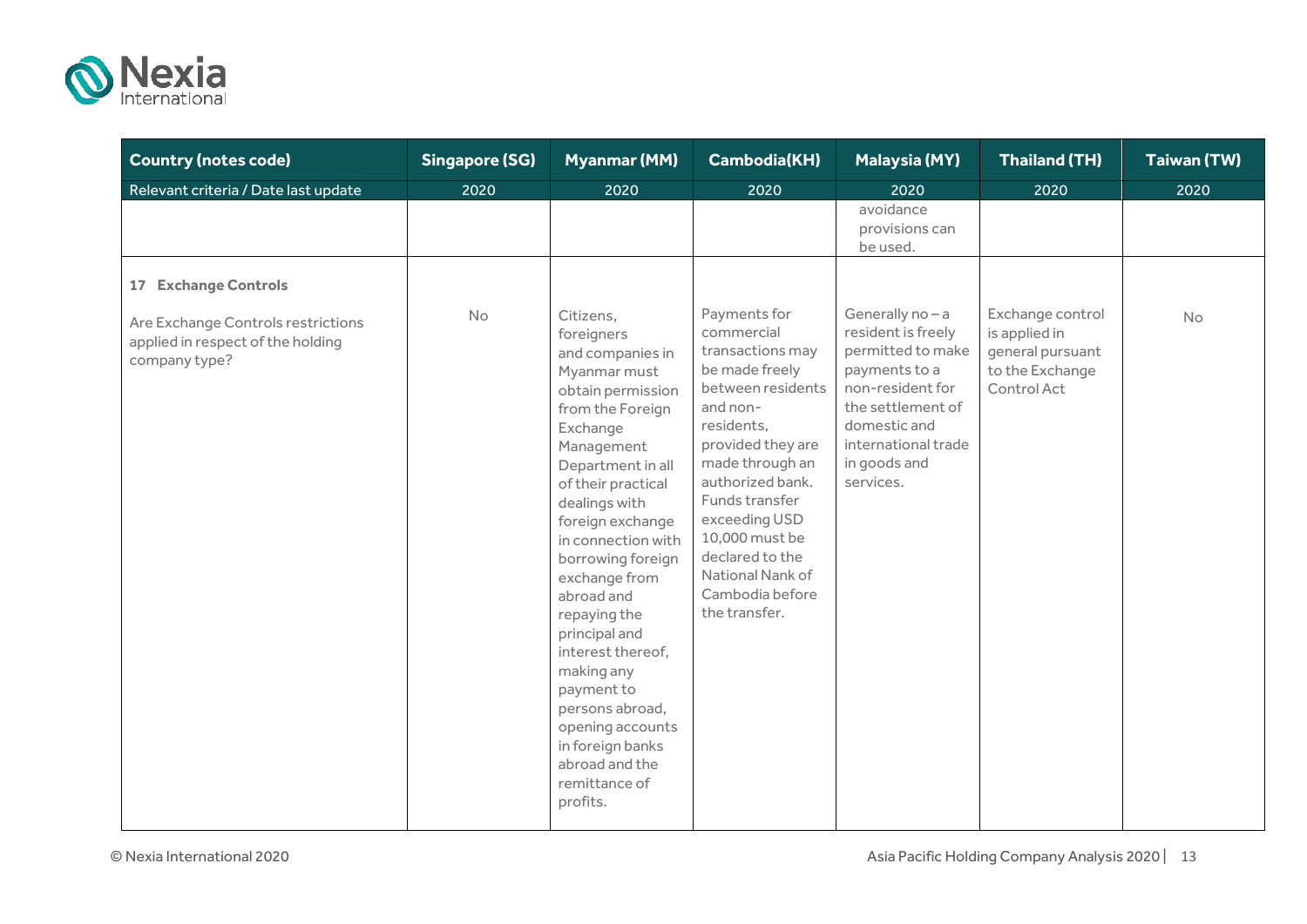| Country (notes code) | Singapore (SG) | Myanmar (MM) | Cambodia(KH) | Malaysia (MY) | Thailand (TH) | Taiwan (TW) |
|---|---|---|---|---|---|---|
| Relevant criteria / Date last update | 2020 | 2020 | 2020 | 2020 | 2020 | 2020 |
| | | | | avoidance provisions can be used. | | |
| **17 Exchange Controls**<br><br>Are Exchange Controls restrictions applied in respect of the holding company type? | No | Citizens, foreigners and companies in Myanmar must obtain permission from the Foreign Exchange Management Department in all of their practical dealings with foreign exchange in connection with borrowing foreign exchange from abroad and repaying the principal and interest thereof, making any payment to persons abroad, opening accounts in foreign banks abroad and the remittance of profits. | Payments for commercial transactions may be made freely between residents and non-residents, provided they are made through an authorized bank. Funds transfer exceeding USD 10,000 must be declared to the National Nank of Cambodia before the transfer. | Generally no – a resident is freely permitted to make payments to a non-resident for the settlement of domestic and international trade in goods and services. | Exchange control is applied in general pursuant to the Exchange Control Act | No |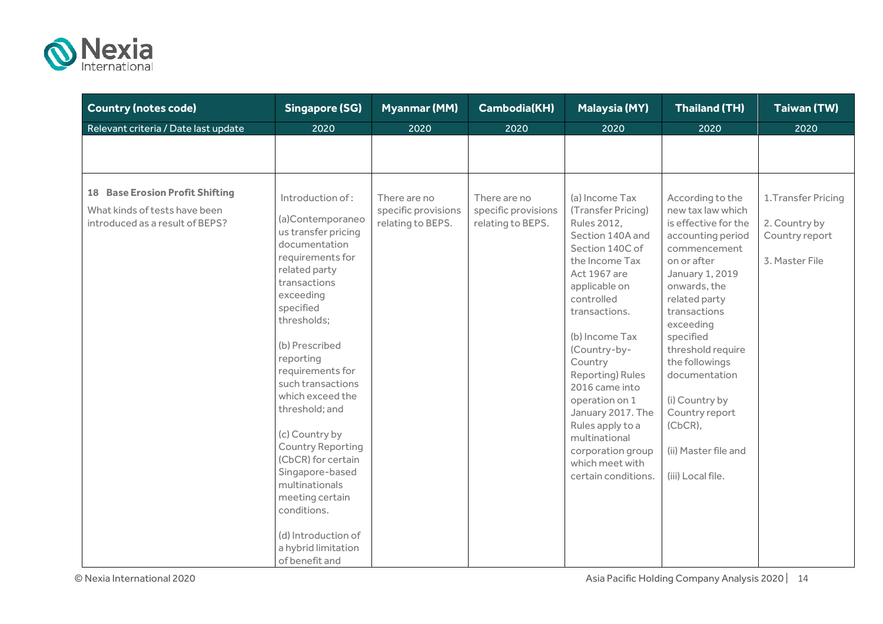| Country (notes code) | Singapore (SG) | Myanmar (MM) | Cambodia(KH) | Malaysia (MY) | Thailand (TH) | Taiwan (TW) |
|---|---|---|---|---|---|---|
| Relevant criteria / Date last update | 2020 | 2020 | 2020 | 2020 | 2020 | 2020 |
| | | | | | | |
| **18 Base Erosion Profit Shifting**<br>What kinds of tests have been introduced as a result of BEPS? | Introduction of :<br><br>(a)Contemporaneous transfer pricing documentation requirements for related party transactions exceeding specified thresholds;<br><br>(b) Prescribed reporting requirements for such transactions which exceed the threshold; and<br><br>(c) Country by Country Reporting (CbCR) for certain Singapore-based multinationals meeting certain conditions.<br><br>(d) Introduction of a hybrid limitation of benefit and | There are no specific provisions relating to BEPS. | There are no specific provisions relating to BEPS. | (a) Income Tax (Transfer Pricing) Rules 2012, Section 140A and Section 140C of the Income Tax Act 1967 are applicable on controlled transactions.<br><br>(b) Income Tax (Country-by-Country Reporting) Rules 2016 came into operation on 1 January 2017. The Rules apply to a multinational corporation group which meet with certain conditions. | According to the new tax law which is effective for the accounting period commencement on or after January 1, 2019 onwards, the related party transactions exceeding specified threshold require the followings documentation<br><br>(i) Country by Country report (CbCR),<br><br>(ii) Master file and<br><br>(iii) Local file. | 1.Transfer Pricing<br><br>2. Country by Country report<br><br>3. Master File |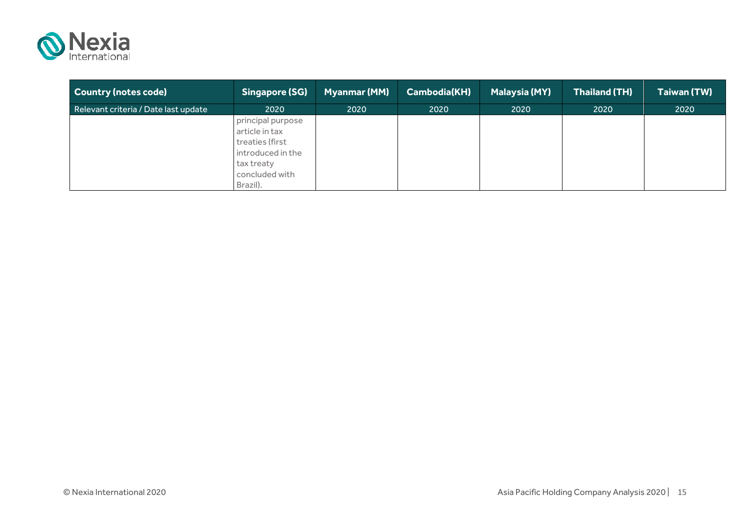| Country (notes code) | Singapore (SG) | Myanmar (MM) | Cambodia(KH) | Malaysia (MY) | Thailand (TH) | Taiwan (TW) |
|---|---|---|---|---|---|---|
| Relevant criteria / Date last update | 2020 | 2020 | 2020 | 2020 | 2020 | 2020 |
| | principal purpose article in tax treaties (first introduced in the tax treaty concluded with Brazil). | | | | | |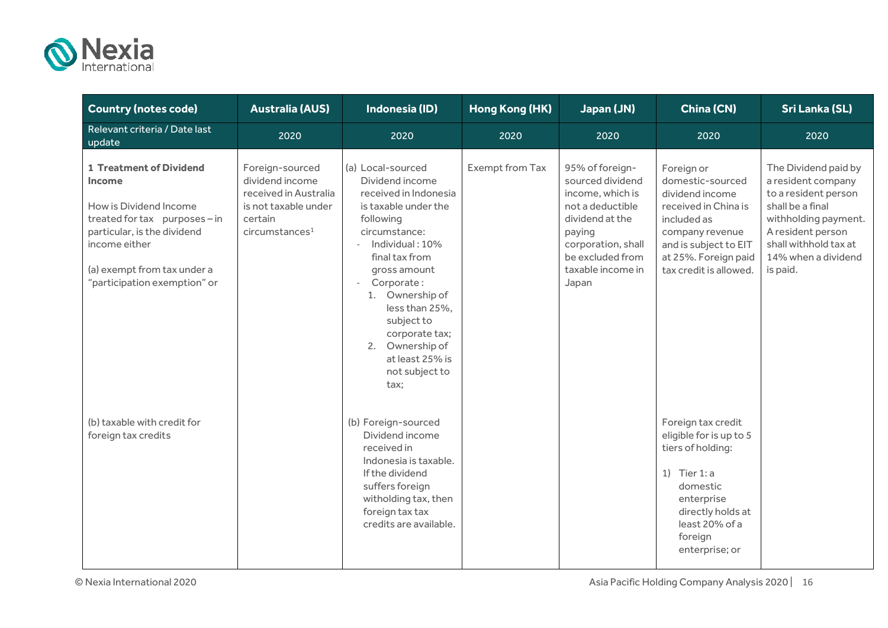| Country (notes code) | Australia (AUS) | Indonesia (ID) | Hong Kong (HK) | Japan (JN) | China (CN) | Sri Lanka (SL) |
|---|---|---|---|---|---|---|
| Relevant criteria / Date last update | 2020 | 2020 | 2020 | 2020 | 2020 | 2020 |
| **1 Treatment of Dividend Income**<br><br>How is Dividend Income treated for tax purposes – in particular, is the dividend income either<br><br>(a) exempt from tax under a "participation exemption" or | Foreign-sourced dividend income received in Australia is not taxable under certain circumstances[1] | (a) Local-sourced Dividend income received in Indonesia is taxable under the following circumstance:<br>- Individual : 10% final tax from gross amount<br>- Corporate :<br>1. Ownership of less than 25%, subject to corporate tax;<br>2. Ownership of at least 25% is not subject to tax; | Exempt from Tax | 95% of foreign-sourced dividend income, which is not a deductible dividend at the paying corporation, shall be excluded from taxable income in Japan | Foreign or domestic-sourced dividend income received in China is included as company revenue and is subject to EIT at 25%. Foreign paid tax credit is allowed. | The Dividend paid by a resident company to a resident person shall be a final withholding payment. A resident person shall withhold tax at 14% when a dividend is paid. |
| (b) taxable with credit for foreign tax credits | | (b) Foreign-sourced Dividend income received in Indonesia is taxable. If the dividend suffers foreign witholding tax, then foreign tax tax credits are available. | | | Foreign tax credit eligible for is up to 5 tiers of holding:<br><br>1) Tier 1: a domestic enterprise directly holds at least 20% of a foreign enterprise; or | |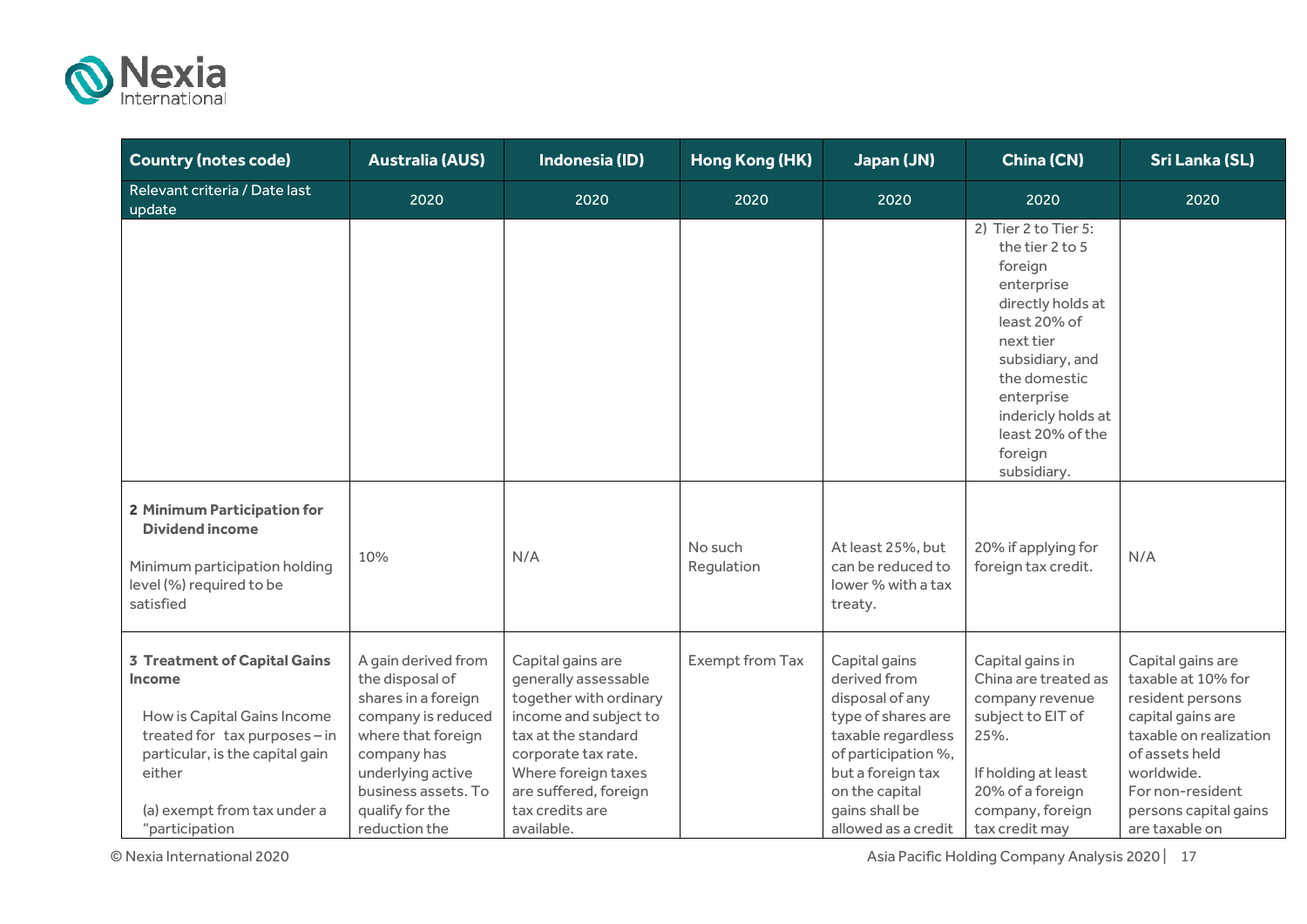| Country (notes code) | Australia (AUS) | Indonesia (ID) | Hong Kong (HK) | Japan (JN) | China (CN) | Sri Lanka (SL) |
|---|---|---|---|---|---|---|
| Relevant criteria / Date last update | 2020 | 2020 | 2020 | 2020 | 2020 | 2020 |
| | | | | | 2) Tier 2 to Tier 5: the tier 2 to 5 foreign enterprise directly holds at least 20% of next tier subsidiary, and the domestic enterprise indericly holds at least 20% of the foreign subsidiary. | |
| **2 Minimum Participation for Dividend income**<br><br>Minimum participation holding level (%) required to be satisfied | 10% | N/A | No such Regulation | At least 25%, but can be reduced to lower % with a tax treaty. | 20% if applying for foreign tax credit. | N/A |
| **3 Treatment of Capital Gains Income**<br><br>How is Capital Gains Income treated for tax purposes – in particular, is the capital gain either<br><br>(a) exempt from tax under a "participation | A gain derived from the disposal of shares in a foreign company is reduced where that foreign company has underlying active business assets. To qualify for the reduction the | Capital gains are generally assessable together with ordinary income and subject to tax at the standard corporate tax rate. Where foreign taxes are suffered, foreign tax credits are available. | Exempt from Tax | Capital gains derived from disposal of any type of shares are taxable regardless of participation %, but a foreign tax on the capital gains shall be allowed as a credit | Capital gains in China are treated as company revenue subject to EIT of 25%.<br><br>If holding at least 20% of a foreign company, foreign tax credit may | Capital gains are taxable at 10% for resident persons capital gains are taxable on realization of assets held worldwide.<br>For non-resident persons capital gains are taxable on |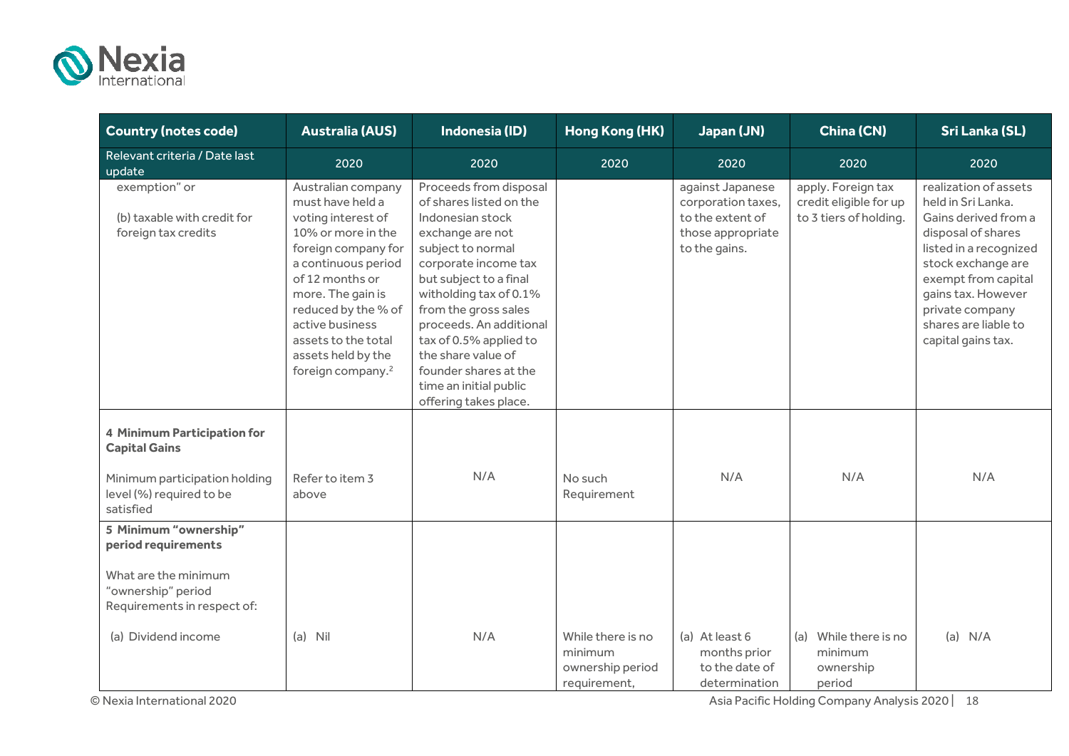| Country (notes code) | Australia (AUS) | Indonesia (ID) | Hong Kong (HK) | Japan (JN) | China (CN) | Sri Lanka (SL) |
|---|---|---|---|---|---|---|
| Relevant criteria / Date last update | 2020 | 2020 | 2020 | 2020 | 2020 | 2020 |
| exemption" or<br><br>(b) taxable with credit for foreign tax credits | Australian company must have held a voting interest of 10% or more in the foreign company for a continuous period of 12 months or more. The gain is reduced by the % of active business assets to the total assets held by the foreign company.[2] | Proceeds from disposal of shares listed on the Indonesian stock exchange are not subject to normal corporate income tax but subject to a final witholding tax of 0.1% from the gross sales proceeds. An additional tax of 0.5% applied to the share value of founder shares at the time an initial public offering takes place. | | against Japanese corporation taxes, to the extent of those appropriate to the gains. | apply. Foreign tax credit eligible for up to 3 tiers of holding. | realization of assets held in Sri Lanka. Gains derived from a disposal of shares listed in a recognized stock exchange are exempt from capital gains tax. However private company shares are liable to capital gains tax. |
| **4 Minimum Participation for Capital Gains**<br><br>Minimum participation holding level (%) required to be satisfied | Refer to item 3 above | N/A | No such Requirement | N/A | N/A | N/A |
| **5 Minimum "ownership" period requirements**<br><br>What are the minimum "ownership" period Requirements in respect of:<br><br>(a) Dividend income | (a) Nil | N/A | While there is no minimum ownership period requirement, | (a) At least 6 months prior to the date of determination | (a) While there is no minimum ownership period | (a) N/A |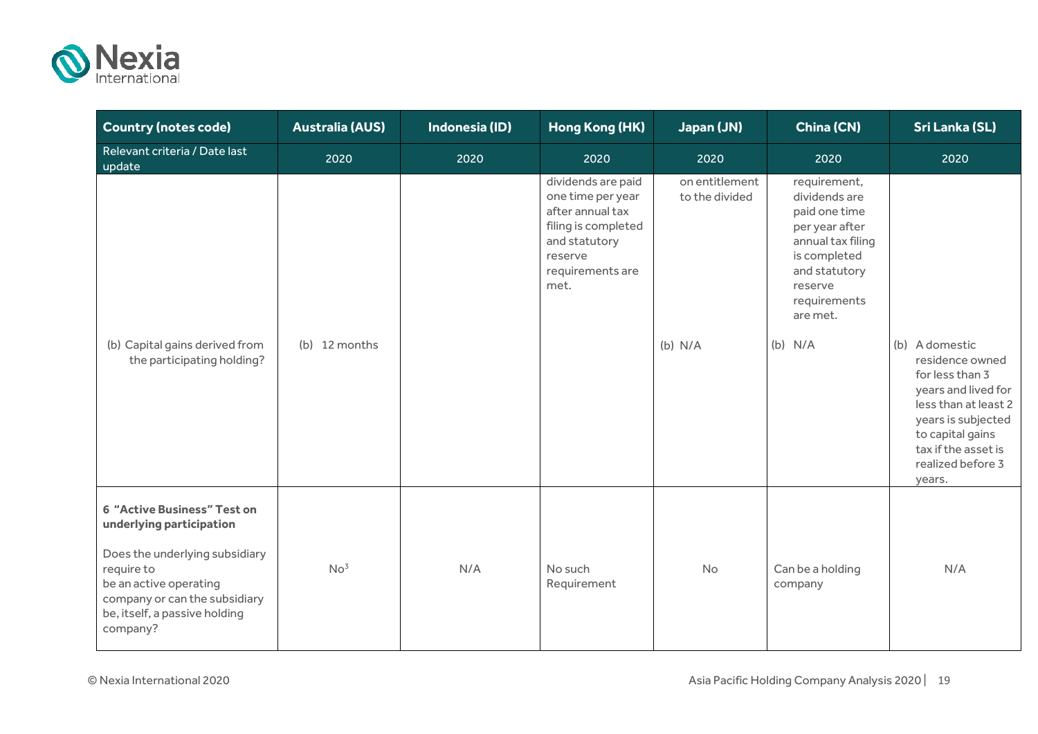| Country (notes code) | Australia (AUS) | Indonesia (ID) | Hong Kong (HK) | Japan (JN) | China (CN) | Sri Lanka (SL) |
|---|---|---|---|---|---|---|
| Relevant criteria / Date last update | 2020 | 2020 | 2020 | 2020 | 2020 | 2020 |
| | | | dividends are paid one time per year after annual tax filing is completed and statutory reserve requirements are met. | on entitlement to the divided | requirement, dividends are paid one time per year after annual tax filing is completed and statutory reserve requirements are met. | |
| (b) Capital gains derived from the participating holding? | (b) 12 months | | | (b) N/A | (b) N/A | (b) A domestic residence owned for less than 3 years and lived for less than at least 2 years is subjected to capital gains tax if the asset is realized before 3 years. |
| **6 "Active Business" Test on underlying participation**<br><br>Does the underlying subsidiary require to be an active operating company or can the subsidiary be, itself, a passive holding company? | No[3] | N/A | No such Requirement | No | Can be a holding company | N/A |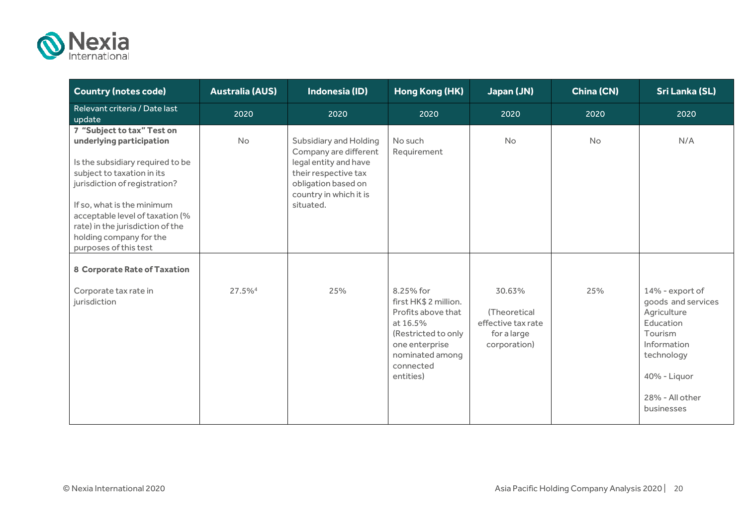| Country (notes code) | Australia (AUS) | Indonesia (ID) | Hong Kong (HK) | Japan (JN) | China (CN) | Sri Lanka (SL) |
|---|---|---|---|---|---|---|
| Relevant criteria / Date last update | 2020 | 2020 | 2020 | 2020 | 2020 | 2020 |
| **7 "Subject to tax" Test on underlying participation**<br><br>Is the subsidiary required to be subject to taxation in its jurisdiction of registration?<br><br>If so, what is the minimum acceptable level of taxation (% rate) in the jurisdiction of the holding company for the purposes of this test | No | Subsidiary and Holding Company are different legal entity and have their respective tax obligation based on country in which it is situated. | No such Requirement | No | No | N/A |
| **8 Corporate Rate of Taxation**<br><br>Corporate tax rate in jurisdiction | 27.5%[4] | 25% | 8.25% for first HK$ 2 million. Profits above that at 16.5% (Restricted to only one enterprise nominated among connected entities) | 30.63%<br><br>(Theoretical effective tax rate for a large corporation) | 25% | 14% - export of goods and services Agriculture Education Tourism Information technology<br><br>40% - Liquor<br><br>28% - All other businesses |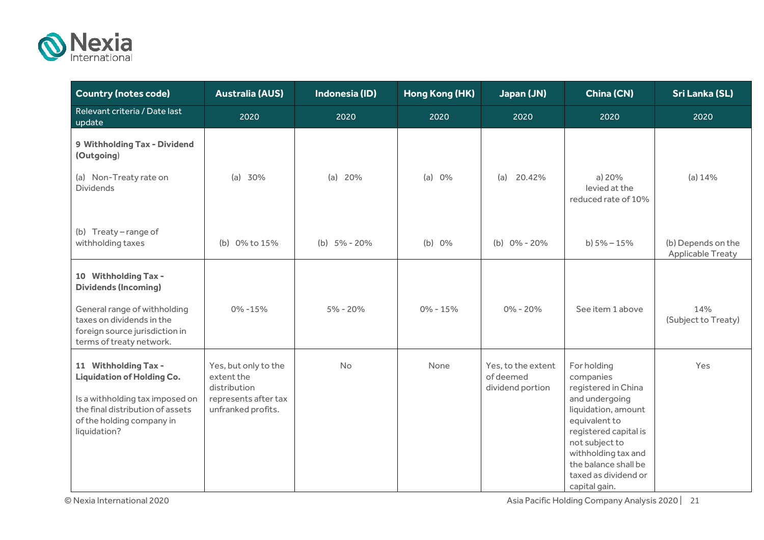| Country (notes code) | Australia (AUS) | Indonesia (ID) | Hong Kong (HK) | Japan (JN) | China (CN) | Sri Lanka (SL) |
|---|---|---|---|---|---|---|
| Relevant criteria / Date last update | 2020 | 2020 | 2020 | 2020 | 2020 | 2020 |
| **9 Withholding Tax - Dividend (Outgoing)**<br><br>(a) Non-Treaty rate on Dividends | (a) 30% | (a) 20% | (a) 0% | (a) 20.42% | a) 20% levied at the reduced rate of 10% | (a) 14% |
| (b) Treaty – range of withholding taxes | (b) 0% to 15% | (b) 5% - 20% | (b) 0% | (b) 0% - 20% | b) 5% – 15% | (b) Depends on the Applicable Treaty |
| **10 Withholding Tax - Dividends (Incoming)**<br><br>General range of withholding taxes on dividends in the foreign source jurisdiction in terms of treaty network. | 0% -15% | 5% - 20% | 0% - 15% | 0% - 20% | See item 1 above | 14% (Subject to Treaty) |
| **11 Withholding Tax - Liquidation of Holding Co.**<br><br>Is a withholding tax imposed on the final distribution of assets of the holding company in liquidation? | Yes, but only to the extent the distribution represents after tax unfranked profits. | No | None | Yes, to the extent of deemed dividend portion | For holding companies registered in China and undergoing liquidation, amount equivalent to registered capital is not subject to withholding tax and the balance shall be taxed as dividend or capital gain. | Yes |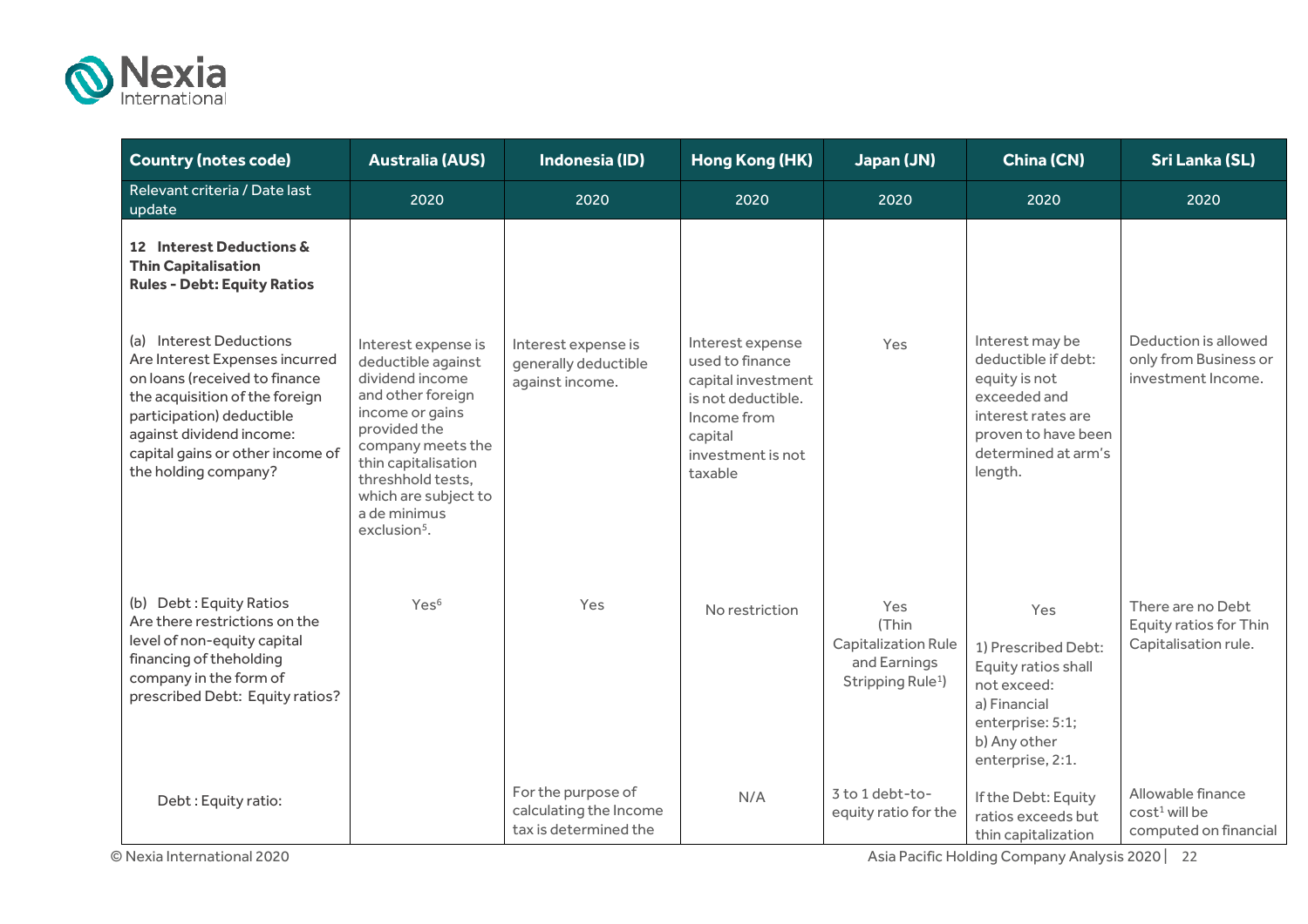| Country (notes code) | Australia (AUS) | Indonesia (ID) | Hong Kong (HK) | Japan (JN) | China (CN) | Sri Lanka (SL) |
|---|---|---|---|---|---|---|
| Relevant criteria / Date last update | 2020 | 2020 | 2020 | 2020 | 2020 | 2020 |
| **12 Interest Deductions & Thin Capitalisation Rules - Debt: Equity Ratios** | | | | | | |
| (a) Interest Deductions<br>Are Interest Expenses incurred on loans (received to finance the acquisition of the foreign participation) deductible against dividend income: capital gains or other income of the holding company? | Interest expense is deductible against dividend income and other foreign income or gains provided the company meets the thin capitalisation threshhold tests, which are subject to a de minimus exclusion[5]. | Interest expense is generally deductible against income. | Interest expense used to finance capital investment is not deductible. Income from capital investment is not taxable | Yes | Interest may be deductible if debt: equity is not exceeded and interest rates are proven to have been determined at arm's length. | Deduction is allowed only from Business or investment Income. |
| (b) Debt : Equity Ratios<br>Are there restrictions on the level of non-equity capital financing of theholding company in the form of prescribed Debt: Equity ratios? | Yes[6] | Yes | No restriction | Yes (Thin Capitalization Rule and Earnings Stripping Rule[1]) | Yes<br><br>1) Prescribed Debt: Equity ratios shall not exceed:<br>a) Financial enterprise: 5:1;<br>b) Any other enterprise, 2:1. | There are no Debt Equity ratios for Thin Capitalisation rule. |
| Debt : Equity ratio: | | For the purpose of calculating the Income tax is determined the | N/A | 3 to 1 debt-to-equity ratio for the | If the Debt: Equity ratios exceeds but thin capitalization | Allowable finance cost[1] will be computed on financial |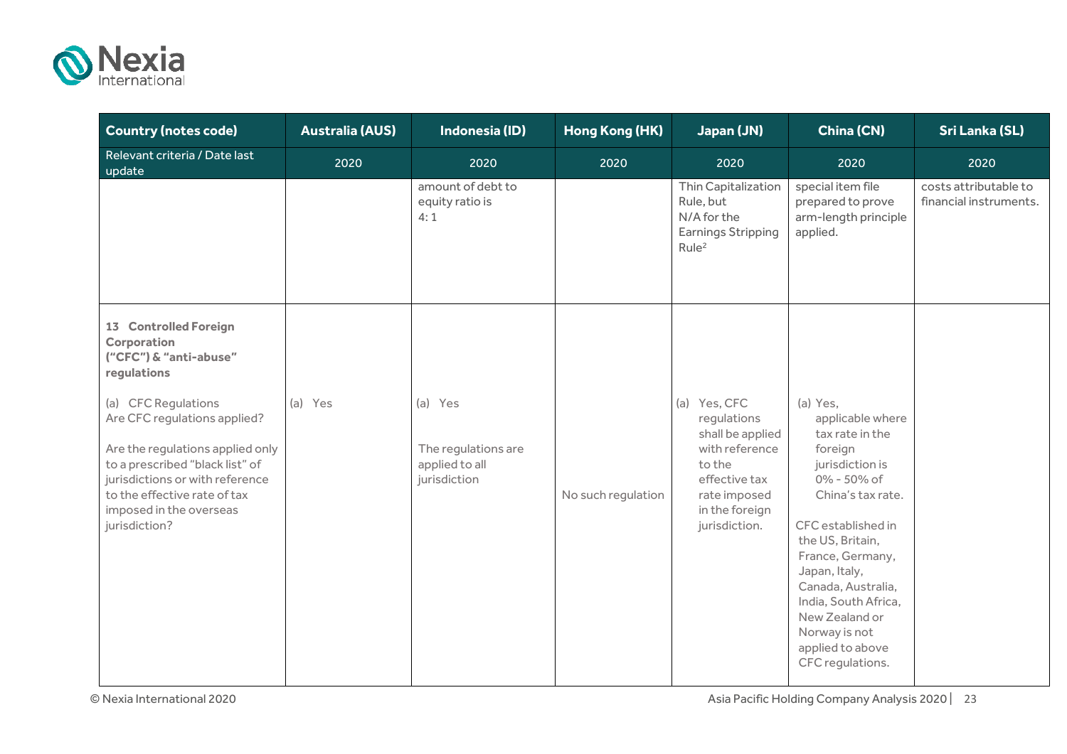| Country (notes code) | Australia (AUS) | Indonesia (ID) | Hong Kong (HK) | Japan (JN) | China (CN) | Sri Lanka (SL) |
|---|---|---|---|---|---|---|
| Relevant criteria / Date last update | 2020 | 2020 | 2020 | 2020 | 2020 | 2020 |
| | | amount of debt to equity ratio is 4: 1 | | Thin Capitalization Rule, but N/A for the Earnings Stripping Rule[2] | special item file prepared to prove arm-length principle applied. | costs attributable to financial instruments. |
| **13 Controlled Foreign Corporation ("CFC") & "anti-abuse" regulations**<br><br>(a) CFC Regulations<br>Are CFC regulations applied?<br><br>Are the regulations applied only to a prescribed "black list" of jurisdictions or with reference to the effective rate of tax imposed in the overseas jurisdiction? | (a) Yes | (a) Yes<br><br>The regulations are applied to all jurisdiction | No such regulation | (a) Yes, CFC regulations shall be applied with reference to the effective tax rate imposed in the foreign jurisdiction. | (a) Yes, applicable where tax rate in the foreign jurisdiction is 0% - 50% of China's tax rate.<br><br>CFC established in the US, Britain, France, Germany, Japan, Italy, Canada, Australia, India, South Africa, New Zealand or Norway is not applied to above CFC regulations. | |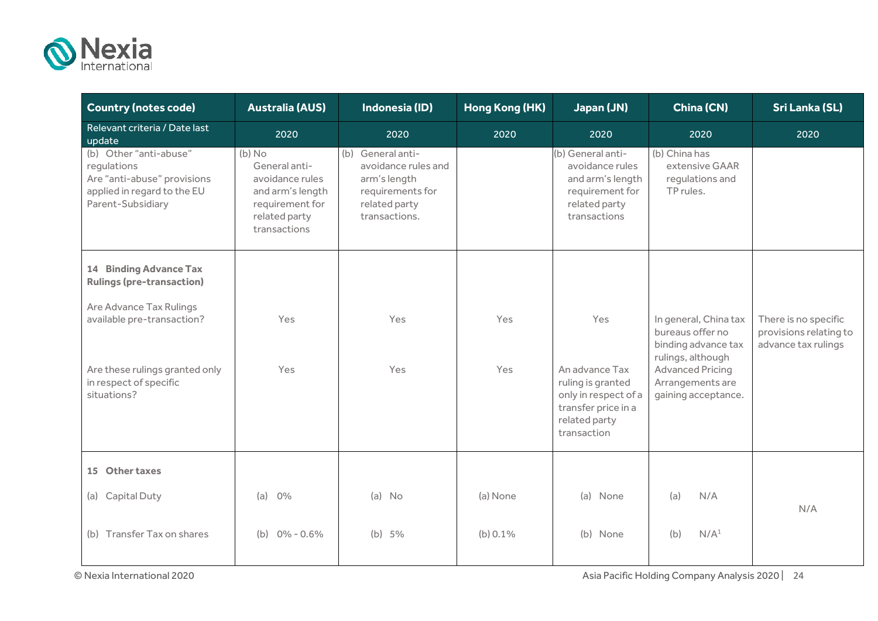| Country (notes code) | Australia (AUS) | Indonesia (ID) | Hong Kong (HK) | Japan (JN) | China (CN) | Sri Lanka (SL) |
|---|---|---|---|---|---|---|
| Relevant criteria / Date last update | 2020 | 2020 | 2020 | 2020 | 2020 | 2020 |
| (b) Other "anti-abuse" regulations<br>Are "anti-abuse" provisions applied in regard to the EU Parent-Subsidiary | (b) No<br>General anti-avoidance rules and arm's length requirement for related party transactions | (b) General anti-avoidance rules and arm's length requirements for related party transactions. | | (b) General anti-avoidance rules and arm's length requirement for related party transactions | (b) China has extensive GAAR regulations and TP rules. | |
| **14 Binding Advance Tax Rulings (pre-transaction)**<br><br>Are Advance Tax Rulings available pre-transaction? | Yes | Yes | Yes | Yes | In general, China tax bureaus offer no binding advance tax rulings, although Advanced Pricing Arrangements are gaining acceptance. | There is no specific provisions relating to advance tax rulings |
| Are these rulings granted only in respect of specific situations? | Yes | Yes | Yes | An advance Tax ruling is granted only in respect of a transfer price in a related party transaction | | |
| **15 Other taxes**<br><br>(a) Capital Duty | (a) 0% | (a) No | (a) None | (a) None | (a) N/A | N/A |
| (b) Transfer Tax on shares | (b) 0% - 0.6% | (b) 5% | (b) 0.1% | (b) None | (b) N/A[1] | |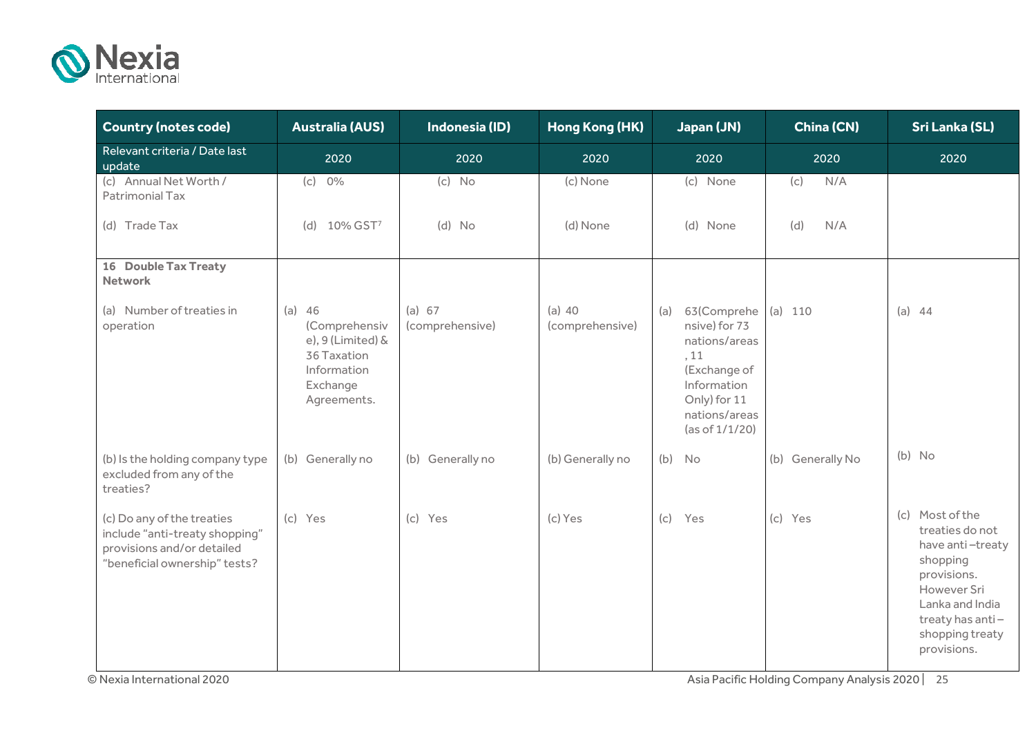| Country (notes code) | Australia (AUS) | Indonesia (ID) | Hong Kong (HK) | Japan (JN) | China (CN) | Sri Lanka (SL) |
|---|---|---|---|---|---|---|
| Relevant criteria / Date last update | 2020 | 2020 | 2020 | 2020 | 2020 | 2020 |
| (c) Annual Net Worth / Patrimonial Tax | (c) 0% | (c) No | (c) None | (c) None | (c) N/A | |
| (d) Trade Tax | (d) 10% GST[7] | (d) No | (d) None | (d) None | (d) N/A | |
| **16 Double Tax Treaty Network** | | | | | | |
| (a) Number of treaties in operation | (a) 46 (Comprehensive), 9 (Limited) & 36 Taxation Information Exchange Agreements. | (a) 67 (comprehensive) | (a) 40 (comprehensive) | (a) 63(Comprehensive) for 73 nations/areas, 11 (Exchange of Information Only) for 11 nations/areas (as of 1/1/20) | (a) 110 | (a) 44 |
| (b) Is the holding company type excluded from any of the treaties? | (b) Generally no | (b) Generally no | (b) Generally no | (b) No | (b) Generally No | (b) No |
| (c) Do any of the treaties include "anti-treaty shopping" provisions and/or detailed "beneficial ownership" tests? | (c) Yes | (c) Yes | (c) Yes | (c) Yes | (c) Yes | (c) Most of the treaties do not have anti –treaty shopping provisions. However Sri Lanka and India treaty has anti – shopping treaty provisions. |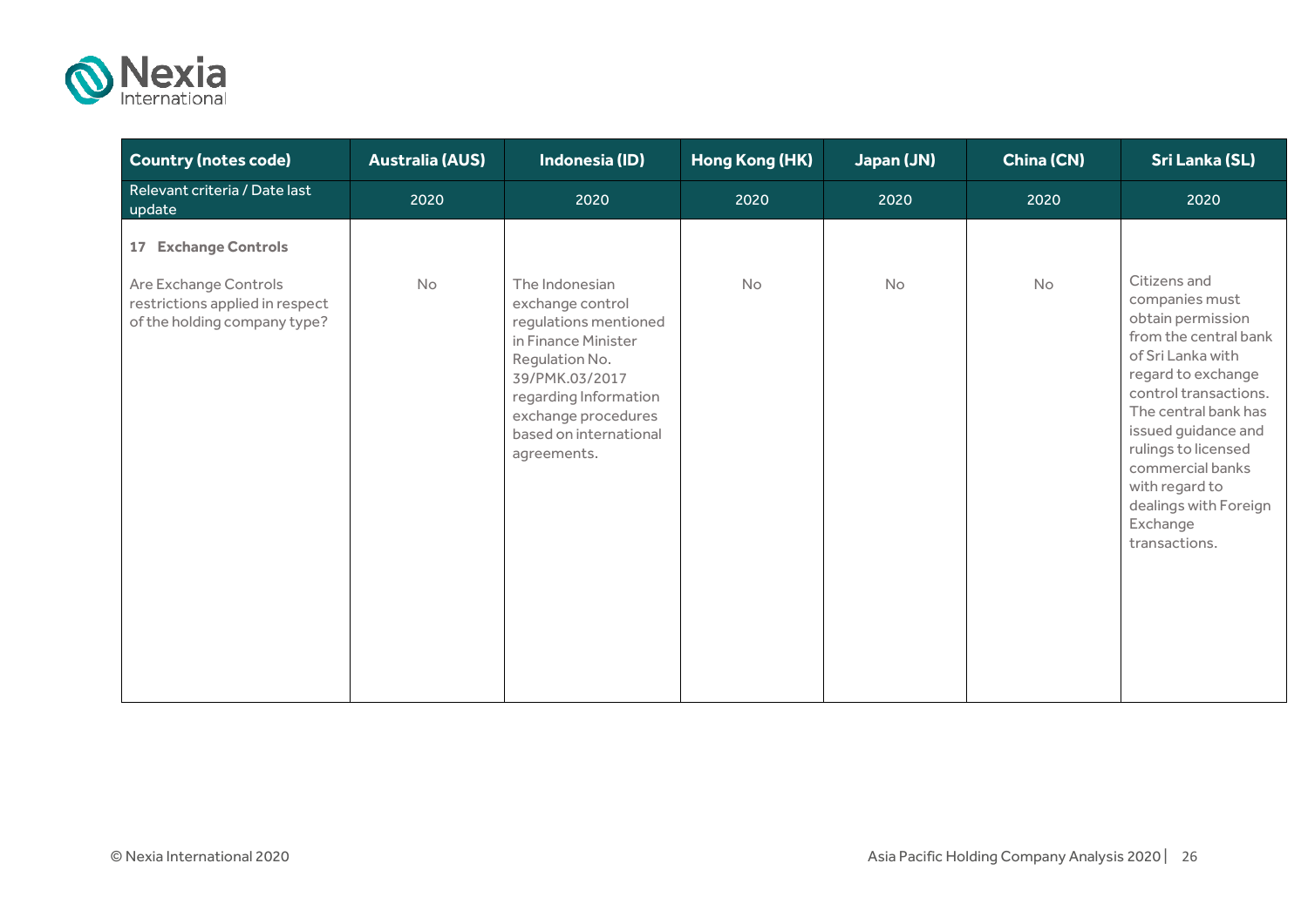| Country (notes code) | Australia (AUS) | Indonesia (ID) | Hong Kong (HK) | Japan (JN) | China (CN) | Sri Lanka (SL) |
|---|---|---|---|---|---|---|
| Relevant criteria / Date last update | 2020 | 2020 | 2020 | 2020 | 2020 | 2020 |
| **17 Exchange Controls** | | | | | | |
| Are Exchange Controls restrictions applied in respect of the holding company type? | No | The Indonesian exchange control regulations mentioned in Finance Minister Regulation No. 39/PMK.03/2017 regarding Information exchange procedures based on international agreements. | No | No | No | Citizens and companies must obtain permission from the central bank of Sri Lanka with regard to exchange control transactions. The central bank has issued guidance and rulings to licensed commercial banks with regard to dealings with Foreign Exchange transactions. |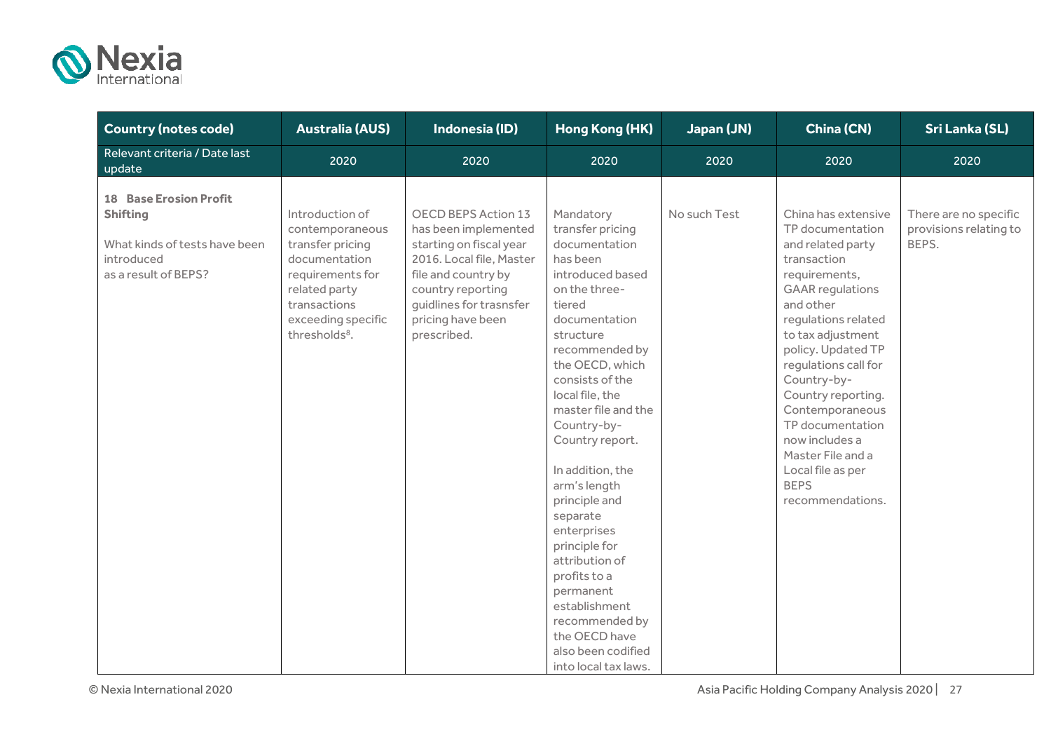| Country (notes code) | Australia (AUS) | Indonesia (ID) | Hong Kong (HK) | Japan (JN) | China (CN) | Sri Lanka (SL) |
|---|---|---|---|---|---|---|
| Relevant criteria / Date last update | 2020 | 2020 | 2020 | 2020 | 2020 | 2020 |
| **18 Base Erosion Profit Shifting**<br><br>What kinds of tests have been introduced as a result of BEPS? | Introduction of contemporaneous transfer pricing documentation requirements for related party transactions exceeding specific thresholds[8]. | OECD BEPS Action 13 has been implemented starting on fiscal year 2016. Local file, Master file and country by country reporting guidlines for trasnsfer pricing have been prescribed. | Mandatory transfer pricing documentation has been introduced based on the three-tiered documentation structure recommended by the OECD, which consists of the local file, the master file and the Country-by-Country report.<br><br>In addition, the arm's length principle and separate enterprises principle for attribution of profits to a permanent establishment recommended by the OECD have also been codified into local tax laws. | No such Test | China has extensive TP documentation and related party transaction requirements, GAAR regulations and other regulations related to tax adjustment policy. Updated TP regulations call for Country-by-Country reporting. Contemporaneous TP documentation now includes a Master File and a Local file as per BEPS recommendations. | There are no specific provisions relating to BEPS. |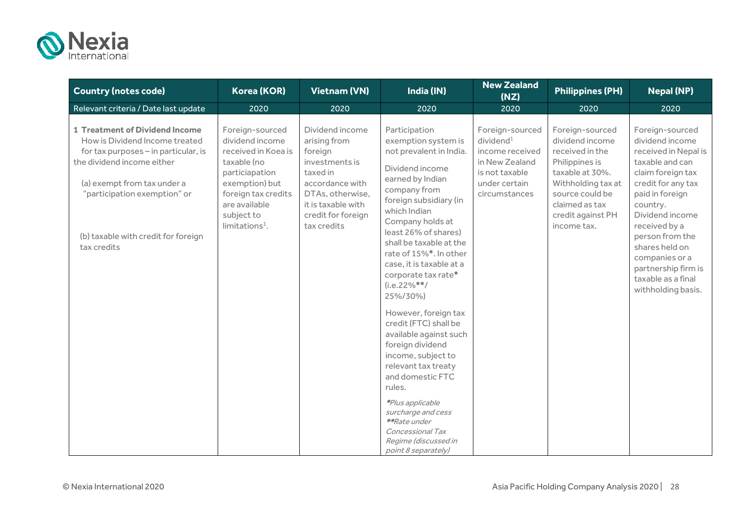| Country (notes code) | Korea (KOR) | Vietnam (VN) | India (IN) | New Zealand (NZ) | Philippines (PH) | Nepal (NP) |
|---|---|---|---|---|---|---|
| Relevant criteria / Date last update | 2020 | 2020 | 2020 | 2020 | 2020 | 2020 |
| **1 Treatment of Dividend Income** How is Dividend Income treated for tax purposes – in particular, is the dividend income either<br><br>(a) exempt from tax under a "participation exemption" or<br><br>(b) taxable with credit for foreign tax credits | Foreign-sourced dividend income received in Koea is taxable (no particiapation exemption) but foreign tax credits are available subject to limitations[1]. | Dividend income arising from foreign investments is taxed in accordance with DTAs, otherwise, it is taxable with credit for foreign tax credits | Participation exemption system is not prevalent in India.<br><br>Dividend income earned by Indian company from foreign subsidiary (in which Indian Company holds at least 26% of shares) shall be taxable at the rate of 15%*. In other case, it is taxable at a corporate tax rate* (i.e.22%**/ 25%/30%)<br><br>However, foreign tax credit (FTC) shall be available against such foreign dividend income, subject to relevant tax treaty and domestic FTC rules.<br><br>*\*Plus applicable surcharge and cess*<br>*\*\*Rate under Concessional Tax Regime (discussed in point 8 separately)* | Foreign-sourced dividend[1] income received in New Zealand is not taxable under certain circumstances | Foreign-sourced dividend income received in the Philippines is taxable at 30%. Withholding tax at source could be claimed as tax credit against PH income tax. | Foreign-sourced dividend income received in Nepal is taxable and can claim foreign tax credit for any tax paid in foreign country. Dividend income received by a person from the shares held on companies or a partnership firm is taxable as a final withholding basis. |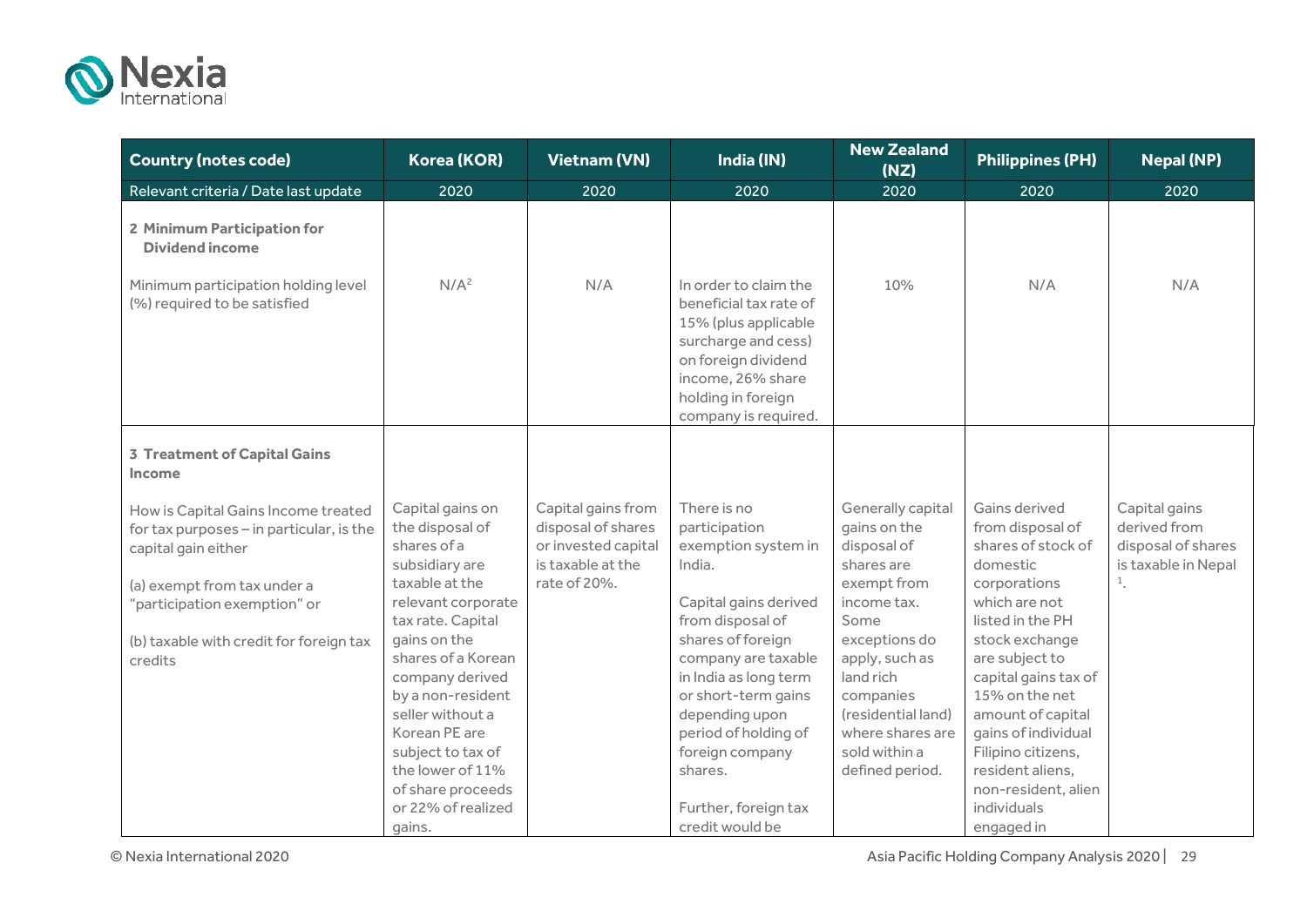| Country (notes code) | Korea (KOR) | Vietnam (VN) | India (IN) | New Zealand (NZ) | Philippines (PH) | Nepal (NP) |
|---|---|---|---|---|---|---|
| Relevant criteria / Date last update | 2020 | 2020 | 2020 | 2020 | 2020 | 2020 |
| **2 Minimum Participation for Dividend income**<br><br>Minimum participation holding level (%) required to be satisfied | N/A[2] | N/A | In order to claim the beneficial tax rate of 15% (plus applicable surcharge and cess) on foreign dividend income, 26% share holding in foreign company is required. | 10% | N/A | N/A |
| **3 Treatment of Capital Gains Income**<br><br>How is Capital Gains Income treated for tax purposes – in particular, is the capital gain either<br><br>(a) exempt from tax under a "participation exemption" or<br><br>(b) taxable with credit for foreign tax credits | Capital gains on the disposal of shares of a subsidiary are taxable at the relevant corporate tax rate. Capital gains on the shares of a Korean company derived by a non-resident seller without a Korean PE are subject to tax of the lower of 11% of share proceeds or 22% of realized gains. | Capital gains from disposal of shares or invested capital is taxable at the rate of 20%. | There is no participation exemption system in India.<br><br>Capital gains derived from disposal of shares of foreign company are taxable in India as long term or short-term gains depending upon period of holding of foreign company shares.<br><br>Further, foreign tax credit would be | Generally capital gains on the disposal of shares are exempt from income tax. Some exceptions do apply, such as land rich companies (residential land) where shares are sold within a defined period. | Gains derived from disposal of shares of stock of domestic corporations which are not listed in the PH stock exchange are subject to capital gains tax of 15% on the net amount of capital gains of individual Filipino citizens, resident aliens, non-resident, alien individuals engaged in | Capital gains derived from disposal of shares is taxable in Nepal [1]. |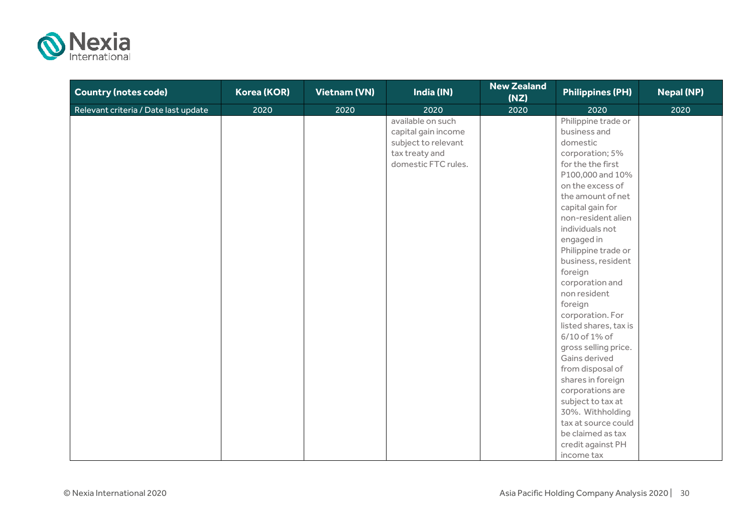| Country (notes code) | Korea (KOR) | Vietnam (VN) | India (IN) | New Zealand (NZ) | Philippines (PH) | Nepal (NP) |
|---|---|---|---|---|---|---|
| Relevant criteria / Date last update | 2020 | 2020 | 2020 | 2020 | 2020 | 2020 |
| | | | available on such capital gain income subject to relevant tax treaty and domestic FTC rules. | | Philippine trade or business and domestic corporation; 5% for the the first P100,000 and 10% on the excess of the amount of net capital gain for non-resident alien individuals not engaged in Philippine trade or business, resident foreign corporation and non resident foreign corporation. For listed shares, tax is 6/10 of 1% of gross selling price. Gains derived from disposal of shares in foreign corporations are subject to tax at 30%. Withholding tax at source could be claimed as tax credit against PH income tax | |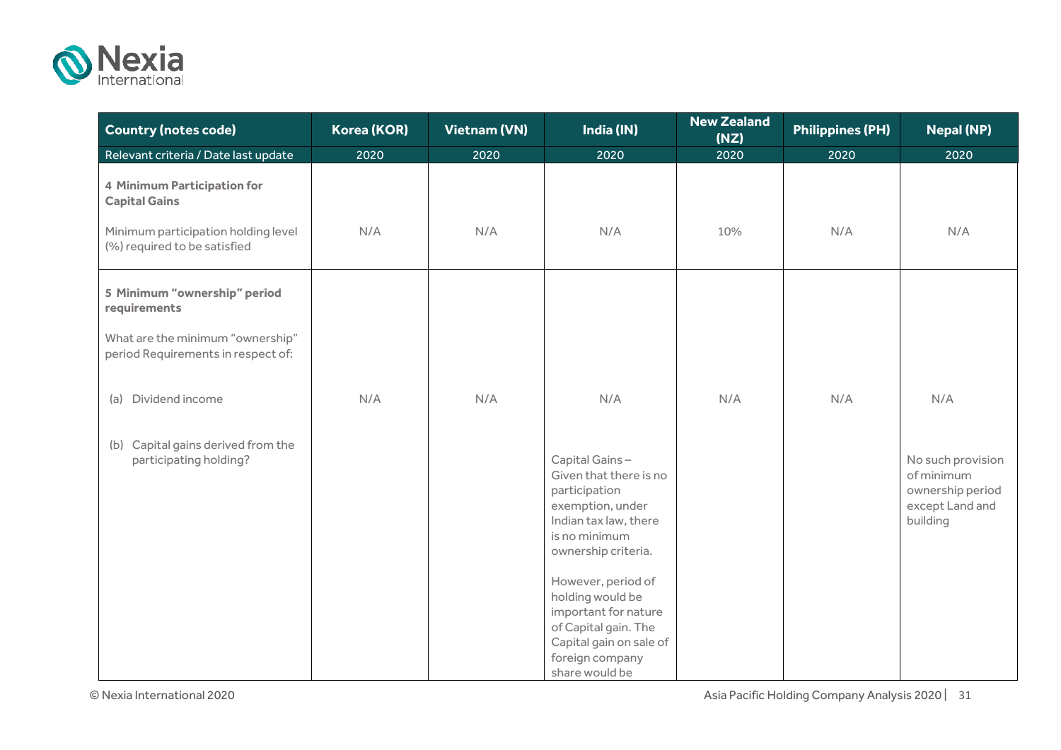| Country (notes code) | Korea (KOR) | Vietnam (VN) | India (IN) | New Zealand (NZ) | Philippines (PH) | Nepal (NP) |
|---|---|---|---|---|---|---|
| Relevant criteria / Date last update | 2020 | 2020 | 2020 | 2020 | 2020 | 2020 |
| **4 Minimum Participation for Capital Gains**<br><br>Minimum participation holding level (%) required to be satisfied | N/A | N/A | N/A | 10% | N/A | N/A |
| **5 Minimum "ownership" period requirements**<br><br>What are the minimum "ownership" period Requirements in respect of:<br><br>(a) Dividend income | N/A | N/A | N/A | N/A | N/A | N/A |
| (b) Capital gains derived from the participating holding? | | | Capital Gains – Given that there is no participation exemption, under Indian tax law, there is no minimum ownership criteria.<br><br>However, period of holding would be important for nature of Capital gain. The Capital gain on sale of foreign company share would be | | | No such provision of minimum ownership period except Land and building |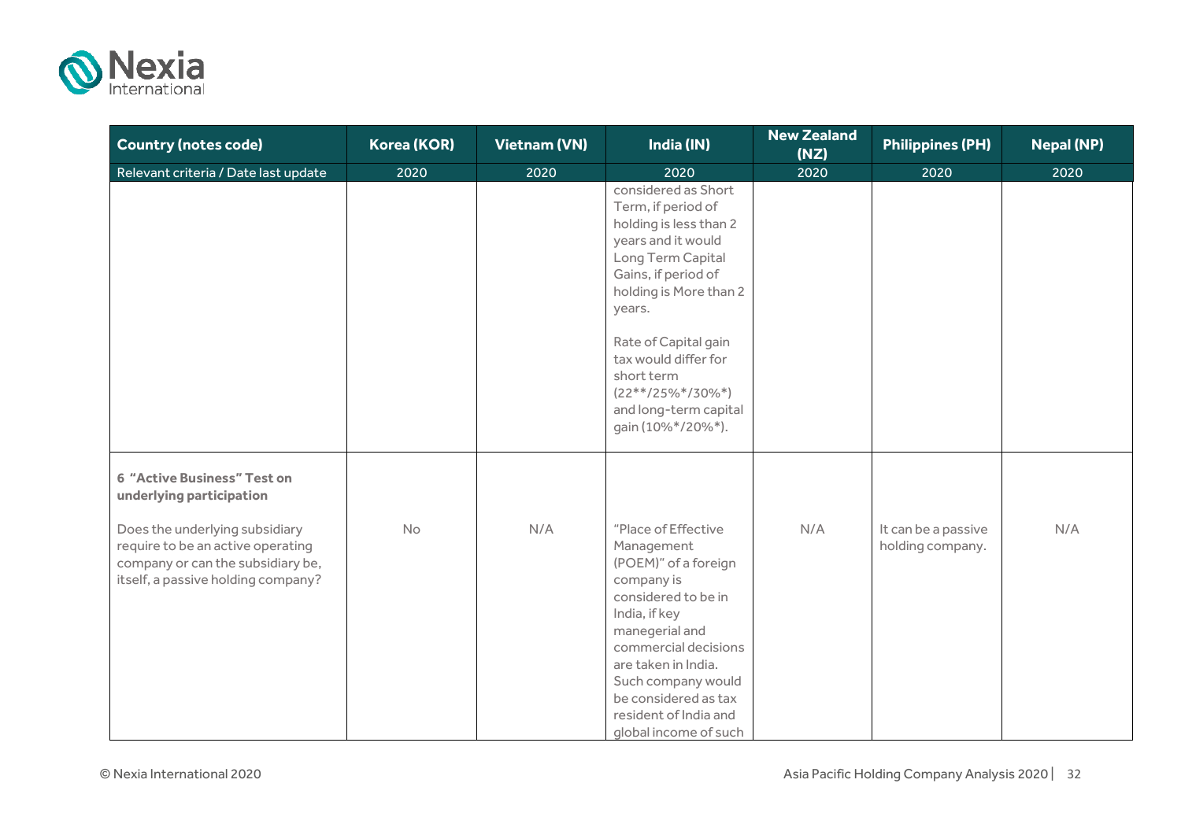| Country (notes code) | Korea (KOR) | Vietnam (VN) | India (IN) | New Zealand (NZ) | Philippines (PH) | Nepal (NP) |
|---|---|---|---|---|---|---|
| Relevant criteria / Date last update | 2020 | 2020 | 2020 | 2020 | 2020 | 2020 |
| | | | considered as Short Term, if period of holding is less than 2 years and it would Long Term Capital Gains, if period of holding is More than 2 years.<br><br>Rate of Capital gain tax would differ for short term (22**/25%*/30%*) and long-term capital gain (10%*/20%*). | | | |
| **6 "Active Business" Test on underlying participation**<br><br>Does the underlying subsidiary require to be an active operating company or can the subsidiary be, itself, a passive holding company? | No | N/A | "Place of Effective Management (POEM)" of a foreign company is considered to be in India, if key manegerial and commercial decisions are taken in India. Such company would be considered as tax resident of India and global income of such | N/A | It can be a passive holding company. | N/A |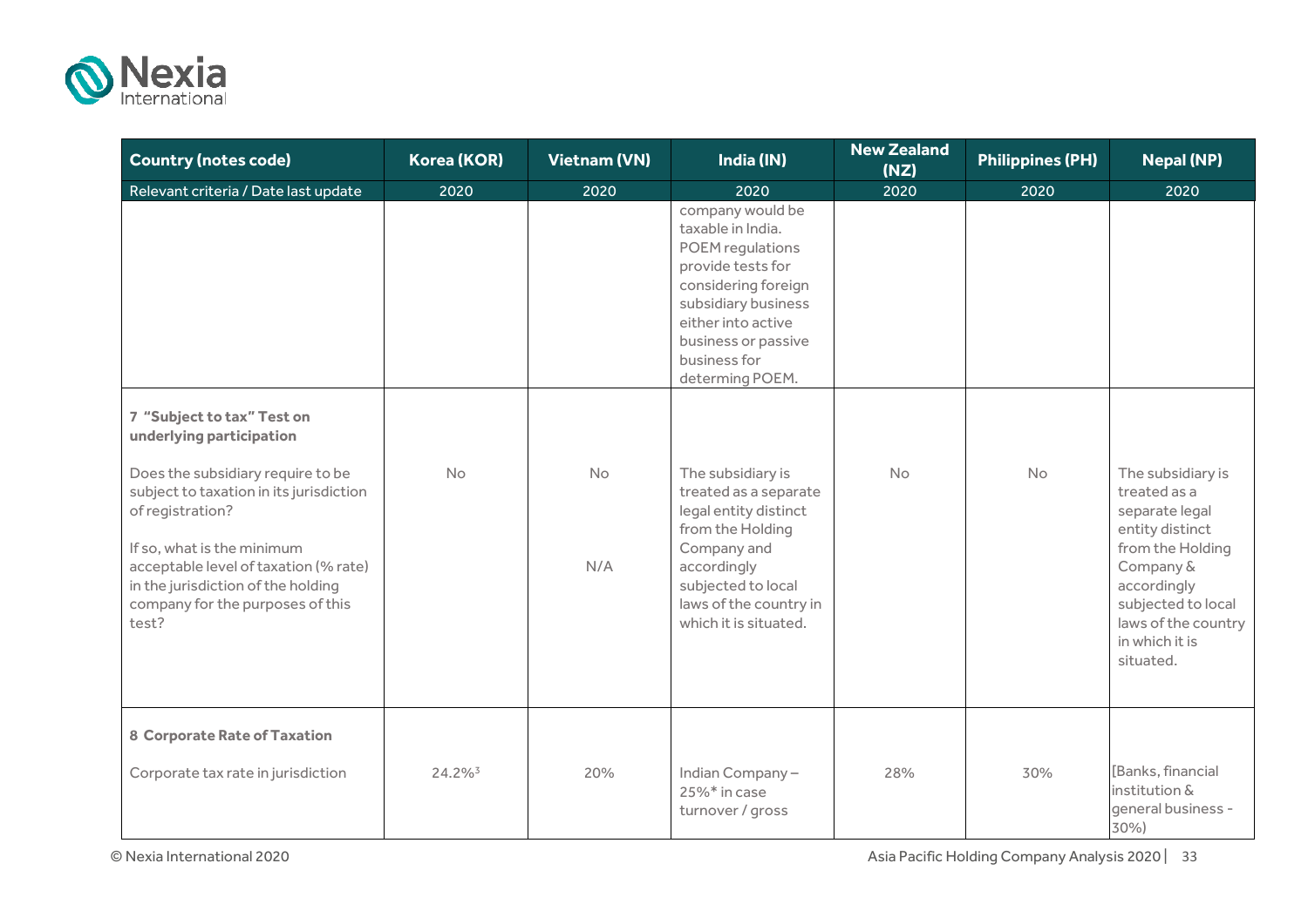| Country (notes code) | Korea (KOR) | Vietnam (VN) | India (IN) | New Zealand (NZ) | Philippines (PH) | Nepal (NP) |
|---|---|---|---|---|---|---|
| Relevant criteria / Date last update | 2020 | 2020 | 2020 | 2020 | 2020 | 2020 |
| | | | company would be taxable in India. POEM regulations provide tests for considering foreign subsidiary business either into active business or passive business for determing POEM. | | | |
| **7 "Subject to tax" Test on underlying participation**<br><br>Does the subsidiary require to be subject to taxation in its jurisdiction of registration?<br><br>If so, what is the minimum acceptable level of taxation (% rate) in the jurisdiction of the holding company for the purposes of this test? | No | No<br><br>N/A | The subsidiary is treated as a separate legal entity distinct from the Holding Company and accordingly subjected to local laws of the country in which it is situated. | No | No | The subsidiary is treated as a separate legal entity distinct from the Holding Company & accordingly subjected to local laws of the country in which it is situated. |
| **8 Corporate Rate of Taxation**<br><br>Corporate tax rate in jurisdiction | 24.2%[3] | 20% | Indian Company – 25%* in case turnover / gross | 28% | 30% | [Banks, financial institution & general business - 30%) |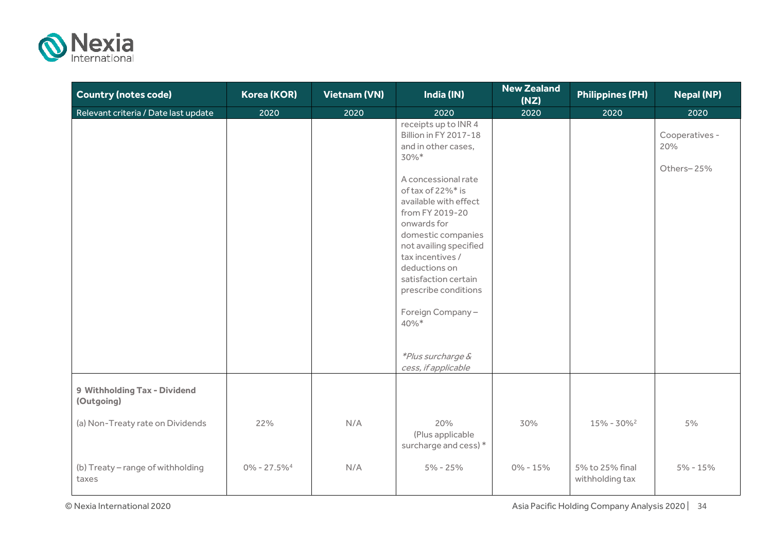| Country (notes code) | Korea (KOR) | Vietnam (VN) | India (IN) | New Zealand (NZ) | Philippines (PH) | Nepal (NP) |
|---|---|---|---|---|---|---|
| Relevant criteria / Date last update | 2020 | 2020 | 2020 | 2020 | 2020 | 2020 |
| | | | receipts up to INR 4 Billion in FY 2017-18 and in other cases, 30%*<br><br>A concessional rate of tax of 22%* is available with effect from FY 2019-20 onwards for domestic companies not availing specified tax incentives / deductions on satisfaction certain prescribe conditions<br><br>Foreign Company – 40%*<br><br>*\*Plus surcharge & cess, if applicable* | | | Cooperatives - 20%<br><br>Others– 25% |
| **9 Withholding Tax - Dividend (Outgoing)** | | | | | | |
| (a) Non-Treaty rate on Dividends | 22% | N/A | 20% (Plus applicable surcharge and cess) * | 30% | 15% - 30%[2] | 5% |
| (b) Treaty – range of withholding taxes | 0% - 27.5%[4] | N/A | 5% - 25% | 0% - 15% | 5% to 25% final withholding tax | 5% - 15% |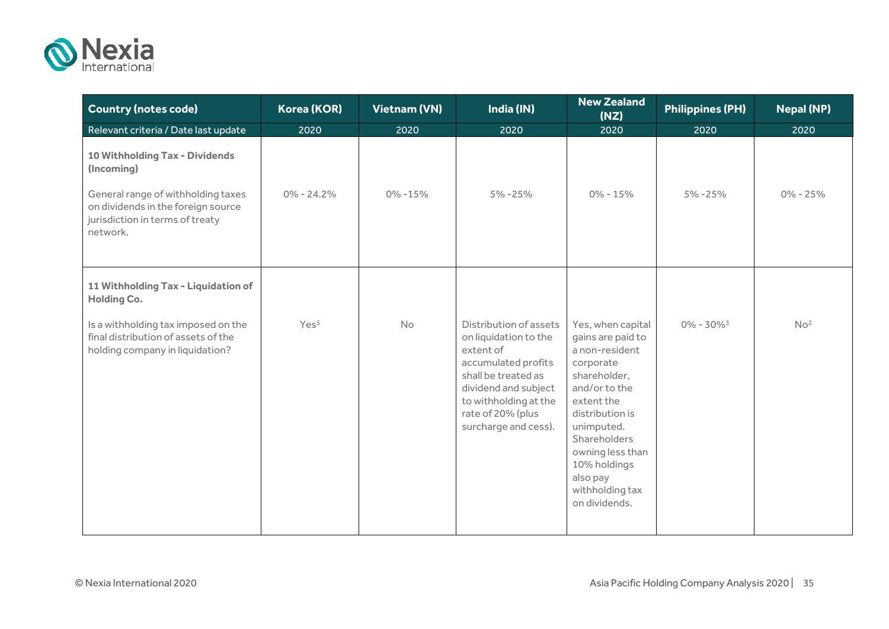| Country (notes code) | Korea (KOR) | Vietnam (VN) | India (IN) | New Zealand (NZ) | Philippines (PH) | Nepal (NP) |
|---|---|---|---|---|---|---|
| Relevant criteria / Date last update | 2020 | 2020 | 2020 | 2020 | 2020 | 2020 |
| **10 Withholding Tax - Dividends (Incoming)**<br><br>General range of withholding taxes on dividends in the foreign source jurisdiction in terms of treaty network. | 0% - 24.2% | 0% -15% | 5% -25% | 0% - 15% | 5% -25% | 0% - 25% |
| **11 Withholding Tax - Liquidation of Holding Co.**<br><br>Is a withholding tax imposed on the final distribution of assets of the holding company in liquidation? | Yes[5] | No | Distribution of assets on liquidation to the extent of accumulated profits shall be treated as dividend and subject to withholding at the rate of 20% (plus surcharge and cess). | Yes, when capital gains are paid to a non-resident corporate shareholder, and/or to the extent the distribution is unimputed. Shareholders owning less than 10% holdings also pay withholding tax on dividends. | 0% - 30%[3] | No[2] |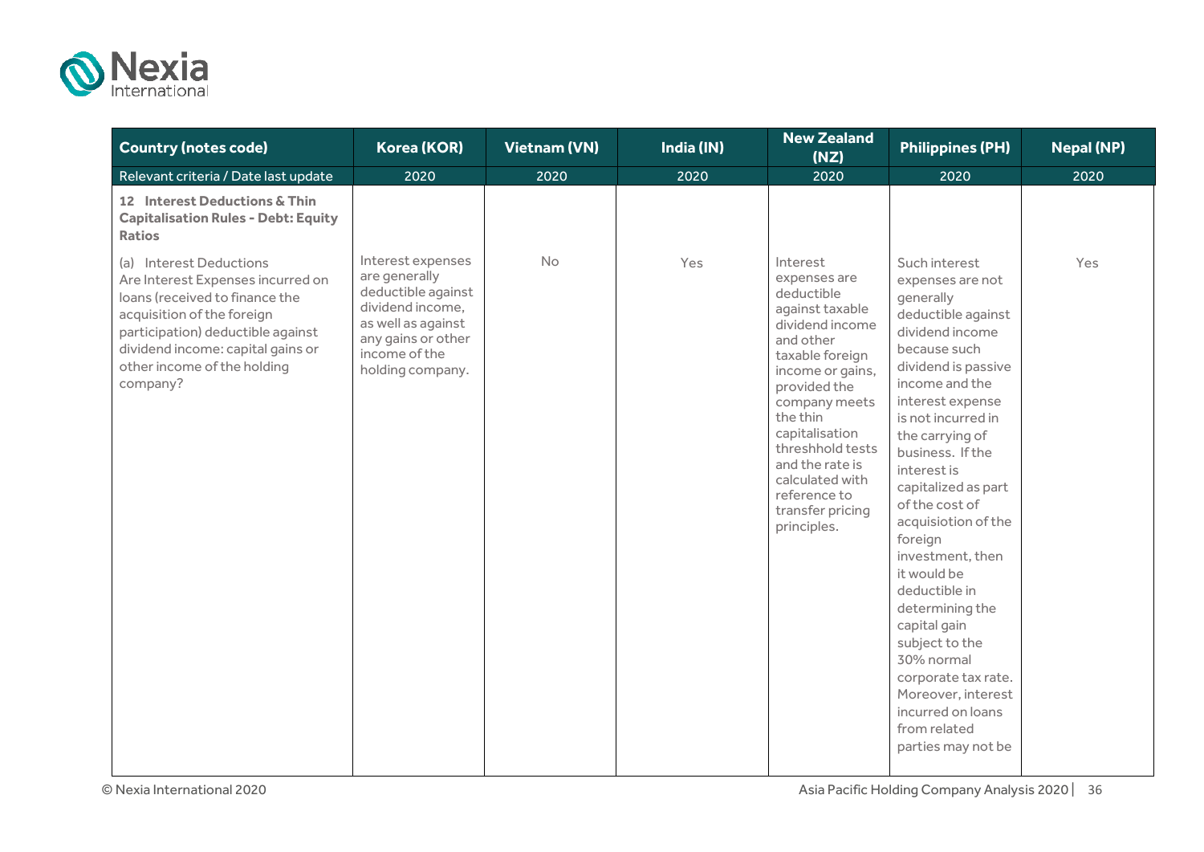| Country (notes code) | Korea (KOR) | Vietnam (VN) | India (IN) | New Zealand (NZ) | Philippines (PH) | Nepal (NP) |
|---|---|---|---|---|---|---|
| Relevant criteria / Date last update | 2020 | 2020 | 2020 | 2020 | 2020 | 2020 |
| **12 Interest Deductions & Thin Capitalisation Rules - Debt: Equity Ratios** | | | | | | |
| (a) Interest Deductions<br>Are Interest Expenses incurred on loans (received to finance the acquisition of the foreign participation) deductible against dividend income: capital gains or other income of the holding company? | Interest expenses are generally deductible against dividend income, as well as against any gains or other income of the holding company. | No | Yes | Interest expenses are deductible against taxable dividend income and other taxable foreign income or gains, provided the company meets the thin capitalisation threshhold tests and the rate is calculated with reference to transfer pricing principles. | Such interest expenses are not generally deductible against dividend income because such dividend is passive income and the interest expense is not incurred in the carrying of business. If the interest is capitalized as part of the cost of acquisiotion of the foreign investment, then it would be deductible in determining the capital gain subject to the 30% normal corporate tax rate. Moreover, interest incurred on loans from related parties may not be | Yes |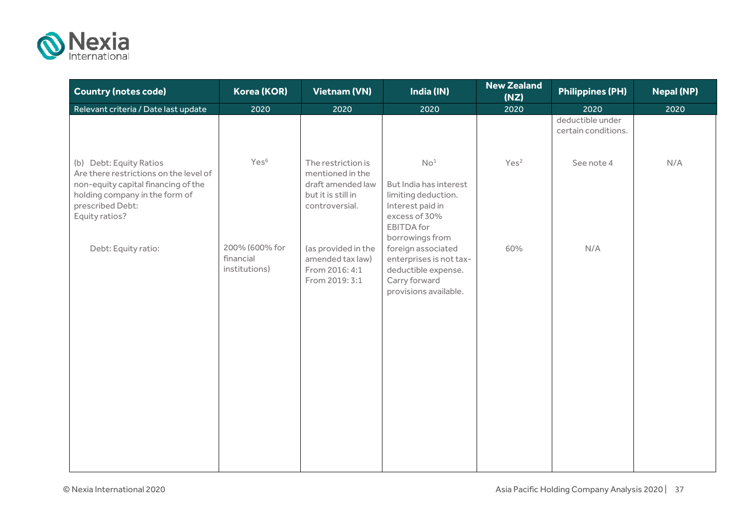| Country (notes code) | Korea (KOR) | Vietnam (VN) | India (IN) | New Zealand (NZ) | Philippines (PH) | Nepal (NP) |
|---|---|---|---|---|---|---|
| Relevant criteria / Date last update | 2020 | 2020 | 2020 | 2020 | 2020 | 2020 |
| | | | | | deductible under certain conditions. | |
| (b) Debt: Equity Ratios<br>Are there restrictions on the level of non-equity capital financing of the holding company in the form of prescribed Debt: Equity ratios? | Yes[6] | The restriction is mentioned in the draft amended law but it is still in controversial. | No[1]<br><br>But India has interest limiting deduction. Interest paid in excess of 30% EBITDA for borrowings from foreign associated enterprises is not tax-deductible expense. Carry forward provisions available. | Yes[2] | See note 4 | N/A |
| Debt: Equity ratio: | 200% (600% for financial institutions) | (as provided in the amended tax law)<br>From 2016: 4:1<br>From 2019: 3:1 | | 60% | N/A | |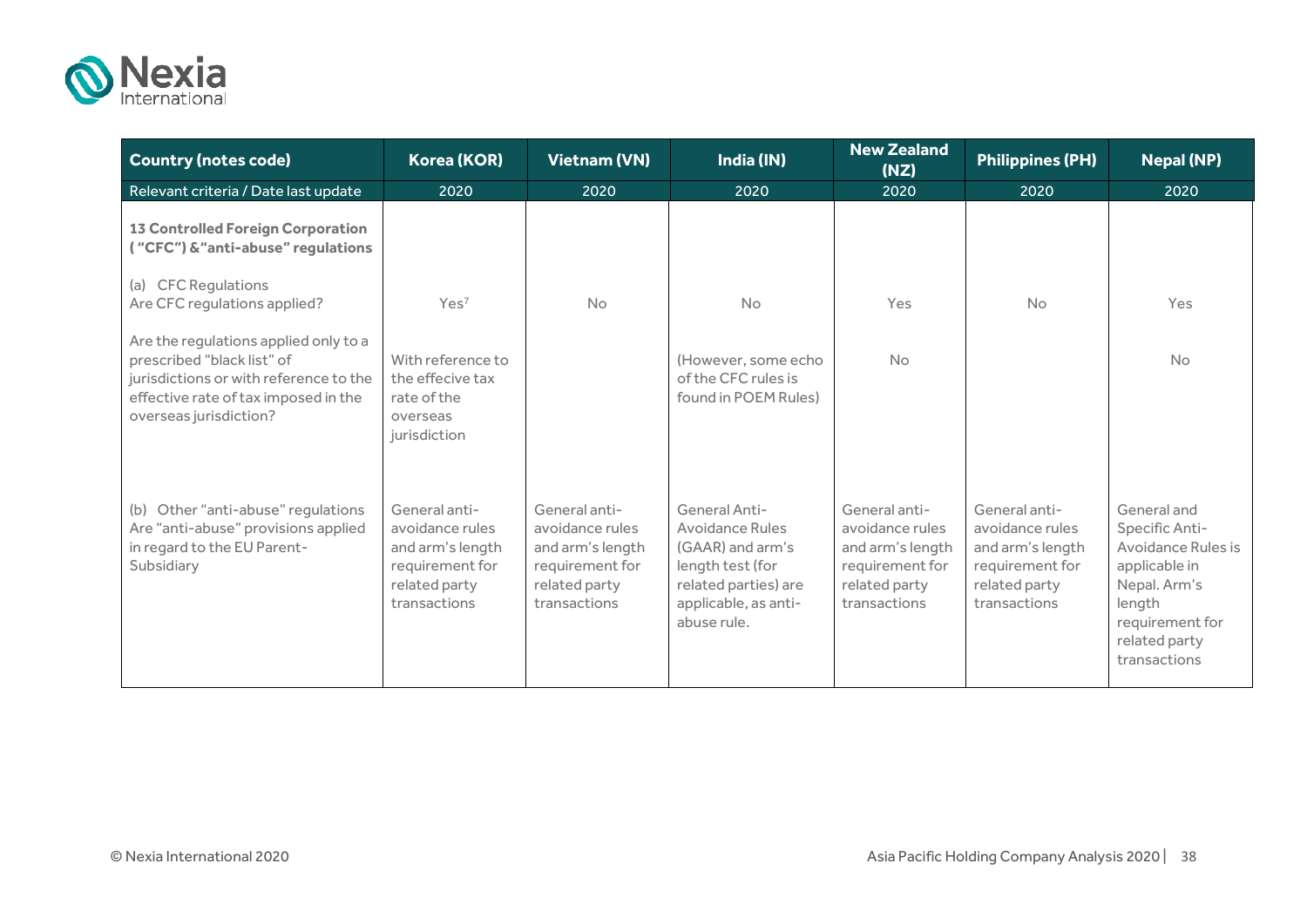| Country (notes code) | Korea (KOR) | Vietnam (VN) | India (IN) | New Zealand (NZ) | Philippines (PH) | Nepal (NP) |
|---|---|---|---|---|---|---|
| Relevant criteria / Date last update | 2020 | 2020 | 2020 | 2020 | 2020 | 2020 |
| **13 Controlled Foreign Corporation ("CFC") & "anti-abuse" regulations** | | | | | | |
| (a) CFC Regulations<br>Are CFC regulations applied? | Yes[7] | No | No | Yes | No | Yes |
| Are the regulations applied only to a prescribed "black list" of jurisdictions or with reference to the effective rate of tax imposed in the overseas jurisdiction? | With reference to the effecive tax rate of the overseas jurisdiction | | (However, some echo of the CFC rules is found in POEM Rules) | No | | No |
| (b) Other "anti-abuse" regulations<br>Are "anti-abuse" provisions applied in regard to the EU Parent-Subsidiary | General anti-avoidance rules and arm's length requirement for related party transactions | General anti-avoidance rules and arm's length requirement for related party transactions | General Anti-Avoidance Rules (GAAR) and arm's length test (for related parties) are applicable, as anti-abuse rule. | General anti-avoidance rules and arm's length requirement for related party transactions | General anti-avoidance rules and arm's length requirement for related party transactions | General and Specific Anti-Avoidance Rules is applicable in Nepal. Arm's length requirement for related party transactions |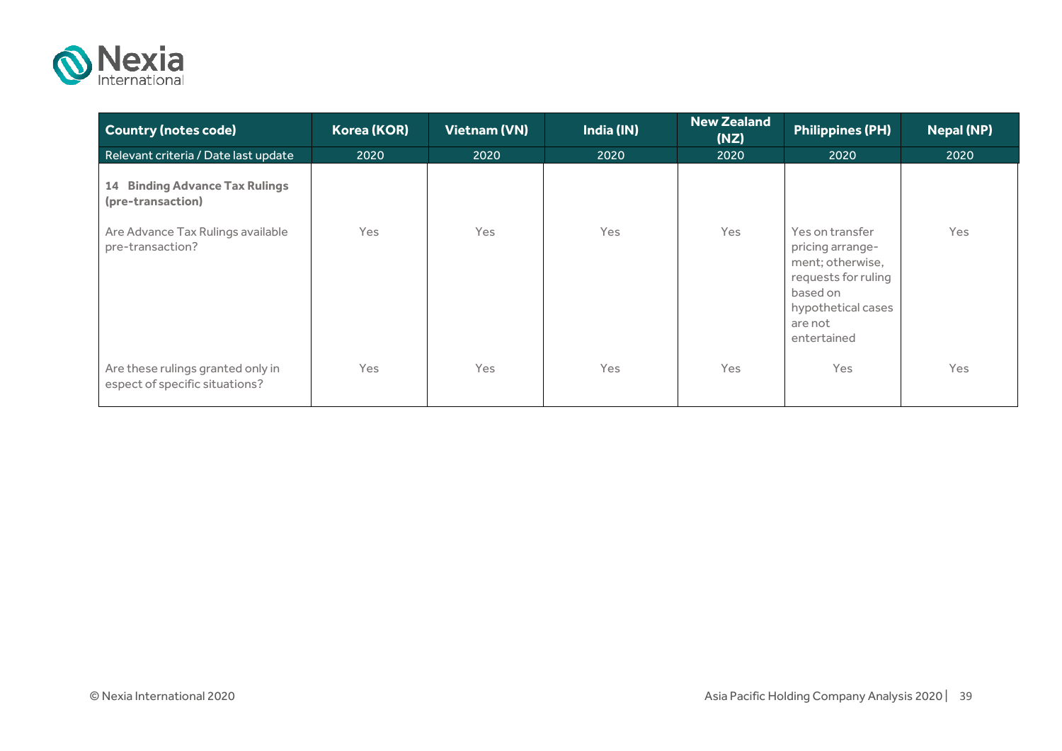| Country (notes code) | Korea (KOR) | Vietnam (VN) | India (IN) | New Zealand (NZ) | Philippines (PH) | Nepal (NP) |
|---|---|---|---|---|---|---|
| Relevant criteria / Date last update | 2020 | 2020 | 2020 | 2020 | 2020 | 2020 |
| **14 Binding Advance Tax Rulings (pre-transaction)** | | | | | | |
| Are Advance Tax Rulings available pre-transaction? | Yes | Yes | Yes | Yes | Yes on transfer pricing arrange-ment; otherwise, requests for ruling based on hypothetical cases are not entertained | Yes |
| Are these rulings granted only in espect of specific situations? | Yes | Yes | Yes | Yes | Yes | Yes |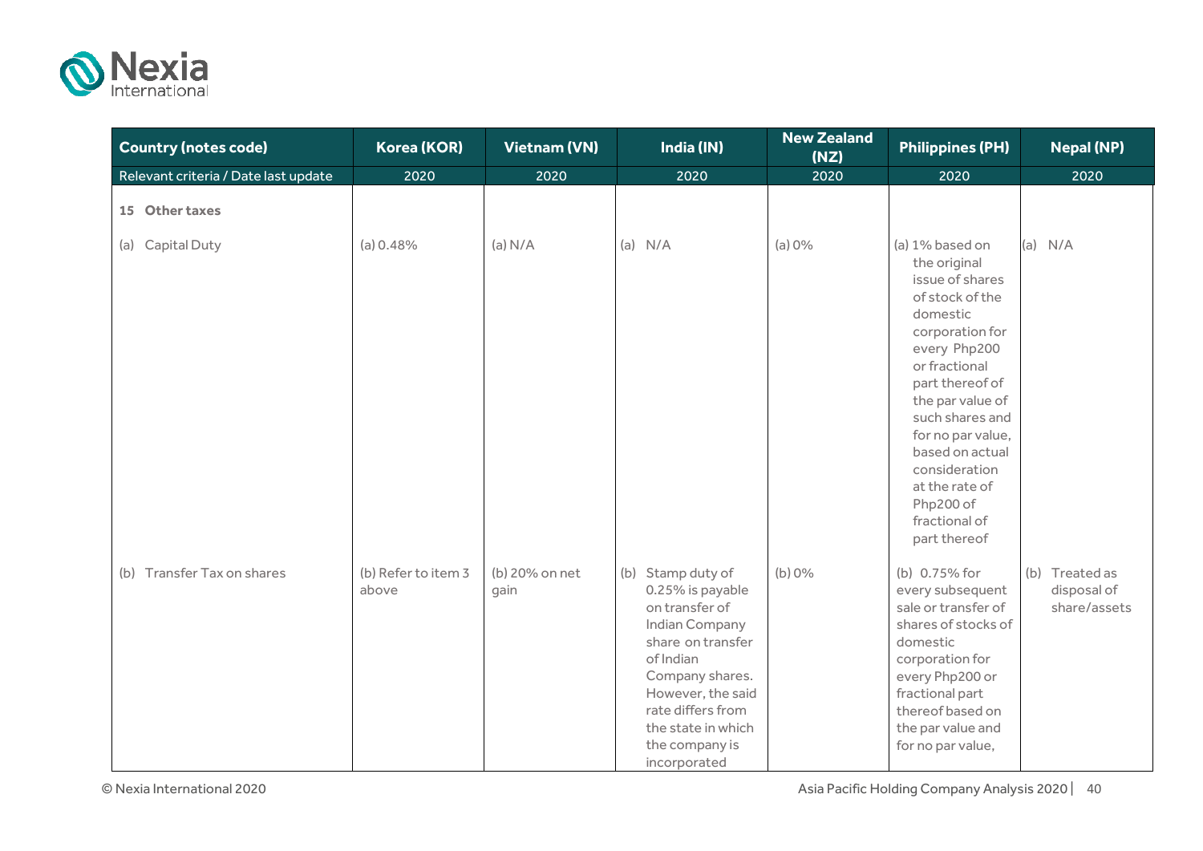| Country (notes code) | Korea (KOR) | Vietnam (VN) | India (IN) | New Zealand (NZ) | Philippines (PH) | Nepal (NP) |
|---|---|---|---|---|---|---|
| Relevant criteria / Date last update | 2020 | 2020 | 2020 | 2020 | 2020 | 2020 |
| **15 Other taxes** | | | | | | |
| (a) Capital Duty | (a) 0.48% | (a) N/A | (a) N/A | (a) 0% | (a) 1% based on the original issue of shares of stock of the domestic corporation for every Php200 or fractional part thereof of the par value of such shares and for no par value, based on actual consideration at the rate of Php200 of fractional of part thereof | (a) N/A |
| (b) Transfer Tax on shares | (b) Refer to item 3 above | (b) 20% on net gain | (b) Stamp duty of 0.25% is payable on transfer of Indian Company share on transfer of Indian Company shares. However, the said rate differs from the state in which the company is incorporated | (b) 0% | (b) 0.75% for every subsequent sale or transfer of shares of stocks of domestic corporation for every Php200 or fractional part thereof based on the par value and for no par value, | (b) Treated as disposal of share/assets |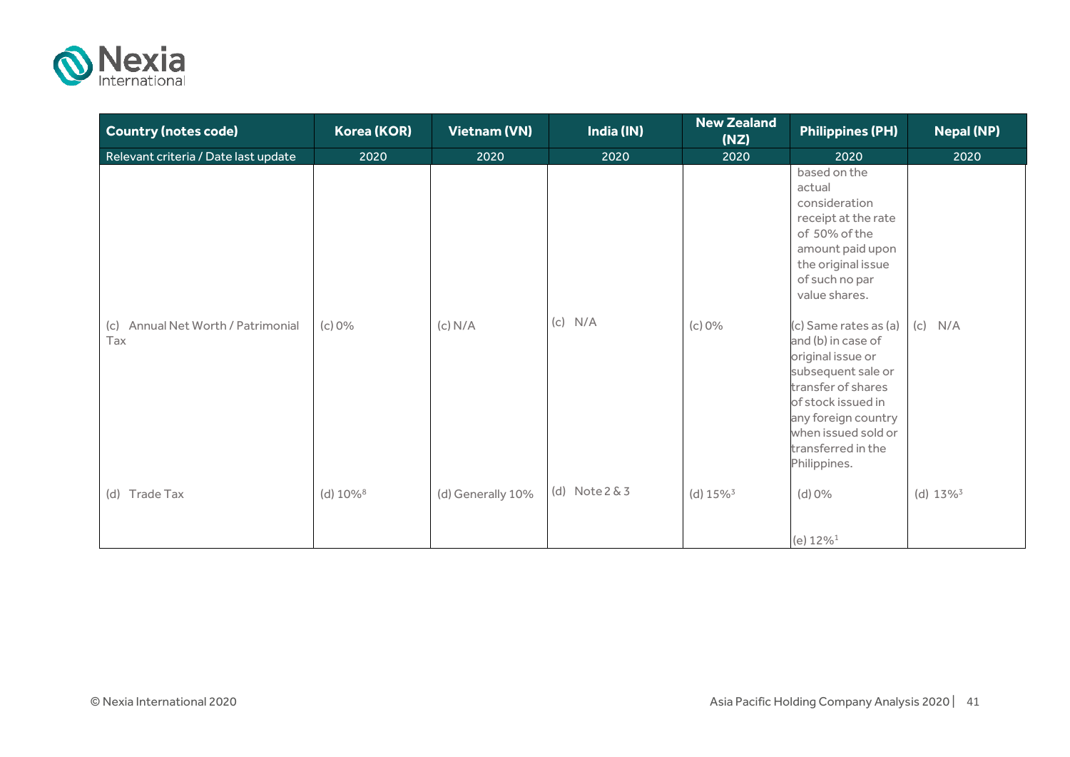| Country (notes code) | Korea (KOR) | Vietnam (VN) | India (IN) | New Zealand (NZ) | Philippines (PH) | Nepal (NP) |
|---|---|---|---|---|---|---|
| Relevant criteria / Date last update | 2020 | 2020 | 2020 | 2020 | 2020 | 2020 |
| | | | | | based on the actual consideration receipt at the rate of 50% of the amount paid upon the original issue of such no par value shares. | |
| (c) Annual Net Worth / Patrimonial Tax | (c) 0% | (c) N/A | (c) N/A | (c) 0% | (c) Same rates as (a) and (b) in case of original issue or subsequent sale or transfer of shares of stock issued in any foreign country when issued sold or transferred in the Philippines. | (c) N/A |
| (d) Trade Tax | (d) 10%[8] | (d) Generally 10% | (d) Note 2 & 3 | (d) 15%[3] | (d) 0%<br><br>(e) 12%[1] | (d) 13%[3] |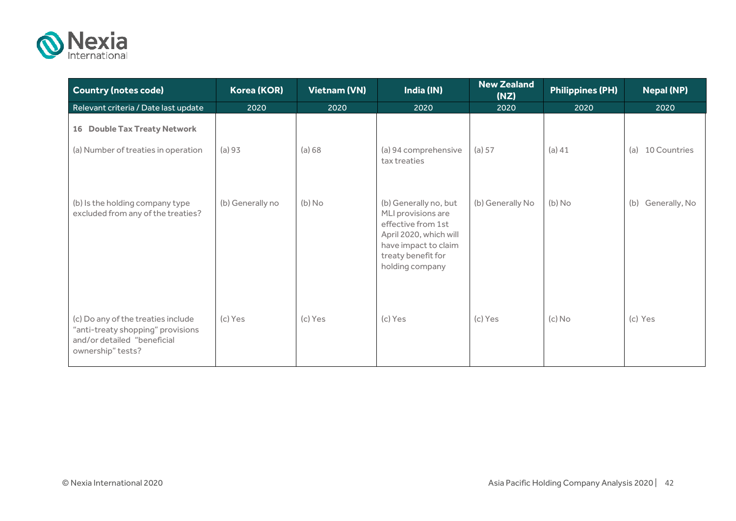| Country (notes code) | Korea (KOR) | Vietnam (VN) | India (IN) | New Zealand (NZ) | Philippines (PH) | Nepal (NP) |
|---|---|---|---|---|---|---|
| Relevant criteria / Date last update | 2020 | 2020 | 2020 | 2020 | 2020 | 2020 |
| **16 Double Tax Treaty Network** | | | | | | |
| (a) Number of treaties in operation | (a) 93 | (a) 68 | (a) 94 comprehensive tax treaties | (a) 57 | (a) 41 | (a) 10 Countries |
| (b) Is the holding company type excluded from any of the treaties? | (b) Generally no | (b) No | (b) Generally no, but MLI provisions are effective from 1st April 2020, which will have impact to claim treaty benefit for holding company | (b) Generally No | (b) No | (b) Generally, No |
| (c) Do any of the treaties include "anti-treaty shopping" provisions and/or detailed "beneficial ownership" tests? | (c) Yes | (c) Yes | (c) Yes | (c) Yes | (c) No | (c) Yes |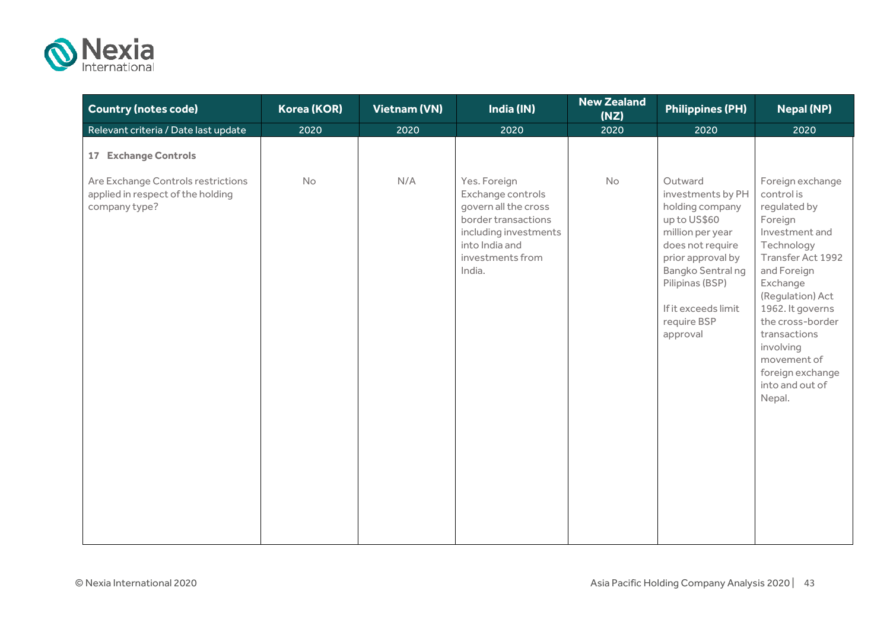| Country (notes code) | Korea (KOR) | Vietnam (VN) | India (IN) | New Zealand (NZ) | Philippines (PH) | Nepal (NP) |
|---|---|---|---|---|---|---|
| Relevant criteria / Date last update | 2020 | 2020 | 2020 | 2020 | 2020 | 2020 |
| **17 Exchange Controls** | | | | | | |
| Are Exchange Controls restrictions applied in respect of the holding company type? | No | N/A | Yes. Foreign Exchange controls govern all the cross border transactions including investments into India and investments from India. | No | Outward investments by PH holding company up to US$60 million per year does not require prior approval by Bangko Sentral ng Pilipinas (BSP)<br><br>If it exceeds limit require BSP approval | Foreign exchange control is regulated by Foreign Investment and Technology Transfer Act 1992 and Foreign Exchange (Regulation) Act 1962. It governs the cross-border transactions involving movement of foreign exchange into and out of Nepal. |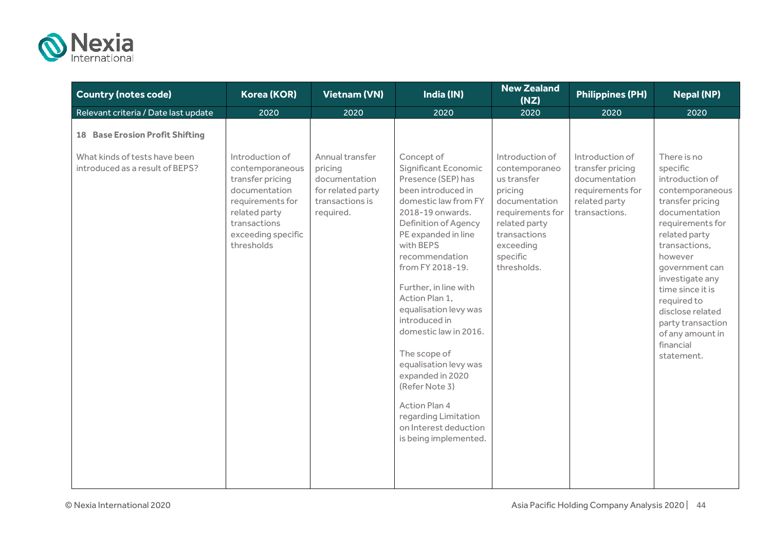| Country (notes code) | Korea (KOR) | Vietnam (VN) | India (IN) | New Zealand (NZ) | Philippines (PH) | Nepal (NP) |
|---|---|---|---|---|---|---|
| Relevant criteria / Date last update | 2020 | 2020 | 2020 | 2020 | 2020 | 2020 |
| **18 Base Erosion Profit Shifting** | | | | | | |
| What kinds of tests have been introduced as a result of BEPS? | Introduction of contemporaneous transfer pricing documentation requirements for related party transactions exceeding specific thresholds | Annual transfer pricing documentation for related party transactions is required. | Concept of Significant Economic Presence (SEP) has been introduced in domestic law from FY 2018-19 onwards. Definition of Agency PE expanded in line with BEPS recommendation from FY 2018-19.<br><br>Further, in line with Action Plan 1, equalisation levy was introduced in domestic law in 2016.<br><br>The scope of equalisation levy was expanded in 2020 (Refer Note 3)<br><br>Action Plan 4 regarding Limitation on Interest deduction is being implemented. | Introduction of contemporaneous transfer pricing documentation requirements for related party transactions exceeding specific thresholds. | Introduction of transfer pricing documentation requirements for related party transactions. | There is no specific introduction of contemporaneous transfer pricing documentation requirements for related party transactions, however government can investigate any time since it is required to disclose related party transaction of any amount in financial statement. |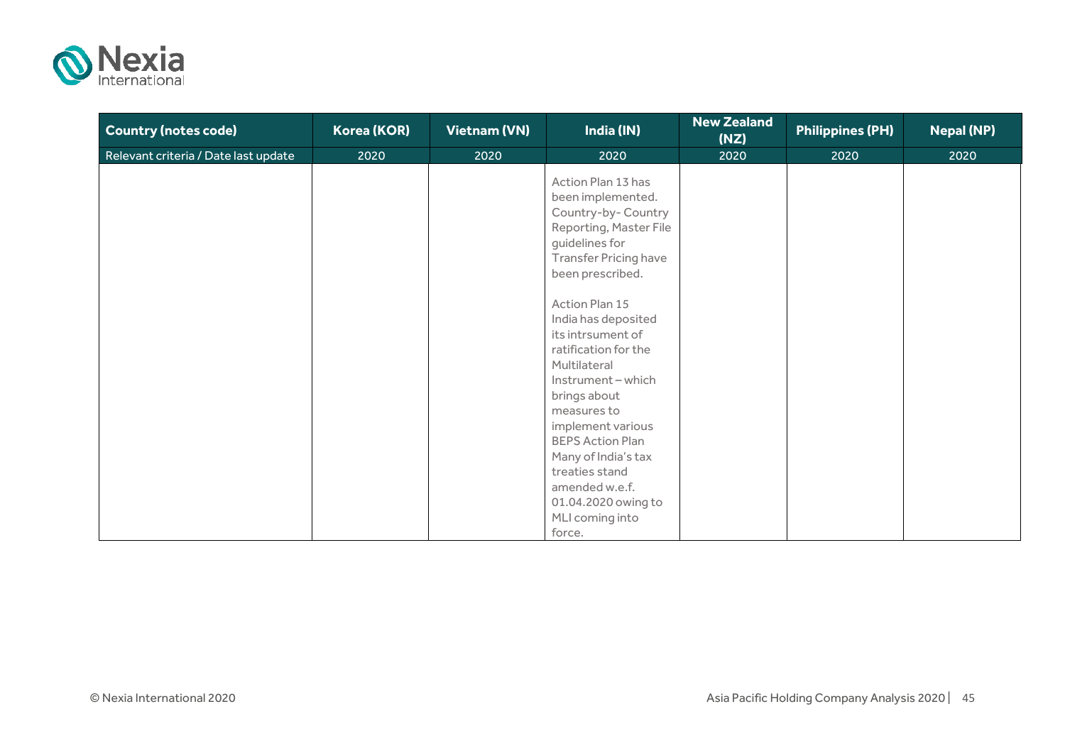| Country (notes code) | Korea (KOR) | Vietnam (VN) | India (IN) | New Zealand (NZ) | Philippines (PH) | Nepal (NP) |
|---|---|---|---|---|---|---|
| Relevant criteria / Date last update | 2020 | 2020 | 2020 | 2020 | 2020 | 2020 |
| | | | Action Plan 13 has been implemented. Country-by- Country Reporting, Master File guidelines for Transfer Pricing have been prescribed.<br><br>Action Plan 15<br>India has deposited its intrsument of ratification for the Multilateral Instrument – which brings about measures to implement various BEPS Action Plan<br>Many of India's tax treaties stand amended w.e.f. 01.04.2020 owing to MLI coming into force. | | | |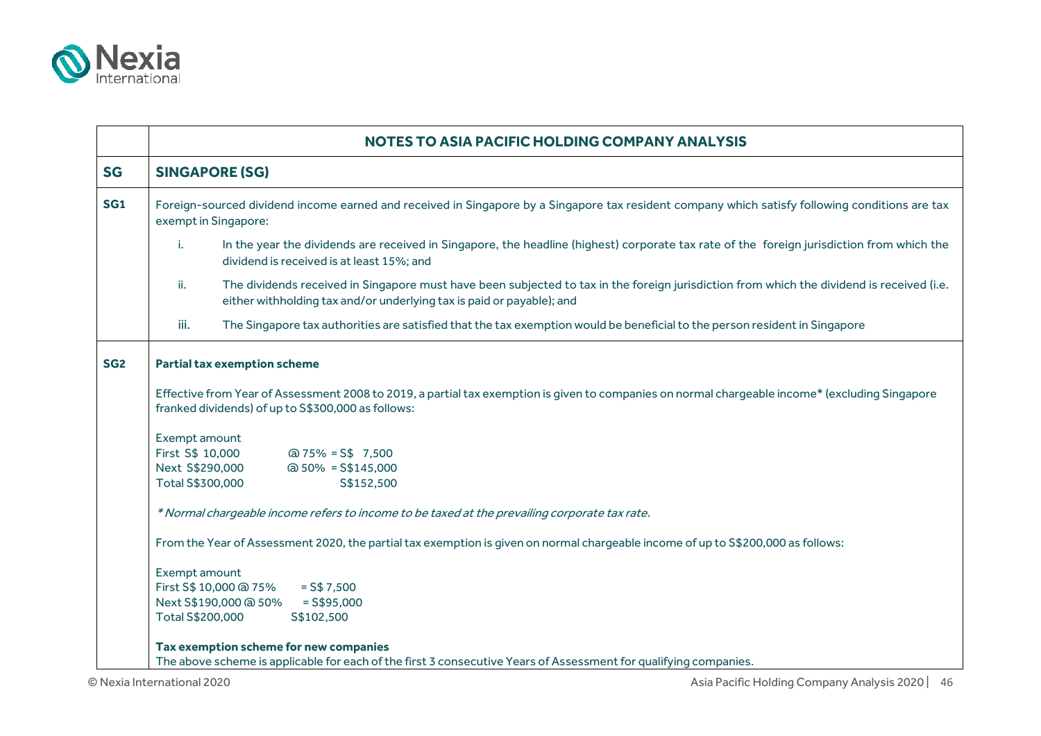| | NOTES TO ASIA PACIFIC HOLDING COMPANY ANALYSIS |
|---|---|
| **SG** | **SINGAPORE (SG)** |
| **SG1** | Foreign-sourced dividend income earned and received in Singapore by a Singapore tax resident company which satisfy following conditions are tax exempt in Singapore:<br>i. In the year the dividends are received in Singapore, the headline (highest) corporate tax rate of the foreign jurisdiction from which the dividend is received is at least 15%; and<br>ii. The dividends received in Singapore must have been subjected to tax in the foreign jurisdiction from which the dividend is received (i.e. either withholding tax and/or underlying tax is paid or payable); and<br>iii. The Singapore tax authorities are satisfied that the tax exemption would be beneficial to the person resident in Singapore |
| **SG2** | **Partial tax exemption scheme**<br><br>Effective from Year of Assessment 2008 to 2019, a partial tax exemption is given to companies on normal chargeable income* (excluding Singapore franked dividends) of up to S$300,000 as follows:<br><br>Exempt amount<br>First S$ 10,000 @ 75% = S$ 7,500<br>Next S$290,000 @ 50% = S$145,000<br>Total S$300,000 S$152,500<br><br>*\* Normal chargeable income refers to income to be taxed at the prevailing corporate tax rate.*<br><br>From the Year of Assessment 2020, the partial tax exemption is given on normal chargeable income of up to S$200,000 as follows:<br><br>Exempt amount<br>First S$ 10,000 @ 75% = S$ 7,500<br>Next S$190,000 @ 50% = S$95,000<br>Total S$200,000 S$102,500<br><br>**Tax exemption scheme for new companies**<br>The above scheme is applicable for each of the first 3 consecutive Years of Assessment for qualifying companies. |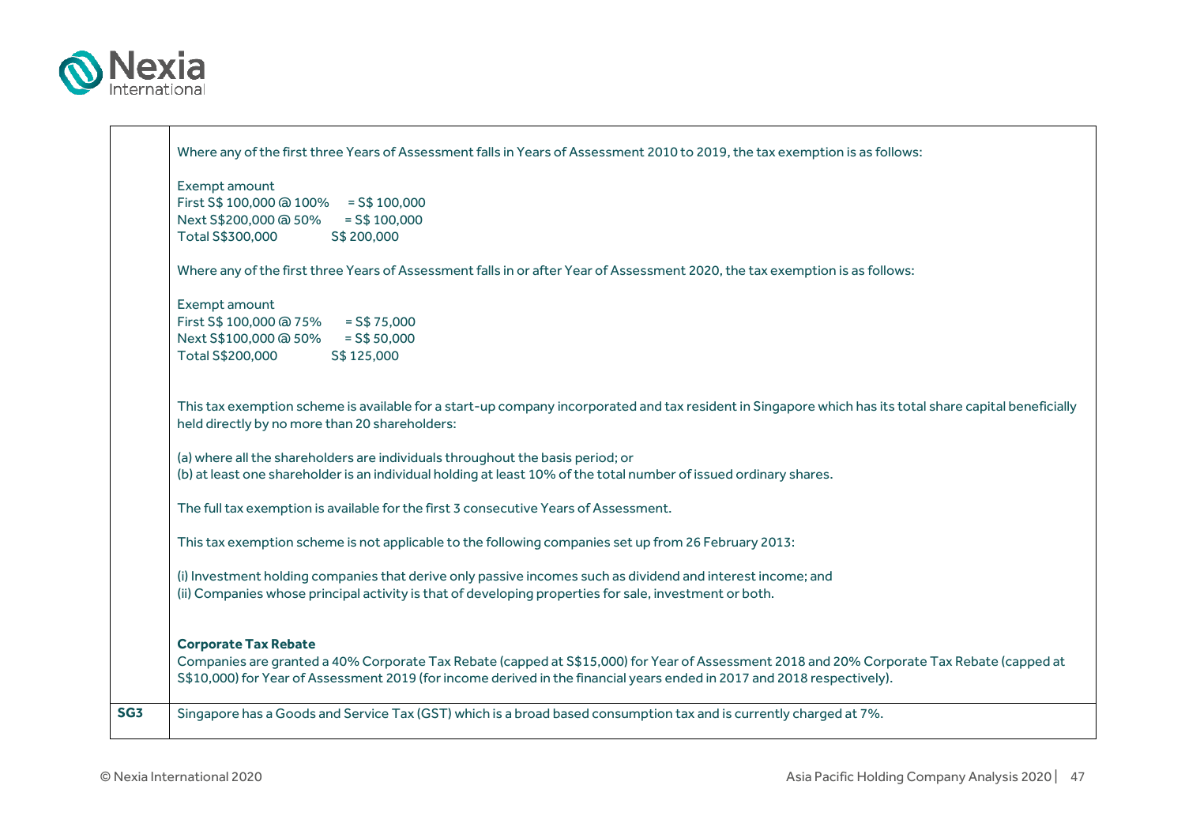| | |
|---|---|
| | Where any of the first three Years of Assessment falls in Years of Assessment 2010 to 2019, the tax exemption is as follows:<br><br>Exempt amount<br>First S$ 100,000 @ 100% = S$ 100,000<br>Next S$200,000 @ 50% = S$ 100,000<br>Total S$300,000 S$ 200,000<br><br>Where any of the first three Years of Assessment falls in or after Year of Assessment 2020, the tax exemption is as follows:<br><br>Exempt amount<br>First S$ 100,000 @ 75% = S$ 75,000<br>Next S$100,000 @ 50% = S$ 50,000<br>Total S$200,000 S$ 125,000<br><br>This tax exemption scheme is available for a start-up company incorporated and tax resident in Singapore which has its total share capital beneficially held directly by no more than 20 shareholders:<br><br>(a) where all the shareholders are individuals throughout the basis period; or<br>(b) at least one shareholder is an individual holding at least 10% of the total number of issued ordinary shares.<br><br>The full tax exemption is available for the first 3 consecutive Years of Assessment.<br><br>This tax exemption scheme is not applicable to the following companies set up from 26 February 2013:<br><br>(i) Investment holding companies that derive only passive incomes such as dividend and interest income; and<br>(ii) Companies whose principal activity is that of developing properties for sale, investment or both.<br><br>**Corporate Tax Rebate**<br>Companies are granted a 40% Corporate Tax Rebate (capped at S$15,000) for Year of Assessment 2018 and 20% Corporate Tax Rebate (capped at S$10,000) for Year of Assessment 2019 (for income derived in the financial years ended in 2017 and 2018 respectively). |
| **SG3** | Singapore has a Goods and Service Tax (GST) which is a broad based consumption tax and is currently charged at 7%. |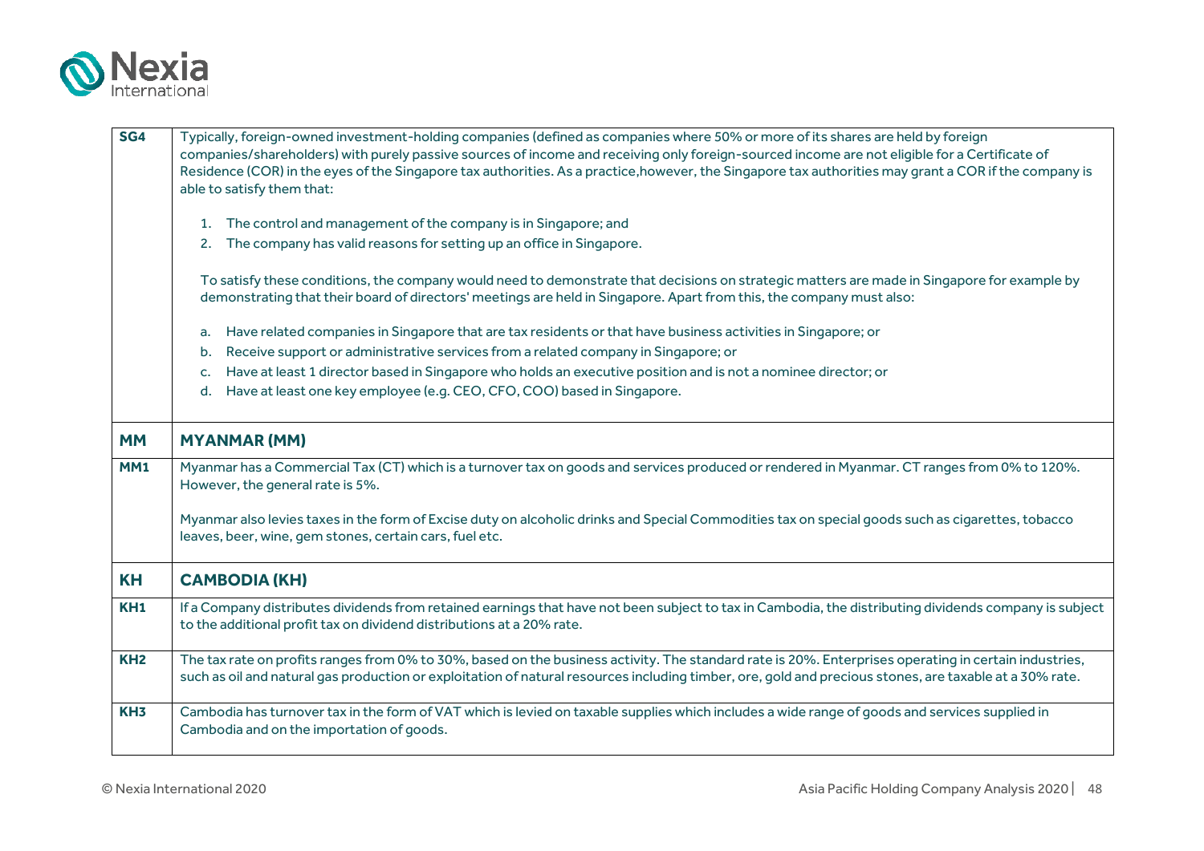| | |
|---|---|
| **SG4** | Typically, foreign-owned investment-holding companies (defined as companies where 50% or more of its shares are held by foreign companies/shareholders) with purely passive sources of income and receiving only foreign-sourced income are not eligible for a Certificate of Residence (COR) in the eyes of the Singapore tax authorities. As a practice,however, the Singapore tax authorities may grant a COR if the company is able to satisfy them that:<br><br>1. The control and management of the company is in Singapore; and<br>2. The company has valid reasons for setting up an office in Singapore.<br><br>To satisfy these conditions, the company would need to demonstrate that decisions on strategic matters are made in Singapore for example by demonstrating that their board of directors' meetings are held in Singapore. Apart from this, the company must also:<br><br>a. Have related companies in Singapore that are tax residents or that have business activities in Singapore; or<br>b. Receive support or administrative services from a related company in Singapore; or<br>c. Have at least 1 director based in Singapore who holds an executive position and is not a nominee director; or<br>d. Have at least one key employee (e.g. CEO, CFO, COO) based in Singapore. |
| **MM** | **MYANMAR (MM)** |
| **MM1** | Myanmar has a Commercial Tax (CT) which is a turnover tax on goods and services produced or rendered in Myanmar. CT ranges from 0% to 120%. However, the general rate is 5%.<br><br>Myanmar also levies taxes in the form of Excise duty on alcoholic drinks and Special Commodities tax on special goods such as cigarettes, tobacco leaves, beer, wine, gem stones, certain cars, fuel etc. |
| **KH** | **CAMBODIA (KH)** |
| **KH1** | If a Company distributes dividends from retained earnings that have not been subject to tax in Cambodia, the distributing dividends company is subject to the additional profit tax on dividend distributions at a 20% rate. |
| **KH2** | The tax rate on profits ranges from 0% to 30%, based on the business activity. The standard rate is 20%. Enterprises operating in certain industries, such as oil and natural gas production or exploitation of natural resources including timber, ore, gold and precious stones, are taxable at a 30% rate. |
| **KH3** | Cambodia has turnover tax in the form of VAT which is levied on taxable supplies which includes a wide range of goods and services supplied in Cambodia and on the importation of goods. |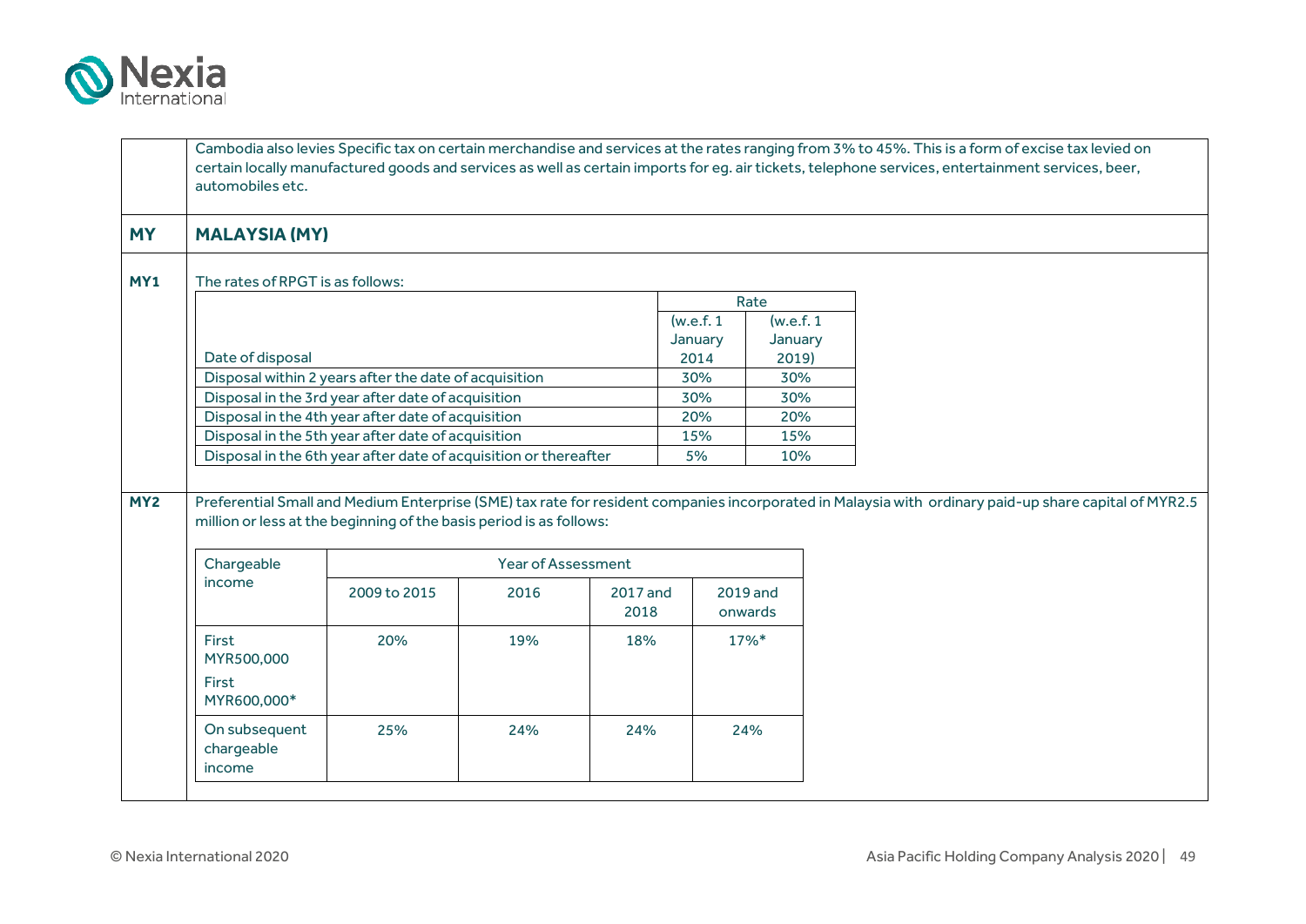Cambodia also levies Specific tax on certain merchandise and services at the rates ranging from 3% to 45%. This is a form of excise tax levied on certain locally manufactured goods and services as well as certain imports for eg. air tickets, telephone services, entertainment services, beer, automobiles etc.

## MY — MALAYSIA (MY)

**MY1**

The rates of RPGT is as follows:

| Date of disposal | Rate (w.e.f. 1 January 2014 | Rate (w.e.f. 1 January 2019) |
|---|---|---|
| Disposal within 2 years after the date of acquisition | 30% | 30% |
| Disposal in the 3rd year after date of acquisition | 30% | 30% |
| Disposal in the 4th year after date of acquisition | 20% | 20% |
| Disposal in the 5th year after date of acquisition | 15% | 15% |
| Disposal in the 6th year after date of acquisition or thereafter | 5% | 10% |

**MY2**

Preferential Small and Medium Enterprise (SME) tax rate for resident companies incorporated in Malaysia with ordinary paid-up share capital of MYR2.5 million or less at the beginning of the basis period is as follows:

| Chargeable income | Year of Assessment | | | |
|---|---|---|---|---|
| | 2009 to 2015 | 2016 | 2017 and 2018 | 2019 and onwards |
| First MYR500,000<br>First MYR600,000* | 20% | 19% | 18% | 17%* |
| On subsequent chargeable income | 25% | 24% | 24% | 24% |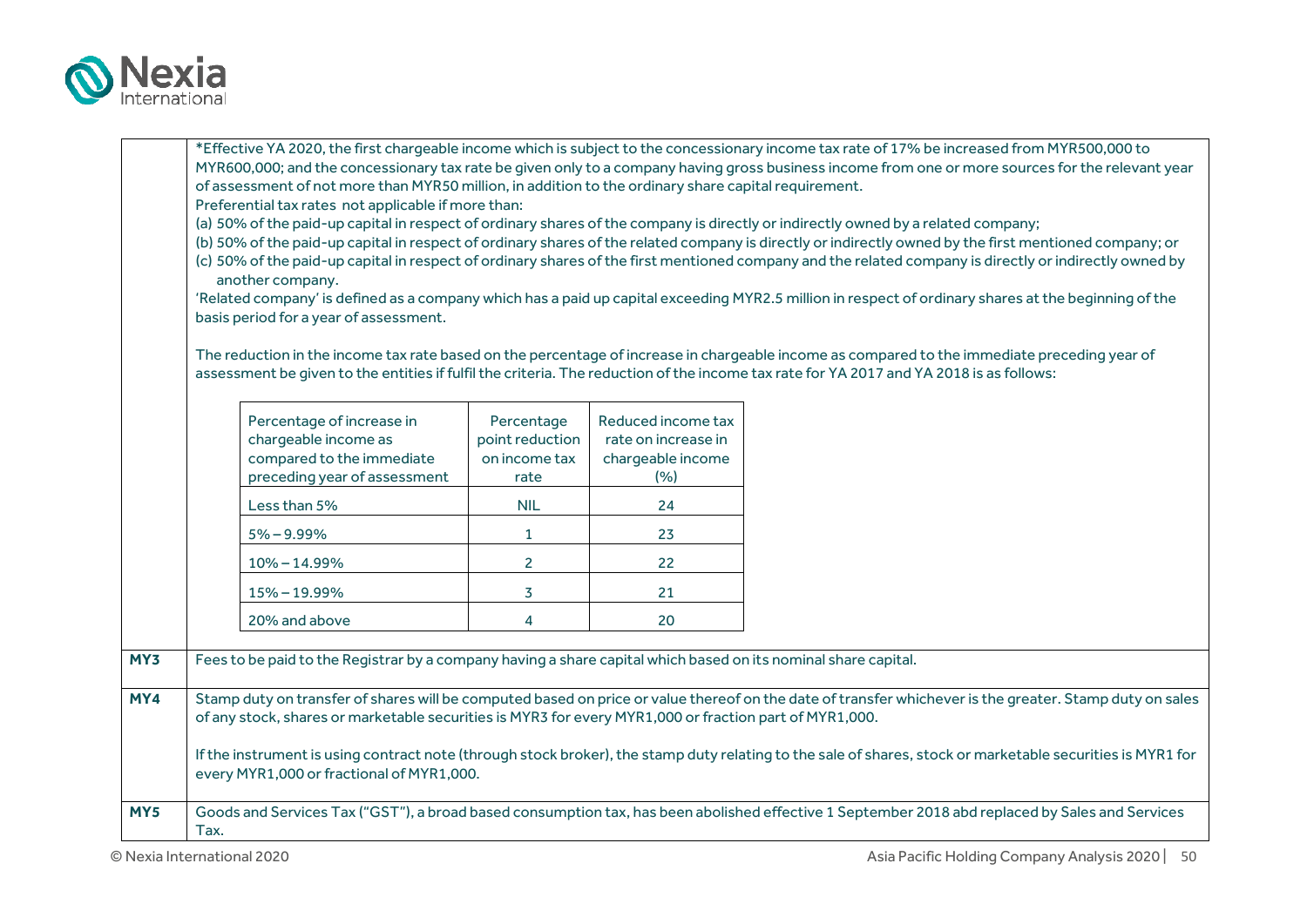| | |
|---|---|
| | *Effective YA 2020, the first chargeable income which is subject to the concessionary income tax rate of 17% be increased from MYR500,000 to MYR600,000; and the concessionary tax rate be given only to a company having gross business income from one or more sources for the relevant year of assessment of not more than MYR50 million, in addition to the ordinary share capital requirement.<br>Preferential tax rates not applicable if more than:<br>(a) 50% of the paid-up capital in respect of ordinary shares of the company is directly or indirectly owned by a related company;<br>(b) 50% of the paid-up capital in respect of ordinary shares of the related company is directly or indirectly owned by the first mentioned company; or<br>(c) 50% of the paid-up capital in respect of ordinary shares of the first mentioned company and the related company is directly or indirectly owned by another company.<br>'Related company' is defined as a company which has a paid up capital exceeding MYR2.5 million in respect of ordinary shares at the beginning of the basis period for a year of assessment.<br><br>The reduction in the income tax rate based on the percentage of increase in chargeable income as compared to the immediate preceding year of assessment be given to the entities if fulfil the criteria. The reduction of the income tax rate for YA 2017 and YA 2018 is as follows: |
| **MY3** | Fees to be paid to the Registrar by a company having a share capital which based on its nominal share capital. |
| **MY4** | Stamp duty on transfer of shares will be computed based on price or value thereof on the date of transfer whichever is the greater. Stamp duty on sales of any stock, shares or marketable securities is MYR3 for every MYR1,000 or fraction part of MYR1,000.<br><br>If the instrument is using contract note (through stock broker), the stamp duty relating to the sale of shares, stock or marketable securities is MYR1 for every MYR1,000 or fractional of MYR1,000. |
| **MY5** | Goods and Services Tax ("GST"), a broad based consumption tax, has been abolished effective 1 September 2018 abd replaced by Sales and Services Tax. |

| Percentage of increase in chargeable income as compared to the immediate preceding year of assessment | Percentage point reduction on income tax rate | Reduced income tax rate on increase in chargeable income (%) |
|---|---|---|
| Less than 5% | NIL | 24 |
| 5% – 9.99% | 1 | 23 |
| 10% – 14.99% | 2 | 22 |
| 15% – 19.99% | 3 | 21 |
| 20% and above | 4 | 20 |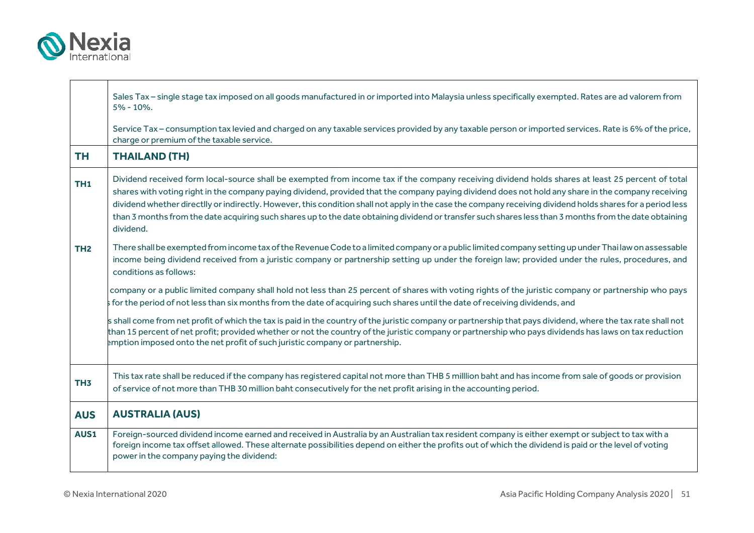| | |
|---|---|
| | Sales Tax – single stage tax imposed on all goods manufactured in or imported into Malaysia unless specifically exempted. Rates are ad valorem from 5% - 10%.<br><br>Service Tax – consumption tax levied and charged on any taxable services provided by any taxable person or imported services. Rate is 6% of the price, charge or premium of the taxable service. |
| **TH** | **THAILAND (TH)** |
| **TH1** | Dividend received form local-source shall be exempted from income tax if the company receiving dividend holds shares at least 25 percent of total shares with voting right in the company paying dividend, provided that the company paying dividend does not hold any share in the company receiving dividend whether directlly or indirectly. However, this condition shall not apply in the case the company receiving dividend holds shares for a period less than 3 months from the date acquiring such shares up to the date obtaining dividend or transfer such shares less than 3 months from the date obtaining dividend. |
| **TH2** | There shall be exempted from income tax of the Revenue Code to a limited company or a public limited company setting up under Thai law on assessable income being dividend received from a juristic company or partnership setting up under the foreign law; provided under the rules, procedures, and conditions as follows:<br><br>company or a public limited company shall hold not less than 25 percent of shares with voting rights of the juristic company or partnership who pays s for the period of not less than six months from the date of acquiring such shares until the date of receiving dividends, and<br><br>s shall come from net profit of which the tax is paid in the country of the juristic company or partnership that pays dividend, where the tax rate shall not than 15 percent of net profit; provided whether or not the country of the juristic company or partnership who pays dividends has laws on tax reduction emption imposed onto the net profit of such juristic company or partnership. |
| **TH3** | This tax rate shall be reduced if the company has registered capital not more than THB 5 milllion baht and has income from sale of goods or provision of service of not more than THB 30 million baht consecutively for the net profit arising in the accounting period. |
| **AUS** | **AUSTRALIA (AUS)** |
| **AUS1** | Foreign-sourced dividend income earned and received in Australia by an Australian tax resident company is either exempt or subject to tax with a foreign income tax offset allowed. These alternate possibilities depend on either the profits out of which the dividend is paid or the level of voting power in the company paying the dividend: |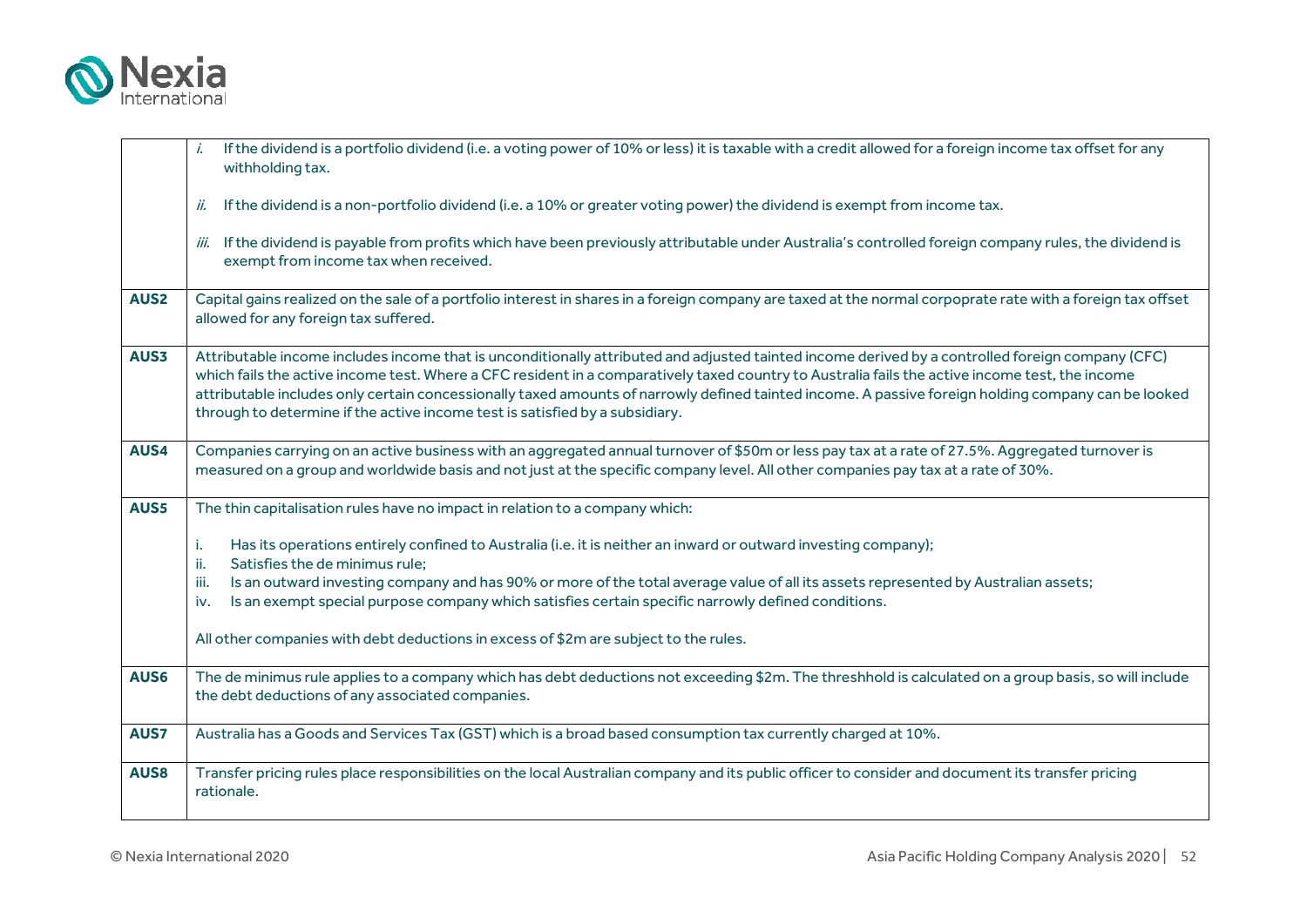| | |
|---|---|
| | *i.* If the dividend is a portfolio dividend (i.e. a voting power of 10% or less) it is taxable with a credit allowed for a foreign income tax offset for any withholding tax.<br><br>*ii.* If the dividend is a non-portfolio dividend (i.e. a 10% or greater voting power) the dividend is exempt from income tax.<br><br>*iii.* If the dividend is payable from profits which have been previously attributable under Australia's controlled foreign company rules, the dividend is exempt from income tax when received. |
| **AUS2** | Capital gains realized on the sale of a portfolio interest in shares in a foreign company are taxed at the normal corpoprate rate with a foreign tax offset allowed for any foreign tax suffered. |
| **AUS3** | Attributable income includes income that is unconditionally attributed and adjusted tainted income derived by a controlled foreign company (CFC) which fails the active income test. Where a CFC resident in a comparatively taxed country to Australia fails the active income test, the income attributable includes only certain concessionally taxed amounts of narrowly defined tainted income. A passive foreign holding company can be looked through to determine if the active income test is satisfied by a subsidiary. |
| **AUS4** | Companies carrying on an active business with an aggregated annual turnover of $50m or less pay tax at a rate of 27.5%. Aggregated turnover is measured on a group and worldwide basis and not just at the specific company level. All other companies pay tax at a rate of 30%. |
| **AUS5** | The thin capitalisation rules have no impact in relation to a company which:<br><br>i. Has its operations entirely confined to Australia (i.e. it is neither an inward or outward investing company);<br>ii. Satisfies the de minimus rule;<br>iii. Is an outward investing company and has 90% or more of the total average value of all its assets represented by Australian assets;<br>iv. Is an exempt special purpose company which satisfies certain specific narrowly defined conditions.<br><br>All other companies with debt deductions in excess of $2m are subject to the rules. |
| **AUS6** | The de minimus rule applies to a company which has debt deductions not exceeding $2m. The threshhold is calculated on a group basis, so will include the debt deductions of any associated companies. |
| **AUS7** | Australia has a Goods and Services Tax (GST) which is a broad based consumption tax currently charged at 10%. |
| **AUS8** | Transfer pricing rules place responsibilities on the local Australian company and its public officer to consider and document its transfer pricing rationale. |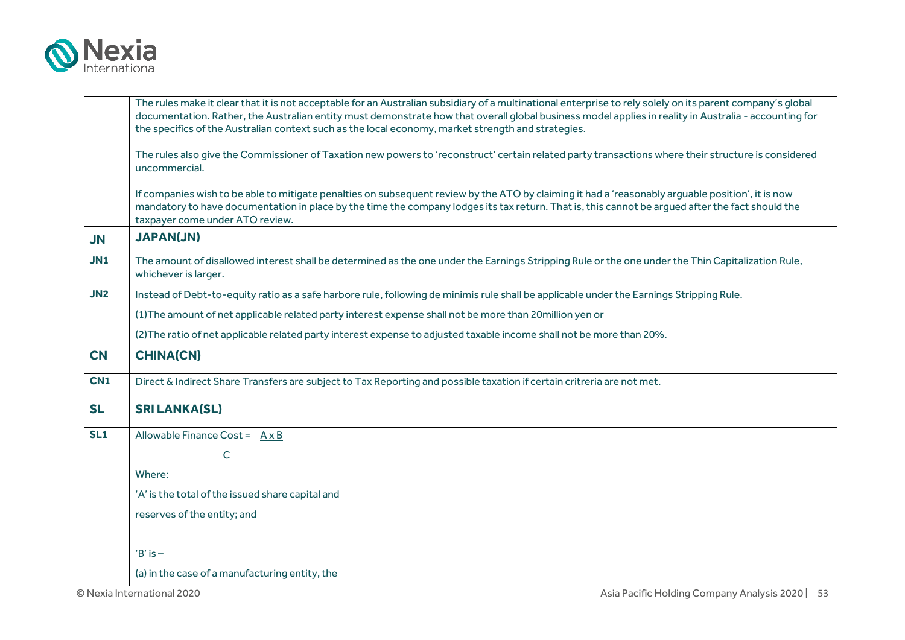| | |
|---|---|
| | The rules make it clear that it is not acceptable for an Australian subsidiary of a multinational enterprise to rely solely on its parent company's global documentation. Rather, the Australian entity must demonstrate how that overall global business model applies in reality in Australia - accounting for the specifics of the Australian context such as the local economy, market strength and strategies.<br><br>The rules also give the Commissioner of Taxation new powers to 'reconstruct' certain related party transactions where their structure is considered uncommercial.<br><br>If companies wish to be able to mitigate penalties on subsequent review by the ATO by claiming it had a 'reasonably arguable position', it is now mandatory to have documentation in place by the time the company lodges its tax return. That is, this cannot be argued after the fact should the taxpayer come under ATO review. |
| **JN** | **JAPAN(JN)** |
| **JN1** | The amount of disallowed interest shall be determined as the one under the Earnings Stripping Rule or the one under the Thin Capitalization Rule, whichever is larger. |
| **JN2** | Instead of Debt-to-equity ratio as a safe harbore rule, following de minimis rule shall be applicable under the Earnings Stripping Rule.<br><br>(1)The amount of net applicable related party interest expense shall not be more than 20million yen or<br><br>(2)The ratio of net applicable related party interest expense to adjusted taxable income shall not be more than 20%. |
| **CN** | **CHINA(CN)** |
| **CN1** | Direct & Indirect Share Transfers are subject to Tax Reporting and possible taxation if certain critreria are not met. |
| **SL** | **SRI LANKA(SL)** |
| **SL1** | Allowable Finance Cost = $\frac{A \times B}{C}$<br><br>Where:<br><br>'A' is the total of the issued share capital and<br><br>reserves of the entity; and<br><br><br>'B' is –<br><br>(a) in the case of a manufacturing entity, the |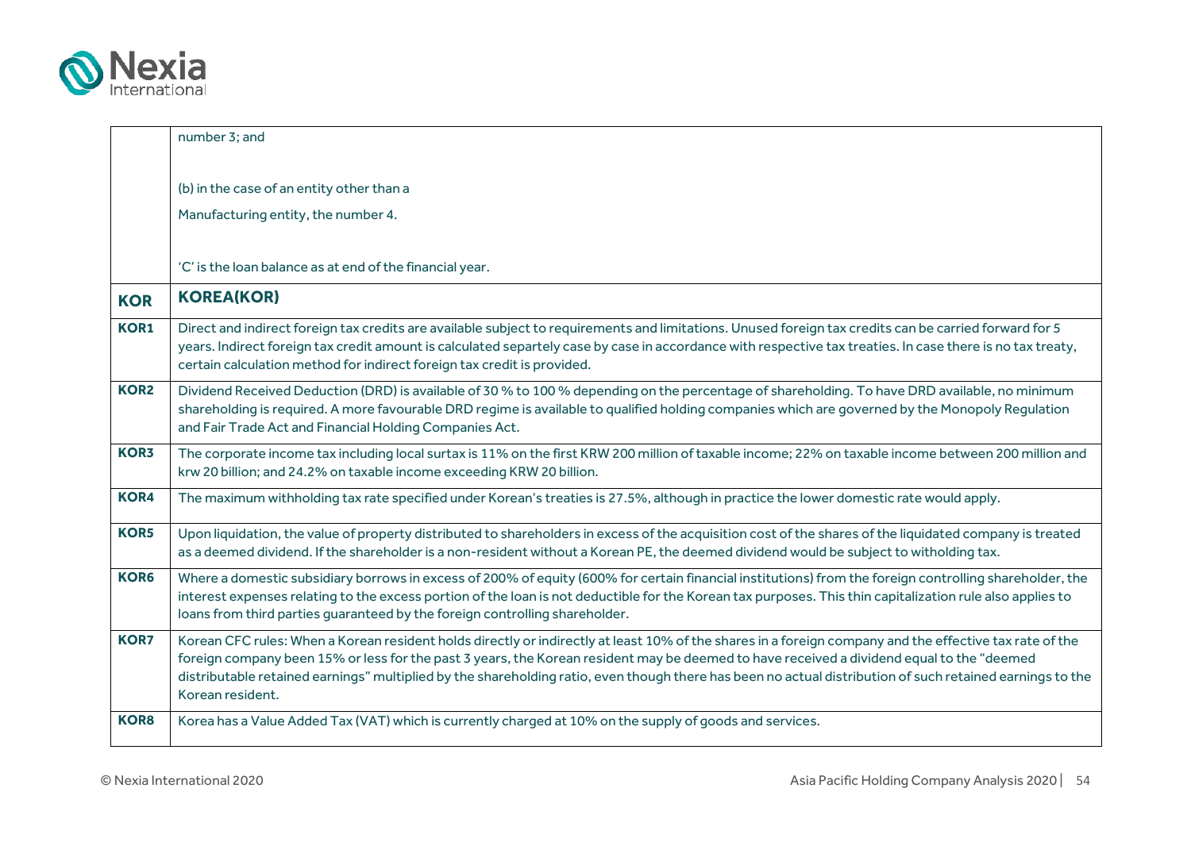| | |
|---|---|
| | number 3; and<br><br>(b) in the case of an entity other than a<br>Manufacturing entity, the number 4.<br><br>'C' is the loan balance as at end of the financial year. |
| **KOR** | **KOREA(KOR)** |
| **KOR1** | Direct and indirect foreign tax credits are available subject to requirements and limitations. Unused foreign tax credits can be carried forward for 5 years. Indirect foreign tax credit amount is calculated separtely case by case in accordance with respective tax treaties. In case there is no tax treaty, certain calculation method for indirect foreign tax credit is provided. |
| **KOR2** | Dividend Received Deduction (DRD) is available of 30 % to 100 % depending on the percentage of shareholding. To have DRD available, no minimum shareholding is required. A more favourable DRD regime is available to qualified holding companies which are governed by the Monopoly Regulation and Fair Trade Act and Financial Holding Companies Act. |
| **KOR3** | The corporate income tax including local surtax is 11% on the first KRW 200 million of taxable income; 22% on taxable income between 200 million and krw 20 billion; and 24.2% on taxable income exceeding KRW 20 billion. |
| **KOR4** | The maximum withholding tax rate specified under Korean's treaties is 27.5%, although in practice the lower domestic rate would apply. |
| **KOR5** | Upon liquidation, the value of property distributed to shareholders in excess of the acquisition cost of the shares of the liquidated company is treated as a deemed dividend. If the shareholder is a non-resident without a Korean PE, the deemed dividend would be subject to witholding tax. |
| **KOR6** | Where a domestic subsidiary borrows in excess of 200% of equity (600% for certain financial institutions) from the foreign controlling shareholder, the interest expenses relating to the excess portion of the loan is not deductible for the Korean tax purposes. This thin capitalization rule also applies to loans from third parties guaranteed by the foreign controlling shareholder. |
| **KOR7** | Korean CFC rules: When a Korean resident holds directly or indirectly at least 10% of the shares in a foreign company and the effective tax rate of the foreign company been 15% or less for the past 3 years, the Korean resident may be deemed to have received a dividend equal to the "deemed distributable retained earnings" multiplied by the shareholding ratio, even though there has been no actual distribution of such retained earnings to the Korean resident. |
| **KOR8** | Korea has a Value Added Tax (VAT) which is currently charged at 10% on the supply of goods and services. |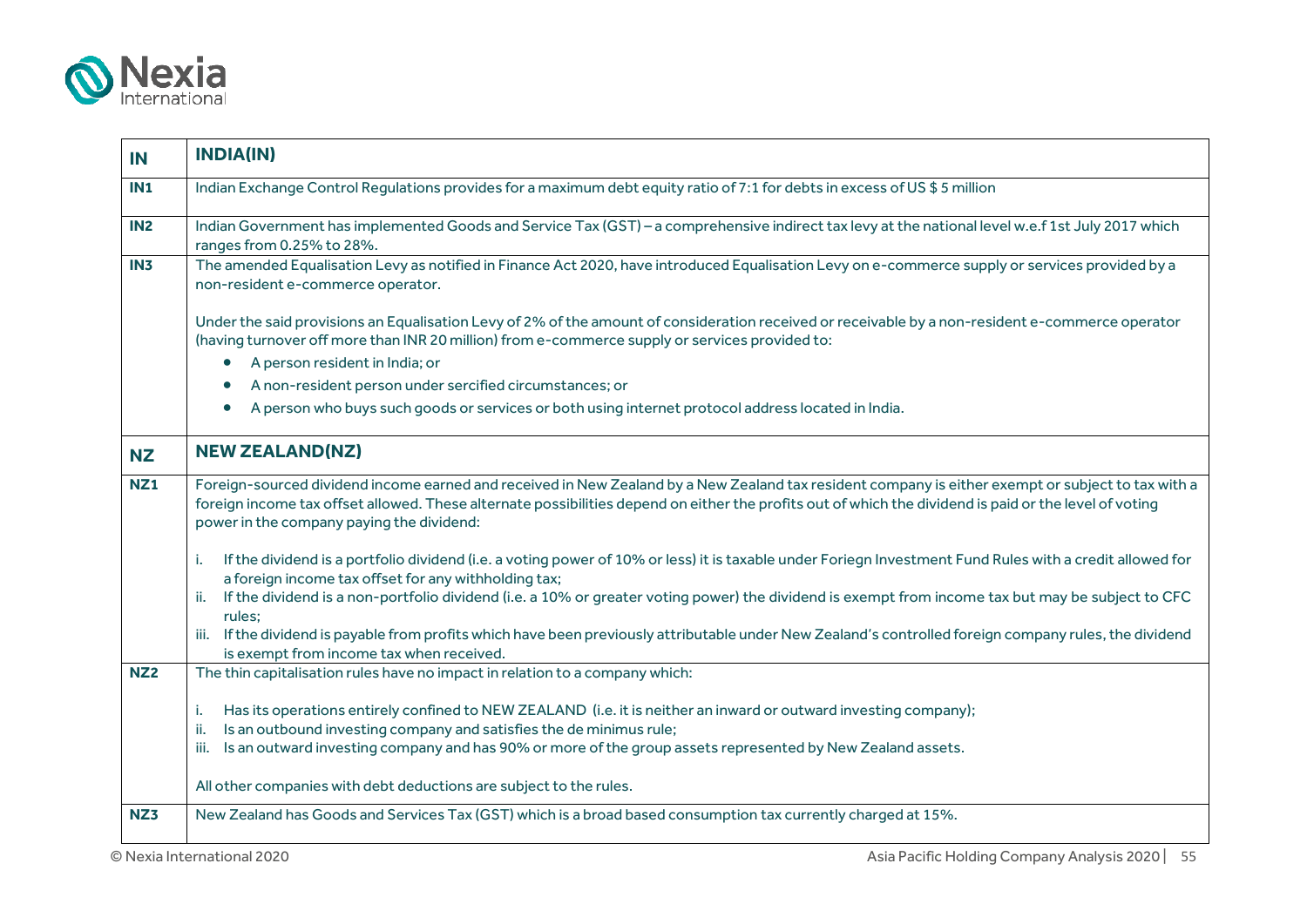| IN | INDIA(IN) |
|---|---|
| IN1 | Indian Exchange Control Regulations provides for a maximum debt equity ratio of 7:1 for debts in excess of US $ 5 million |
| IN2 | Indian Government has implemented Goods and Service Tax (GST) – a comprehensive indirect tax levy at the national level w.e.f 1st July 2017 which ranges from 0.25% to 28%. |
| IN3 | The amended Equalisation Levy as notified in Finance Act 2020, have introduced Equalisation Levy on e-commerce supply or services provided by a non-resident e-commerce operator.<br><br>Under the said provisions an Equalisation Levy of 2% of the amount of consideration received or receivable by a non-resident e-commerce operator (having turnover off more than INR 20 million) from e-commerce supply or services provided to:<br>• A person resident in India; or<br>• A non-resident person under sercified circumstances; or<br>• A person who buys such goods or services or both using internet protocol address located in India. |
| **NZ** | **NEW ZEALAND(NZ)** |
| NZ1 | Foreign-sourced dividend income earned and received in New Zealand by a New Zealand tax resident company is either exempt or subject to tax with a foreign income tax offset allowed. These alternate possibilities depend on either the profits out of which the dividend is paid or the level of voting power in the company paying the dividend:<br><br>i. If the dividend is a portfolio dividend (i.e. a voting power of 10% or less) it is taxable under Foriegn Investment Fund Rules with a credit allowed for a foreign income tax offset for any withholding tax;<br>ii. If the dividend is a non-portfolio dividend (i.e. a 10% or greater voting power) the dividend is exempt from income tax but may be subject to CFC rules;<br>iii. If the dividend is payable from profits which have been previously attributable under New Zealand's controlled foreign company rules, the dividend is exempt from income tax when received. |
| NZ2 | The thin capitalisation rules have no impact in relation to a company which:<br><br>i. Has its operations entirely confined to NEW ZEALAND (i.e. it is neither an inward or outward investing company);<br>ii. Is an outbound investing company and satisfies the de minimus rule;<br>iii. Is an outward investing company and has 90% or more of the group assets represented by New Zealand assets.<br><br>All other companies with debt deductions are subject to the rules. |
| NZ3 | New Zealand has Goods and Services Tax (GST) which is a broad based consumption tax currently charged at 15%. |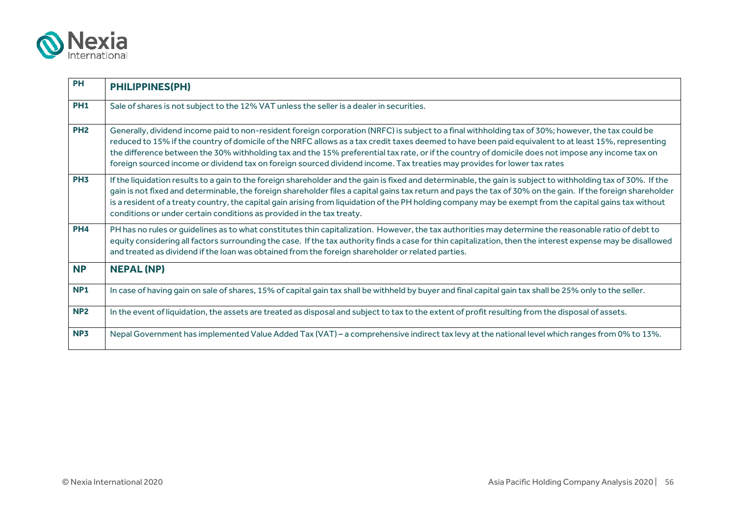| PH | PHILIPPINES(PH) |
|---|---|
| PH1 | Sale of shares is not subject to the 12% VAT unless the seller is a dealer in securities. |
| PH2 | Generally, dividend income paid to non-resident foreign corporation (NRFC) is subject to a final withholding tax of 30%; however, the tax could be reduced to 15% if the country of domicile of the NRFC allows as a tax credit taxes deemed to have been paid equivalent to at least 15%, representing the difference between the 30% withholding tax and the 15% preferential tax rate, or if the country of domicile does not impose any income tax on foreign sourced income or dividend tax on foreign sourced dividend income. Tax treaties may provides for lower tax rates |
| PH3 | If the liquidation results to a gain to the foreign shareholder and the gain is fixed and determinable, the gain is subject to withholding tax of 30%. If the gain is not fixed and determinable, the foreign shareholder files a capital gains tax return and pays the tax of 30% on the gain. If the foreign shareholder is a resident of a treaty country, the capital gain arising from liquidation of the PH holding company may be exempt from the capital gains tax without conditions or under certain conditions as provided in the tax treaty. |
| PH4 | PH has no rules or guidelines as to what constitutes thin capitalization. However, the tax authorities may determine the reasonable ratio of debt to equity considering all factors surrounding the case. If the tax authority finds a case for thin capitalization, then the interest expense may be disallowed and treated as dividend if the loan was obtained from the foreign shareholder or related parties. |
| **NP** | **NEPAL (NP)** |
| NP1 | In case of having gain on sale of shares, 15% of capital gain tax shall be withheld by buyer and final capital gain tax shall be 25% only to the seller. |
| NP2 | In the event of liquidation, the assets are treated as disposal and subject to tax to the extent of profit resulting from the disposal of assets. |
| NP3 | Nepal Government has implemented Value Added Tax (VAT) – a comprehensive indirect tax levy at the national level which ranges from 0% to 13%. |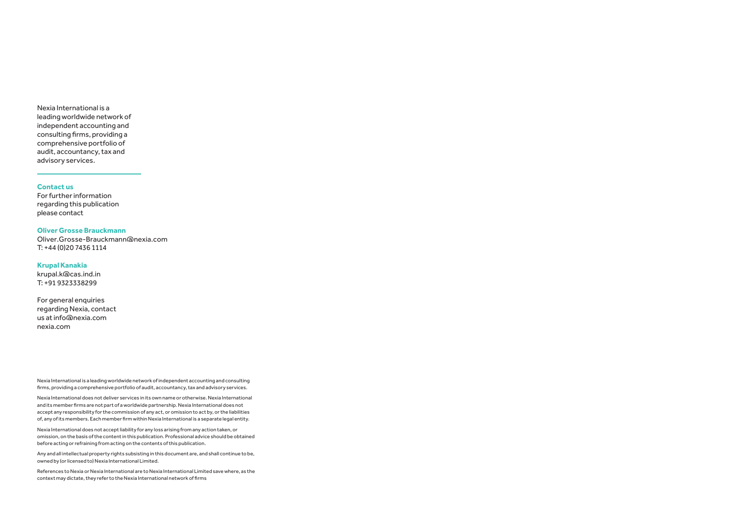Nexia International is a leading worldwide network of independent accounting and consulting firms, providing a comprehensive portfolio of audit, accountancy, tax and advisory services.

---

**Contact us**

For further information regarding this publication please contact

**Oliver Grosse Brauckmann**
Oliver.Grosse-Brauckmann@nexia.com
T: +44 (0)20 7436 1114

**Krupal Kanakia**
krupal.k@cas.ind.in
T: +91 9323338299

For general enquiries regarding Nexia, contact us at info@nexia.com
nexia.com

Nexia International is a leading worldwide network of independent accounting and consulting firms, providing a comprehensive portfolio of audit, accountancy, tax and advisory services.

Nexia International does not deliver services in its own name or otherwise. Nexia International and its member firms are not part of a worldwide partnership. Nexia International does not accept any responsibility for the commission of any act, or omission to act by, or the liabilities of, any of its members. Each member firm within Nexia International is a separate legal entity.

Nexia International does not accept liability for any loss arising from any action taken, or omission, on the basis of the content in this publication. Professional advice should be obtained before acting or refraining from acting on the contents of this publication.

Any and all intellectual property rights subsisting in this document are, and shall continue to be, owned by (or licensed to) Nexia International Limited.

References to Nexia or Nexia International are to Nexia International Limited save where, as the context may dictate, they refer to the Nexia International network of firms